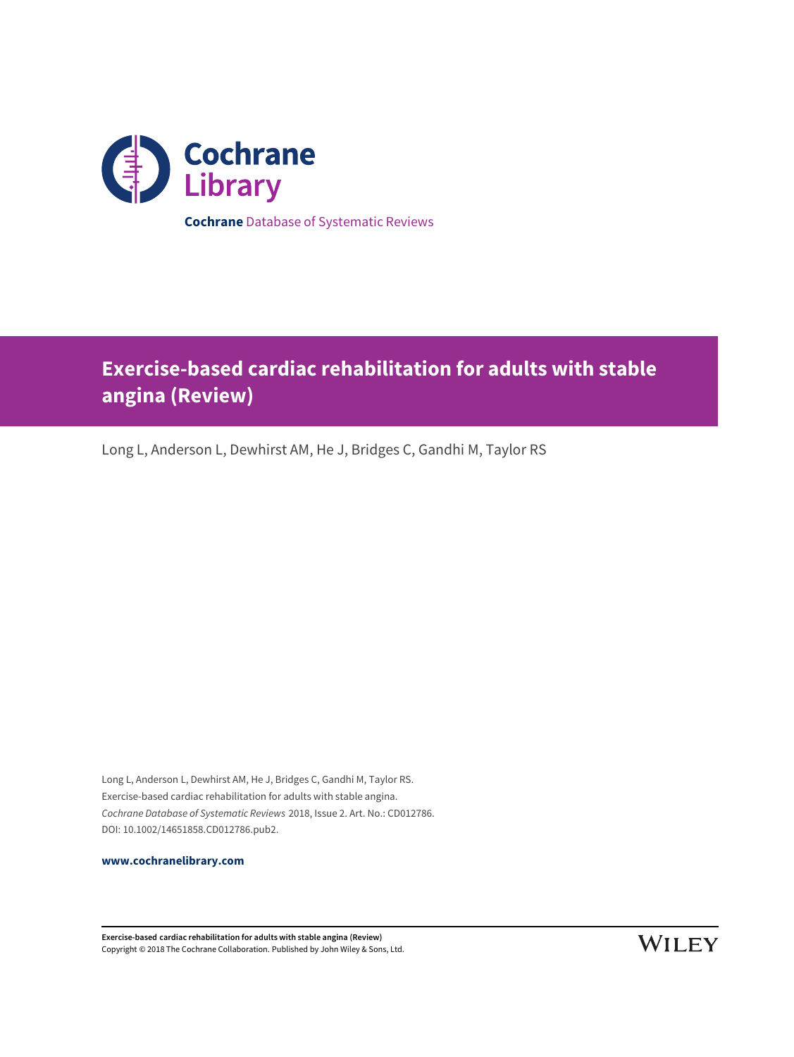Cochrane Library

**Cochrane** Database of Systematic Reviews

# Exercise-based cardiac rehabilitation for adults with stable angina (Review)

Long L, Anderson L, Dewhirst AM, He J, Bridges C, Gandhi M, Taylor RS

Long L, Anderson L, Dewhirst AM, He J, Bridges C, Gandhi M, Taylor RS.
Exercise-based cardiac rehabilitation for adults with stable angina.
*Cochrane Database of Systematic Reviews* 2018, Issue 2. Art. No.: CD012786.
DOI: 10.1002/14651858.CD012786.pub2.

**www.cochranelibrary.com**

**Exercise-based cardiac rehabilitation for adults with stable angina (Review)**
Copyright © 2018 The Cochrane Collaboration. Published by John Wiley & Sons, Ltd.

WILEY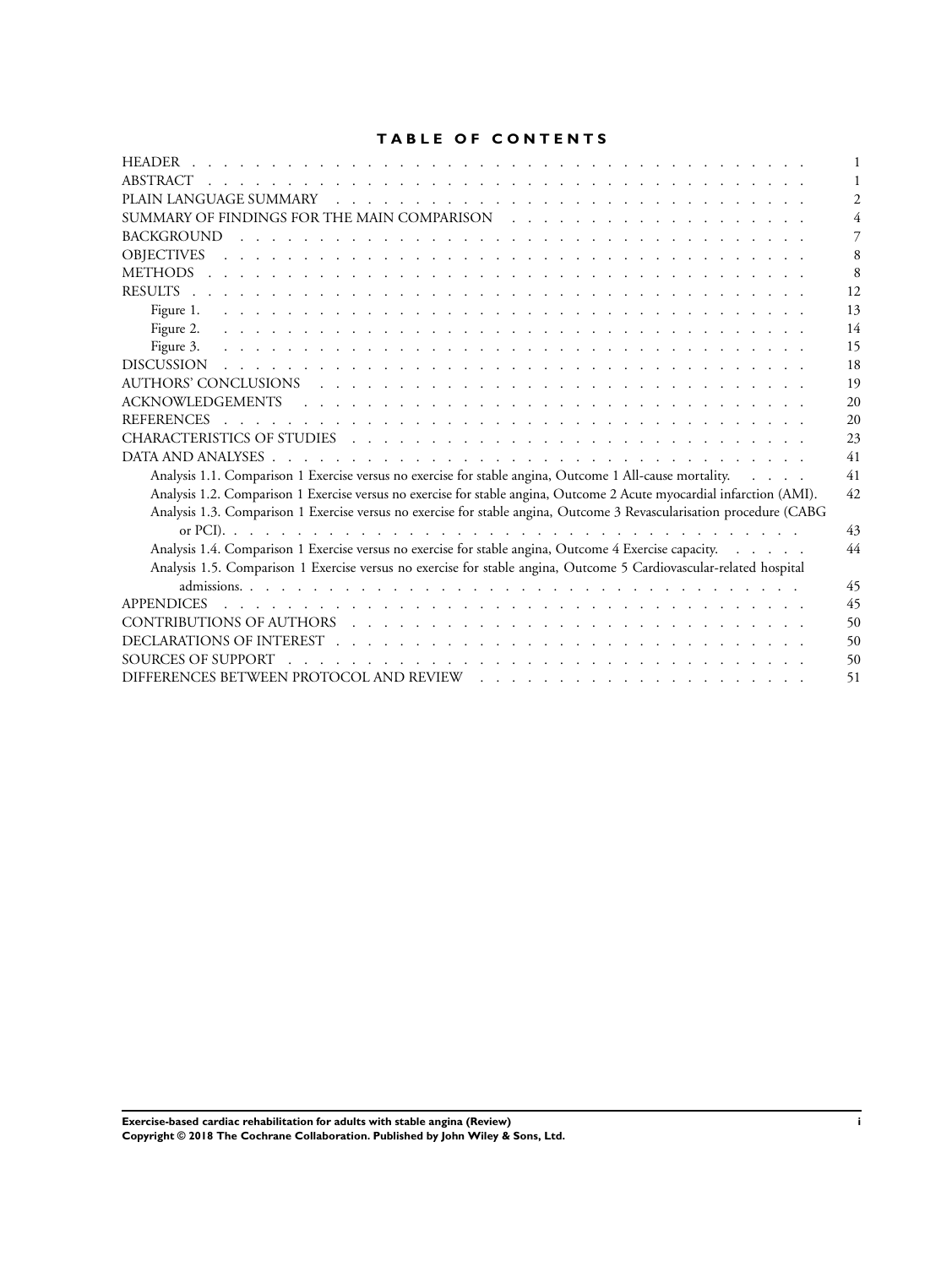# TABLE OF CONTENTS

| | |
|---|---|
| HEADER | 1 |
| ABSTRACT | 1 |
| PLAIN LANGUAGE SUMMARY | 2 |
| SUMMARY OF FINDINGS FOR THE MAIN COMPARISON | 4 |
| BACKGROUND | 7 |
| OBJECTIVES | 8 |
| METHODS | 8 |
| RESULTS | 12 |
| Figure 1. | 13 |
| Figure 2. | 14 |
| Figure 3. | 15 |
| DISCUSSION | 18 |
| AUTHORS' CONCLUSIONS | 19 |
| ACKNOWLEDGEMENTS | 20 |
| REFERENCES | 20 |
| CHARACTERISTICS OF STUDIES | 23 |
| DATA AND ANALYSES | 41 |
| Analysis 1.1. Comparison 1 Exercise versus no exercise for stable angina, Outcome 1 All-cause mortality. | 41 |
| Analysis 1.2. Comparison 1 Exercise versus no exercise for stable angina, Outcome 2 Acute myocardial infarction (AMI). | 42 |
| Analysis 1.3. Comparison 1 Exercise versus no exercise for stable angina, Outcome 3 Revascularisation procedure (CABG or PCI). | 43 |
| Analysis 1.4. Comparison 1 Exercise versus no exercise for stable angina, Outcome 4 Exercise capacity. | 44 |
| Analysis 1.5. Comparison 1 Exercise versus no exercise for stable angina, Outcome 5 Cardiovascular-related hospital admissions. | 45 |
| APPENDICES | 45 |
| CONTRIBUTIONS OF AUTHORS | 50 |
| DECLARATIONS OF INTEREST | 50 |
| SOURCES OF SUPPORT | 50 |
| DIFFERENCES BETWEEN PROTOCOL AND REVIEW | 51 |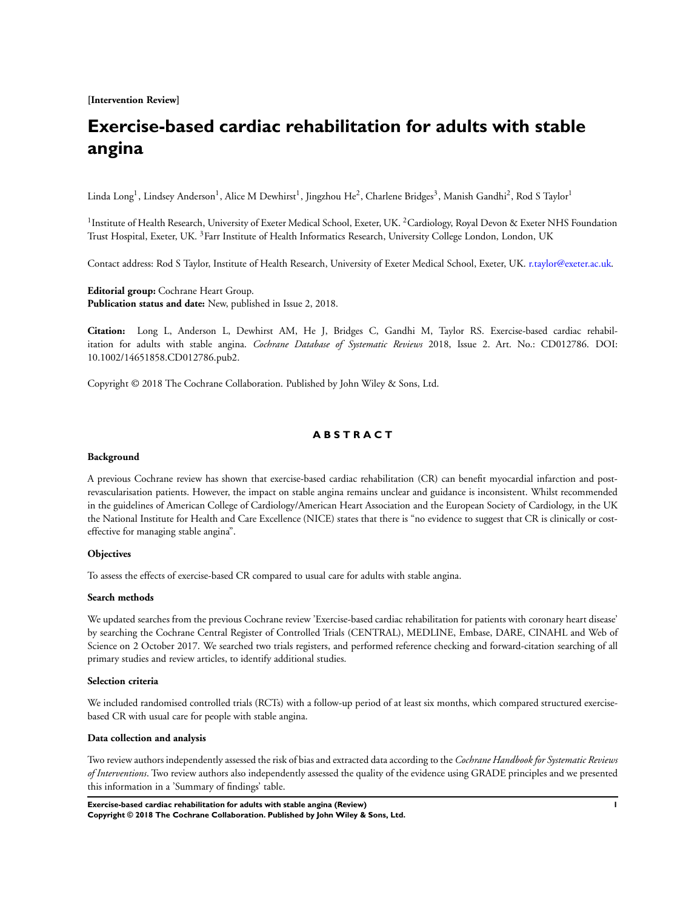**[Intervention Review]**

# Exercise-based cardiac rehabilitation for adults with stable angina

Linda Long[1], Lindsey Anderson[1], Alice M Dewhirst[1], Jingzhou He[2], Charlene Bridges[3], Manish Gandhi[2], Rod S Taylor[1]

[1]Institute of Health Research, University of Exeter Medical School, Exeter, UK. [2]Cardiology, Royal Devon & Exeter NHS Foundation Trust Hospital, Exeter, UK. [3]Farr Institute of Health Informatics Research, University College London, London, UK

Contact address: Rod S Taylor, Institute of Health Research, University of Exeter Medical School, Exeter, UK. r.taylor@exeter.ac.uk.

**Editorial group:** Cochrane Heart Group.
**Publication status and date:** New, published in Issue 2, 2018.

**Citation:** Long L, Anderson L, Dewhirst AM, He J, Bridges C, Gandhi M, Taylor RS. Exercise-based cardiac rehabilitation for adults with stable angina. *Cochrane Database of Systematic Reviews* 2018, Issue 2. Art. No.: CD012786. DOI: 10.1002/14651858.CD012786.pub2.

Copyright © 2018 The Cochrane Collaboration. Published by John Wiley & Sons, Ltd.

## ABSTRACT

### Background

A previous Cochrane review has shown that exercise-based cardiac rehabilitation (CR) can benefit myocardial infarction and post-revascularisation patients. However, the impact on stable angina remains unclear and guidance is inconsistent. Whilst recommended in the guidelines of American College of Cardiology/American Heart Association and the European Society of Cardiology, in the UK the National Institute for Health and Care Excellence (NICE) states that there is "no evidence to suggest that CR is clinically or cost-effective for managing stable angina".

### Objectives

To assess the effects of exercise-based CR compared to usual care for adults with stable angina.

### Search methods

We updated searches from the previous Cochrane review 'Exercise-based cardiac rehabilitation for patients with coronary heart disease' by searching the Cochrane Central Register of Controlled Trials (CENTRAL), MEDLINE, Embase, DARE, CINAHL and Web of Science on 2 October 2017. We searched two trials registers, and performed reference checking and forward-citation searching of all primary studies and review articles, to identify additional studies.

### Selection criteria

We included randomised controlled trials (RCTs) with a follow-up period of at least six months, which compared structured exercise-based CR with usual care for people with stable angina.

### Data collection and analysis

Two review authors independently assessed the risk of bias and extracted data according to the *Cochrane Handbook for Systematic Reviews of Interventions*. Two review authors also independently assessed the quality of the evidence using GRADE principles and we presented this information in a 'Summary of findings' table.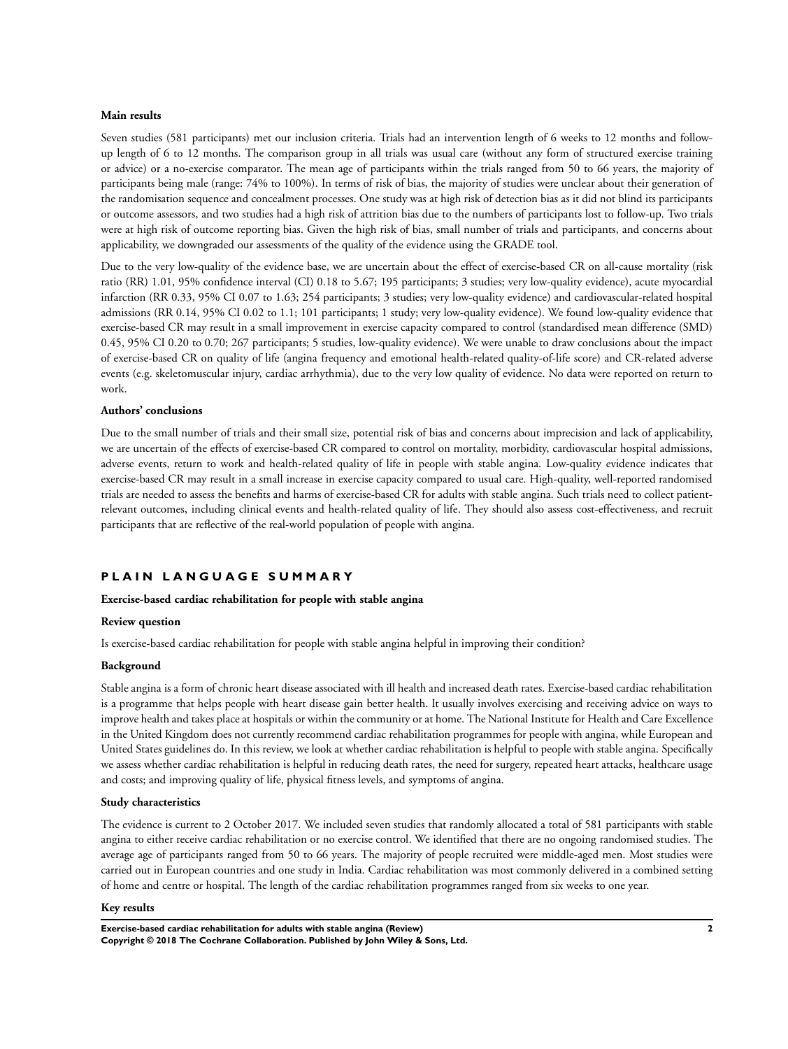### Main results

Seven studies (581 participants) met our inclusion criteria. Trials had an intervention length of 6 weeks to 12 months and follow-up length of 6 to 12 months. The comparison group in all trials was usual care (without any form of structured exercise training or advice) or a no-exercise comparator. The mean age of participants within the trials ranged from 50 to 66 years, the majority of participants being male (range: 74% to 100%). In terms of risk of bias, the majority of studies were unclear about their generation of the randomisation sequence and concealment processes. One study was at high risk of detection bias as it did not blind its participants or outcome assessors, and two studies had a high risk of attrition bias due to the numbers of participants lost to follow-up. Two trials were at high risk of outcome reporting bias. Given the high risk of bias, small number of trials and participants, and concerns about applicability, we downgraded our assessments of the quality of the evidence using the GRADE tool.

Due to the very low-quality of the evidence base, we are uncertain about the effect of exercise-based CR on all-cause mortality (risk ratio (RR) 1.01, 95% confidence interval (CI) 0.18 to 5.67; 195 participants; 3 studies; very low-quality evidence), acute myocardial infarction (RR 0.33, 95% CI 0.07 to 1.63; 254 participants; 3 studies; very low-quality evidence) and cardiovascular-related hospital admissions (RR 0.14, 95% CI 0.02 to 1.1; 101 participants; 1 study; very low-quality evidence). We found low-quality evidence that exercise-based CR may result in a small improvement in exercise capacity compared to control (standardised mean difference (SMD) 0.45, 95% CI 0.20 to 0.70; 267 participants; 5 studies, low-quality evidence). We were unable to draw conclusions about the impact of exercise-based CR on quality of life (angina frequency and emotional health-related quality-of-life score) and CR-related adverse events (e.g. skeletomuscular injury, cardiac arrhythmia), due to the very low quality of evidence. No data were reported on return to work.

### Authors' conclusions

Due to the small number of trials and their small size, potential risk of bias and concerns about imprecision and lack of applicability, we are uncertain of the effects of exercise-based CR compared to control on mortality, morbidity, cardiovascular hospital admissions, adverse events, return to work and health-related quality of life in people with stable angina. Low-quality evidence indicates that exercise-based CR may result in a small increase in exercise capacity compared to usual care. High-quality, well-reported randomised trials are needed to assess the benefits and harms of exercise-based CR for adults with stable angina. Such trials need to collect patient-relevant outcomes, including clinical events and health-related quality of life. They should also assess cost-effectiveness, and recruit participants that are reflective of the real-world population of people with angina.

## PLAIN LANGUAGE SUMMARY

### Exercise-based cardiac rehabilitation for people with stable angina

### Review question

Is exercise-based cardiac rehabilitation for people with stable angina helpful in improving their condition?

### Background

Stable angina is a form of chronic heart disease associated with ill health and increased death rates. Exercise-based cardiac rehabilitation is a programme that helps people with heart disease gain better health. It usually involves exercising and receiving advice on ways to improve health and takes place at hospitals or within the community or at home. The National Institute for Health and Care Excellence in the United Kingdom does not currently recommend cardiac rehabilitation programmes for people with angina, while European and United States guidelines do. In this review, we look at whether cardiac rehabilitation is helpful to people with stable angina. Specifically we assess whether cardiac rehabilitation is helpful in reducing death rates, the need for surgery, repeated heart attacks, healthcare usage and costs; and improving quality of life, physical fitness levels, and symptoms of angina.

### Study characteristics

The evidence is current to 2 October 2017. We included seven studies that randomly allocated a total of 581 participants with stable angina to either receive cardiac rehabilitation or no exercise control. We identified that there are no ongoing randomised studies. The average age of participants ranged from 50 to 66 years. The majority of people recruited were middle-aged men. Most studies were carried out in European countries and one study in India. Cardiac rehabilitation was most commonly delivered in a combined setting of home and centre or hospital. The length of the cardiac rehabilitation programmes ranged from six weeks to one year.

### Key results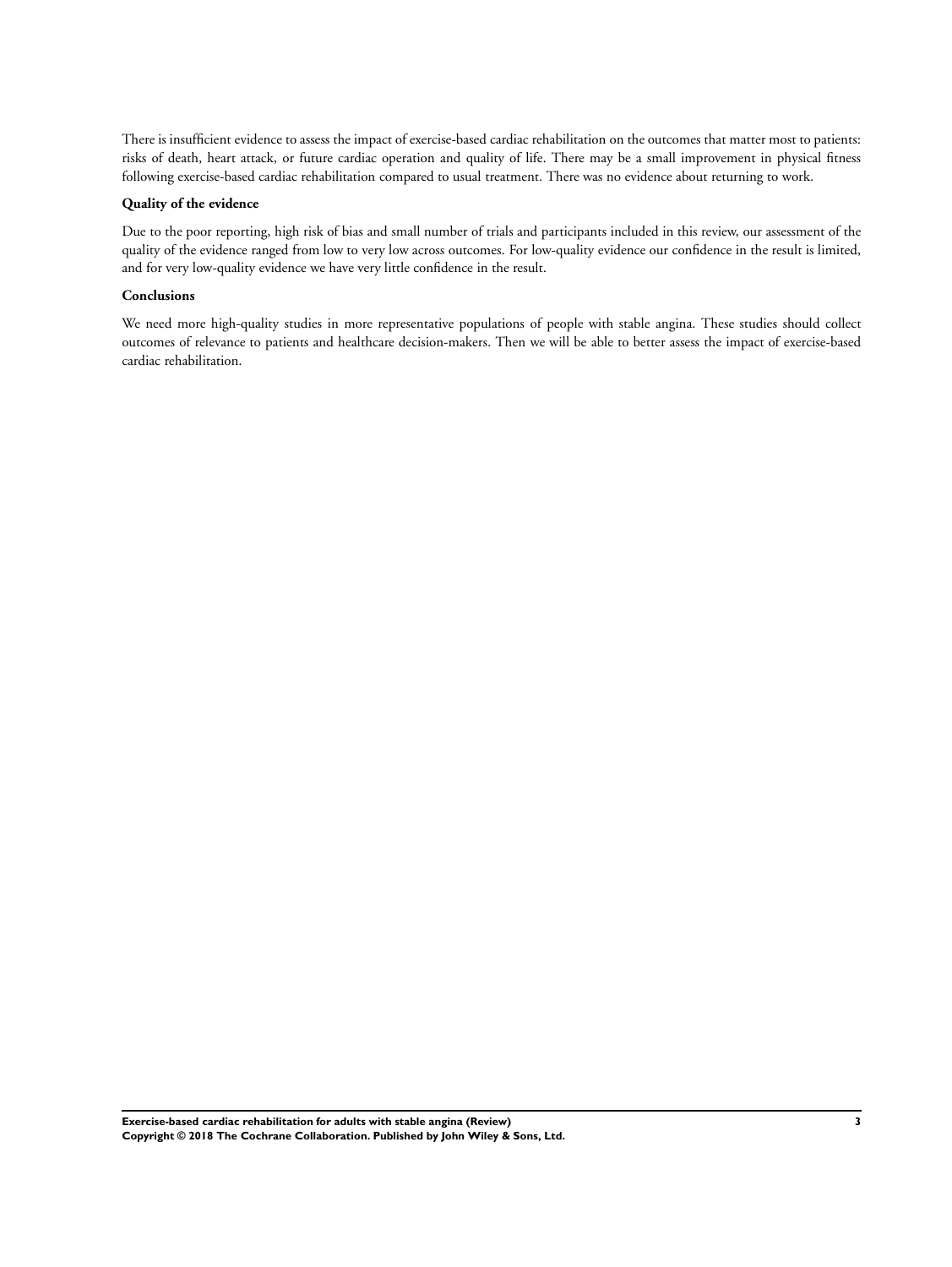There is insufficient evidence to assess the impact of exercise-based cardiac rehabilitation on the outcomes that matter most to patients: risks of death, heart attack, or future cardiac operation and quality of life. There may be a small improvement in physical fitness following exercise-based cardiac rehabilitation compared to usual treatment. There was no evidence about returning to work.

**Quality of the evidence**

Due to the poor reporting, high risk of bias and small number of trials and participants included in this review, our assessment of the quality of the evidence ranged from low to very low across outcomes. For low-quality evidence our confidence in the result is limited, and for very low-quality evidence we have very little confidence in the result.

**Conclusions**

We need more high-quality studies in more representative populations of people with stable angina. These studies should collect outcomes of relevance to patients and healthcare decision-makers. Then we will be able to better assess the impact of exercise-based cardiac rehabilitation.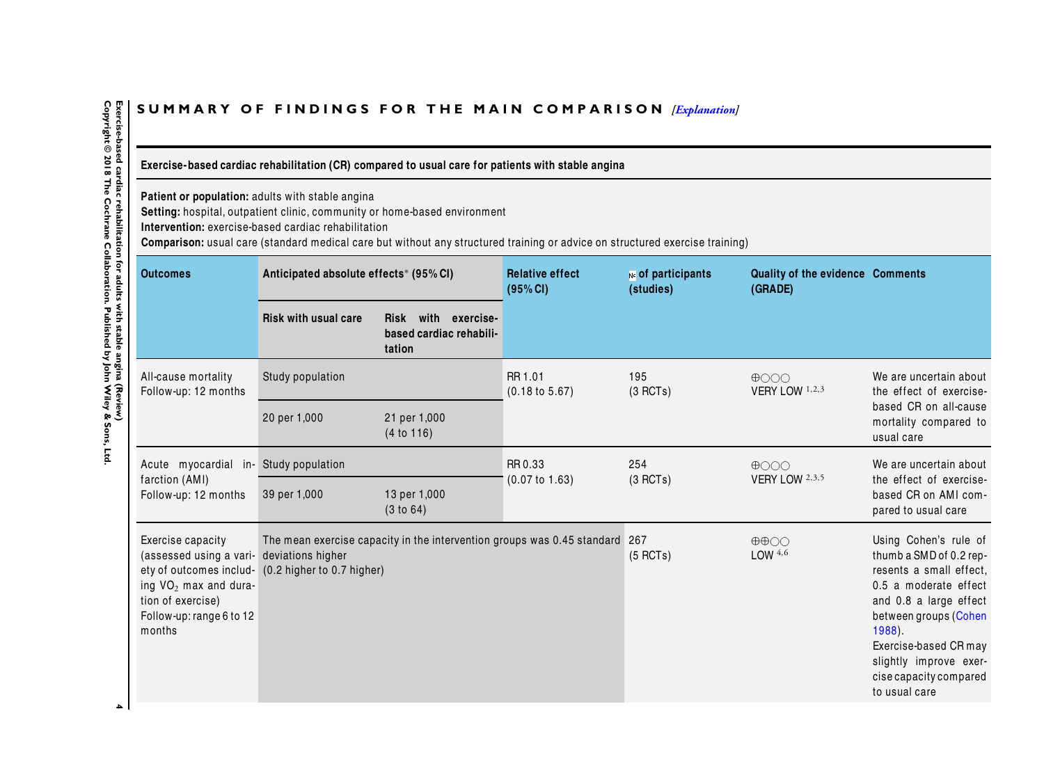## SUMMARY OF FINDINGS FOR THE MAIN COMPARISON *[Explanation]*

**Exercise-based cardiac rehabilitation (CR) compared to usual care for patients with stable angina**

**Patient or population:** adults with stable angina
**Setting:** hospital, outpatient clinic, community or home-based environment
**Intervention:** exercise-based cardiac rehabilitation
**Comparison:** usual care (standard medical care but without any structured training or advice on structured exercise training)

| Outcomes | Anticipated absolute effects* (95% CI) | | Relative effect (95% CI) | № of participants (studies) | Quality of the evidence (GRADE) | Comments |
|---|---|---|---|---|---|---|
| | Risk with usual care | Risk with exercise-based cardiac rehabilitation | | | | |
| All-cause mortality<br>Follow-up: 12 months | Study population | | RR 1.01<br>(0.18 to 5.67) | 195<br>(3 RCTs) | ⊕○○○<br>VERY LOW [1,2,3] | We are uncertain about the effect of exercise-based CR on all-cause mortality compared to usual care |
| | 20 per 1,000 | 21 per 1,000<br>(4 to 116) | | | | |
| Acute myocardial infarction (AMI)<br>Follow-up: 12 months | Study population | | RR 0.33<br>(0.07 to 1.63) | 254<br>(3 RCTs) | ⊕○○○<br>VERY LOW [2,3,5] | We are uncertain about the effect of exercise-based CR on AMI compared to usual care |
| | 39 per 1,000 | 13 per 1,000<br>(3 to 64) | | | | |
| Exercise capacity (assessed using a variety of outcomes including $VO_2$ max and duration of exercise)<br>Follow-up: range 6 to 12 months | The mean exercise capacity in the intervention groups was 0.45 standard deviations higher<br>(0.2 higher to 0.7 higher) | | | 267<br>(5 RCTs) | ⊕⊕○○<br>LOW [4,6] | Using Cohen's rule of thumb a SMD of 0.2 represents a small effect, 0.5 a moderate effect and 0.8 a large effect between groups (Cohen 1988).<br>Exercise-based CR may slightly improve exercise capacity compared to usual care |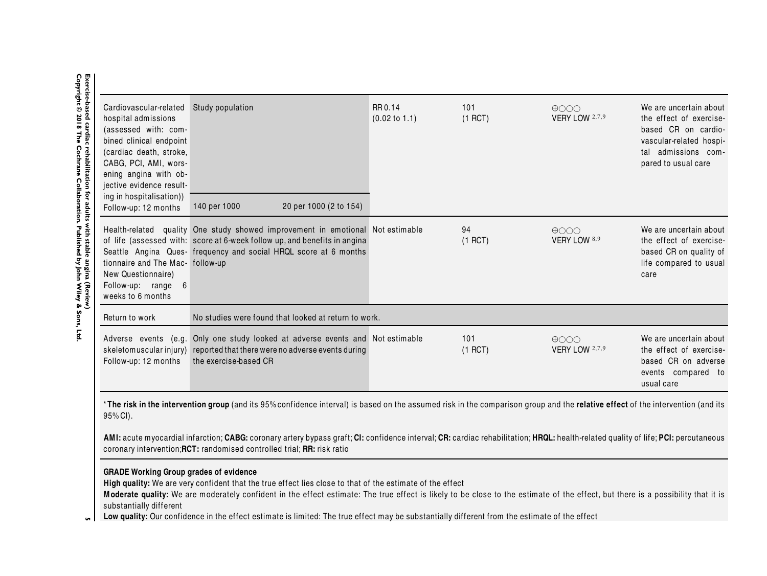| Cardiovascular-related hospital admissions (assessed with: combined clinical endpoint (cardiac death, stroke, CABG, PCI, AMI, worsening angina with objective evidence resulting in hospitalisation)) Follow-up: 12 months | Study population | | RR 0.14 (0.02 to 1.1) | 101 (1 RCT) | ⊕○○○ VERY LOW [2,7,9] | We are uncertain about the effect of exercise-based CR on cardiovascular-related hospital admissions compared to usual care |
|---|---|---|---|---|---|---|
| | 140 per 1000 | 20 per 1000 (2 to 154) | | | | |
| Health-related quality of life (assessed with: Seattle Angina Questionnaire and The MacNew Questionnaire) Follow-up: range 6 weeks to 6 months | One study showed improvement in emotional score at 6-week follow up, and benefits in angina frequency and social HRQL score at 6 months follow-up | | Not estimable | 94 (1 RCT) | ⊕○○○ VERY LOW [8,9] | We are uncertain about the effect of exercise-based CR on quality of life compared to usual care |
| Return to work | No studies were found that looked at return to work. | | | | | |
| Adverse events (e.g. skeletomuscular injury) Follow-up: 12 months | Only one study looked at adverse events and reported that there were no adverse events during the exercise-based CR | | Not estimable | 101 (1 RCT) | ⊕○○○ VERY LOW [2,7,9] | We are uncertain about the effect of exercise-based CR on adverse events compared to usual care |

***The risk in the intervention group** (and its 95% confidence interval) is based on the assumed risk in the comparison group and the **relative effect** of the intervention (and its 95% CI).

**AMI:** acute myocardial infarction; **CABG:** coronary artery bypass graft; **CI:** confidence interval; **CR:** cardiac rehabilitation; **HRQL:** health-related quality of life; **PCI:** percutaneous coronary intervention; **RCT:** randomised controlled trial; **RR:** risk ratio

**GRADE Working Group grades of evidence**
**High quality:** We are very confident that the true effect lies close to that of the estimate of the effect
**Moderate quality:** We are moderately confident in the effect estimate: The true effect is likely to be close to the estimate of the effect, but there is a possibility that it is substantially different
**Low quality:** Our confidence in the effect estimate is limited: The true effect may be substantially different from the estimate of the effect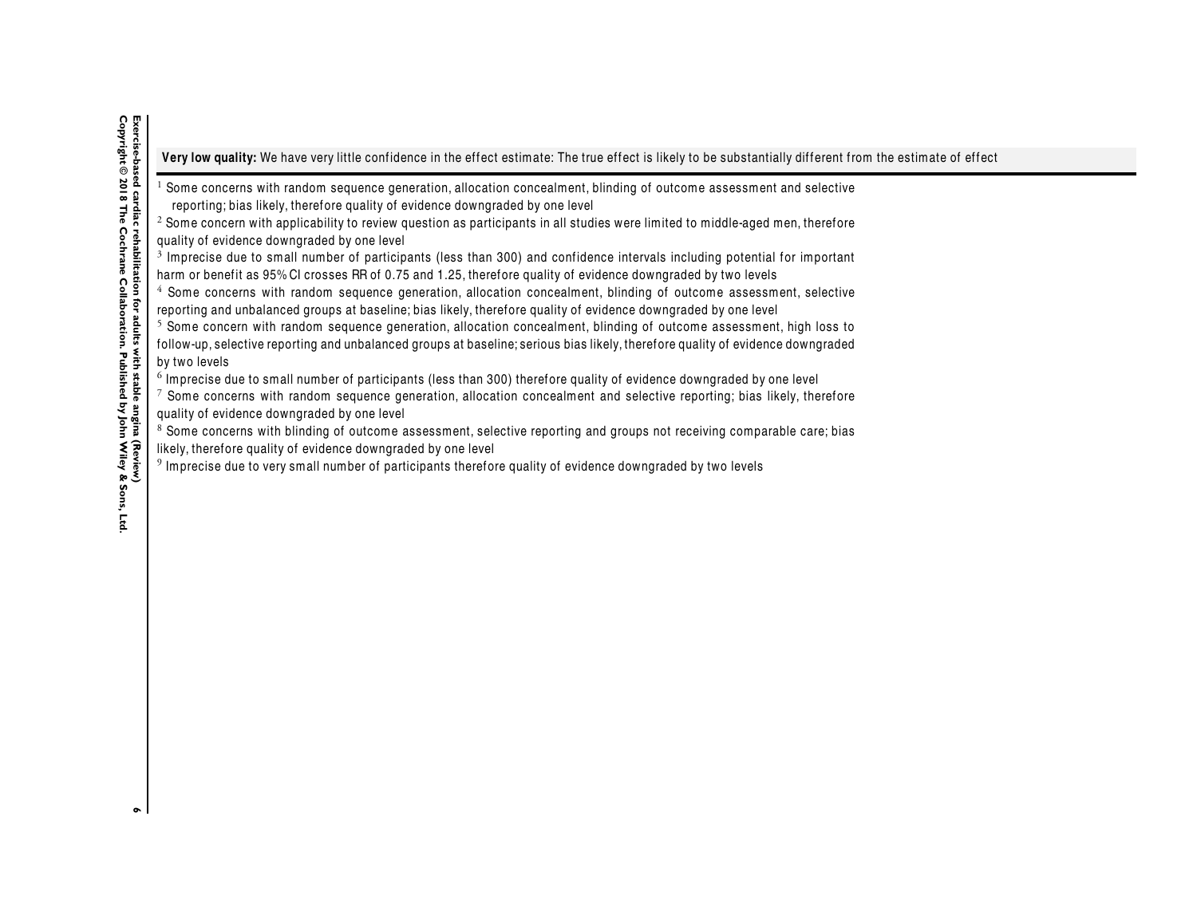**Very low quality:** We have very little confidence in the effect estimate: The true effect is likely to be substantially different from the estimate of effect

[1] Some concerns with random sequence generation, allocation concealment, blinding of outcome assessment and selective reporting; bias likely, therefore quality of evidence downgraded by one level

[2] Some concern with applicability to review question as participants in all studies were limited to middle-aged men, therefore quality of evidence downgraded by one level

[3] Imprecise due to small number of participants (less than 300) and confidence intervals including potential for important harm or benefit as 95% CI crosses RR of 0.75 and 1.25, therefore quality of evidence downgraded by two levels

[4] Some concerns with random sequence generation, allocation concealment, blinding of outcome assessment, selective reporting and unbalanced groups at baseline; bias likely, therefore quality of evidence downgraded by one level

[5] Some concern with random sequence generation, allocation concealment, blinding of outcome assessment, high loss to follow-up, selective reporting and unbalanced groups at baseline; serious bias likely, therefore quality of evidence downgraded by two levels

[6] Imprecise due to small number of participants (less than 300) therefore quality of evidence downgraded by one level

[7] Some concerns with random sequence generation, allocation concealment and selective reporting; bias likely, therefore quality of evidence downgraded by one level

[8] Some concerns with blinding of outcome assessment, selective reporting and groups not receiving comparable care; bias likely, therefore quality of evidence downgraded by one level

[9] Imprecise due to very small number of participants therefore quality of evidence downgraded by two levels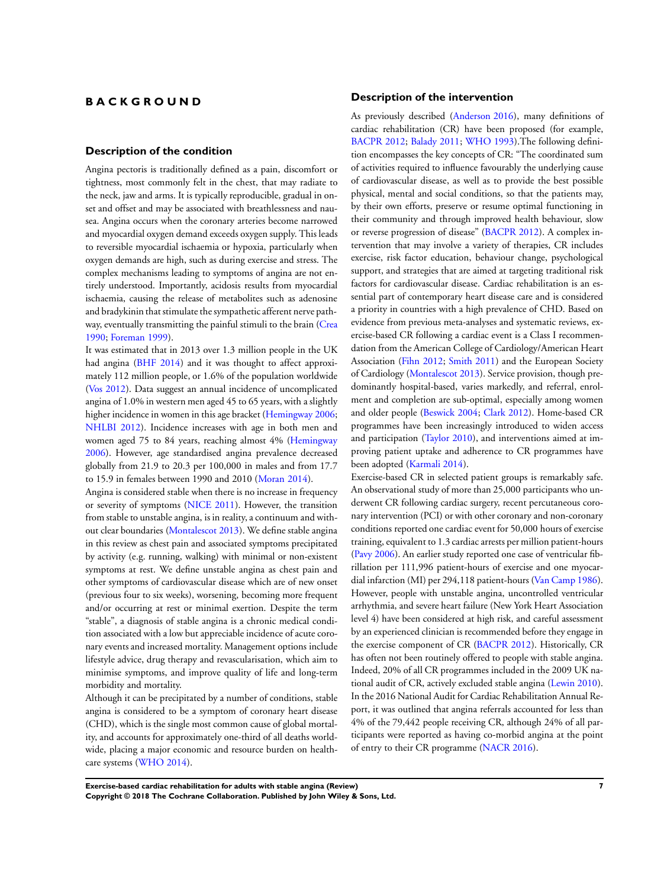# BACKGROUND

## Description of the condition

Angina pectoris is traditionally defined as a pain, discomfort or tightness, most commonly felt in the chest, that may radiate to the neck, jaw and arms. It is typically reproducible, gradual in onset and offset and may be associated with breathlessness and nausea. Angina occurs when the coronary arteries become narrowed and myocardial oxygen demand exceeds oxygen supply. This leads to reversible myocardial ischaemia or hypoxia, particularly when oxygen demands are high, such as during exercise and stress. The complex mechanisms leading to symptoms of angina are not entirely understood. Importantly, acidosis results from myocardial ischaemia, causing the release of metabolites such as adenosine and bradykinin that stimulate the sympathetic afferent nerve pathway, eventually transmitting the painful stimuli to the brain (Crea 1990; Foreman 1999).

It was estimated that in 2013 over 1.3 million people in the UK had angina (BHF 2014) and it was thought to affect approximately 112 million people, or 1.6% of the population worldwide (Vos 2012). Data suggest an annual incidence of uncomplicated angina of 1.0% in western men aged 45 to 65 years, with a slightly higher incidence in women in this age bracket (Hemingway 2006; NHLBI 2012). Incidence increases with age in both men and women aged 75 to 84 years, reaching almost 4% (Hemingway 2006). However, age standardised angina prevalence decreased globally from 21.9 to 20.3 per 100,000 in males and from 17.7 to 15.9 in females between 1990 and 2010 (Moran 2014).

Angina is considered stable when there is no increase in frequency or severity of symptoms (NICE 2011). However, the transition from stable to unstable angina, is in reality, a continuum and without clear boundaries (Montalescot 2013). We define stable angina in this review as chest pain and associated symptoms precipitated by activity (e.g. running, walking) with minimal or non-existent symptoms at rest. We define unstable angina as chest pain and other symptoms of cardiovascular disease which are of new onset (previous four to six weeks), worsening, becoming more frequent and/or occurring at rest or minimal exertion. Despite the term "stable", a diagnosis of stable angina is a chronic medical condition associated with a low but appreciable incidence of acute coronary events and increased mortality. Management options include lifestyle advice, drug therapy and revascularisation, which aim to minimise symptoms, and improve quality of life and long-term morbidity and mortality.

Although it can be precipitated by a number of conditions, stable angina is considered to be a symptom of coronary heart disease (CHD), which is the single most common cause of global mortality, and accounts for approximately one-third of all deaths worldwide, placing a major economic and resource burden on healthcare systems (WHO 2014).

## Description of the intervention

As previously described (Anderson 2016), many definitions of cardiac rehabilitation (CR) have been proposed (for example, BACPR 2012; Balady 2011; WHO 1993).The following definition encompasses the key concepts of CR: "The coordinated sum of activities required to influence favourably the underlying cause of cardiovascular disease, as well as to provide the best possible physical, mental and social conditions, so that the patients may, by their own efforts, preserve or resume optimal functioning in their community and through improved health behaviour, slow or reverse progression of disease" (BACPR 2012). A complex intervention that may involve a variety of therapies, CR includes exercise, risk factor education, behaviour change, psychological support, and strategies that are aimed at targeting traditional risk factors for cardiovascular disease. Cardiac rehabilitation is an essential part of contemporary heart disease care and is considered a priority in countries with a high prevalence of CHD. Based on evidence from previous meta-analyses and systematic reviews, exercise-based CR following a cardiac event is a Class I recommendation from the American College of Cardiology/American Heart Association (Fihn 2012; Smith 2011) and the European Society of Cardiology (Montalescot 2013). Service provision, though predominantly hospital-based, varies markedly, and referral, enrolment and completion are sub-optimal, especially among women and older people (Beswick 2004; Clark 2012). Home-based CR programmes have been increasingly introduced to widen access and participation (Taylor 2010), and interventions aimed at improving patient uptake and adherence to CR programmes have been adopted (Karmali 2014).

Exercise-based CR in selected patient groups is remarkably safe. An observational study of more than 25,000 participants who underwent CR following cardiac surgery, recent percutaneous coronary intervention (PCI) or with other coronary and non-coronary conditions reported one cardiac event for 50,000 hours of exercise training, equivalent to 1.3 cardiac arrests per million patient-hours (Pavy 2006). An earlier study reported one case of ventricular fibrillation per 111,996 patient-hours of exercise and one myocardial infarction (MI) per 294,118 patient-hours (Van Camp 1986). However, people with unstable angina, uncontrolled ventricular arrhythmia, and severe heart failure (New York Heart Association level 4) have been considered at high risk, and careful assessment by an experienced clinician is recommended before they engage in the exercise component of CR (BACPR 2012). Historically, CR has often not been routinely offered to people with stable angina. Indeed, 20% of all CR programmes included in the 2009 UK national audit of CR, actively excluded stable angina (Lewin 2010). In the 2016 National Audit for Cardiac Rehabilitation Annual Report, it was outlined that angina referrals accounted for less than 4% of the 79,442 people receiving CR, although 24% of all participants were reported as having co-morbid angina at the point of entry to their CR programme (NACR 2016).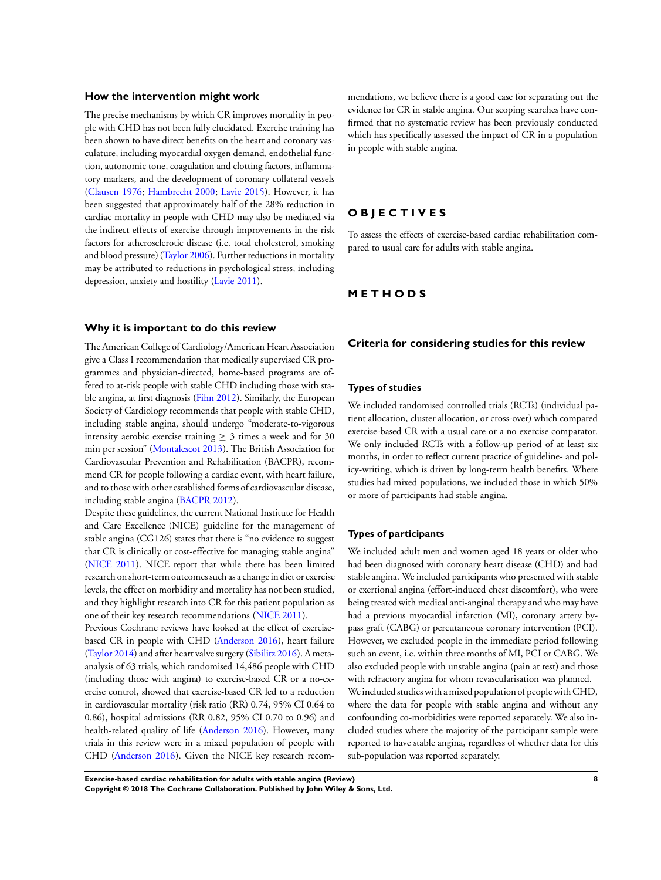## How the intervention might work

The precise mechanisms by which CR improves mortality in people with CHD has not been fully elucidated. Exercise training has been shown to have direct benefits on the heart and coronary vasculature, including myocardial oxygen demand, endothelial function, autonomic tone, coagulation and clotting factors, inflammatory markers, and the development of coronary collateral vessels (Clausen 1976; Hambrecht 2000; Lavie 2015). However, it has been suggested that approximately half of the 28% reduction in cardiac mortality in people with CHD may also be mediated via the indirect effects of exercise through improvements in the risk factors for atherosclerotic disease (i.e. total cholesterol, smoking and blood pressure) (Taylor 2006). Further reductions in mortality may be attributed to reductions in psychological stress, including depression, anxiety and hostility (Lavie 2011).

## Why it is important to do this review

The American College of Cardiology/American Heart Association give a Class I recommendation that medically supervised CR programmes and physician-directed, home-based programs are offered to at-risk people with stable CHD including those with stable angina, at first diagnosis (Fihn 2012). Similarly, the European Society of Cardiology recommends that people with stable CHD, including stable angina, should undergo "moderate-to-vigorous intensity aerobic exercise training ≥ 3 times a week and for 30 min per session" (Montalescot 2013). The British Association for Cardiovascular Prevention and Rehabilitation (BACPR), recommend CR for people following a cardiac event, with heart failure, and to those with other established forms of cardiovascular disease, including stable angina (BACPR 2012).

Despite these guidelines, the current National Institute for Health and Care Excellence (NICE) guideline for the management of stable angina (CG126) states that there is "no evidence to suggest that CR is clinically or cost-effective for managing stable angina" (NICE 2011). NICE report that while there has been limited research on short-term outcomes such as a change in diet or exercise levels, the effect on morbidity and mortality has not been studied, and they highlight research into CR for this patient population as one of their key research recommendations (NICE 2011).

Previous Cochrane reviews have looked at the effect of exercise-based CR in people with CHD (Anderson 2016), heart failure (Taylor 2014) and after heart valve surgery (Sibilitz 2016). A meta-analysis of 63 trials, which randomised 14,486 people with CHD (including those with angina) to exercise-based CR or a no-exercise control, showed that exercise-based CR led to a reduction in cardiovascular mortality (risk ratio (RR) 0.74, 95% CI 0.64 to 0.86), hospital admissions (RR 0.82, 95% CI 0.70 to 0.96) and health-related quality of life (Anderson 2016). However, many trials in this review were in a mixed population of people with CHD (Anderson 2016). Given the NICE key research recommendations, we believe there is a good case for separating out the evidence for CR in stable angina. Our scoping searches have confirmed that no systematic review has been previously conducted which has specifically assessed the impact of CR in a population in people with stable angina.

# OBJECTIVES

To assess the effects of exercise-based cardiac rehabilitation compared to usual care for adults with stable angina.

# METHODS

## Criteria for considering studies for this review

### Types of studies

We included randomised controlled trials (RCTs) (individual patient allocation, cluster allocation, or cross-over) which compared exercise-based CR with a usual care or a no exercise comparator. We only included RCTs with a follow-up period of at least six months, in order to reflect current practice of guideline- and policy-writing, which is driven by long-term health benefits. Where studies had mixed populations, we included those in which 50% or more of participants had stable angina.

### Types of participants

We included adult men and women aged 18 years or older who had been diagnosed with coronary heart disease (CHD) and had stable angina. We included participants who presented with stable or exertional angina (effort-induced chest discomfort), who were being treated with medical anti-anginal therapy and who may have had a previous myocardial infarction (MI), coronary artery bypass graft (CABG) or percutaneous coronary intervention (PCI). However, we excluded people in the immediate period following such an event, i.e. within three months of MI, PCI or CABG. We also excluded people with unstable angina (pain at rest) and those with refractory angina for whom revascularisation was planned.

We included studies with a mixed population of people with CHD, where the data for people with stable angina and without any confounding co-morbidities were reported separately. We also included studies where the majority of the participant sample were reported to have stable angina, regardless of whether data for this sub-population was reported separately.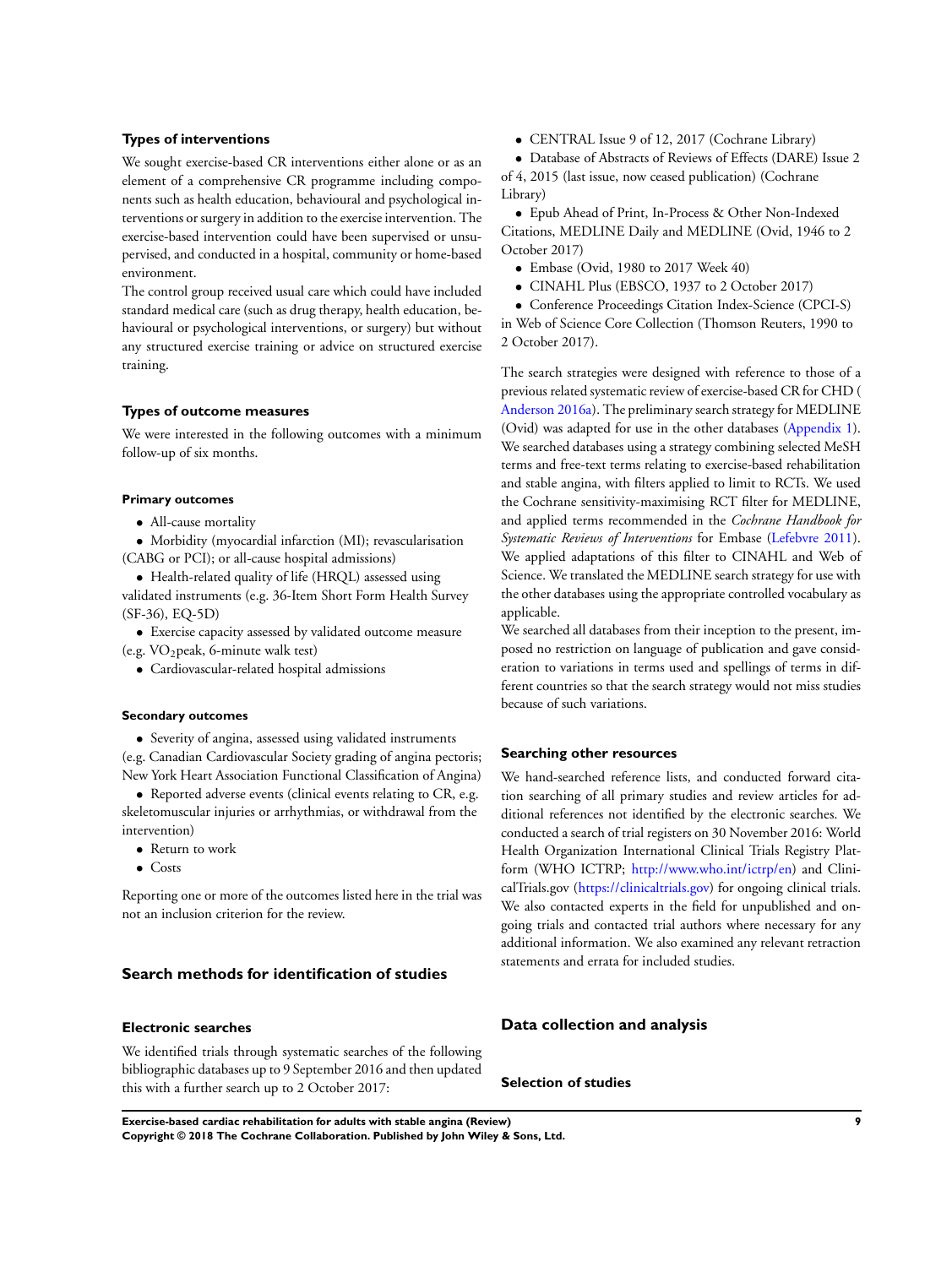### Types of interventions

We sought exercise-based CR interventions either alone or as an element of a comprehensive CR programme including components such as health education, behavioural and psychological interventions or surgery in addition to the exercise intervention. The exercise-based intervention could have been supervised or unsupervised, and conducted in a hospital, community or home-based environment.

The control group received usual care which could have included standard medical care (such as drug therapy, health education, behavioural or psychological interventions, or surgery) but without any structured exercise training or advice on structured exercise training.

### Types of outcome measures

We were interested in the following outcomes with a minimum follow-up of six months.

#### Primary outcomes

- All-cause mortality
- Morbidity (myocardial infarction (MI); revascularisation (CABG or PCI); or all-cause hospital admissions)
- Health-related quality of life (HRQL) assessed using validated instruments (e.g. 36-Item Short Form Health Survey (SF-36), EQ-5D)
- Exercise capacity assessed by validated outcome measure (e.g. $VO_2$peak, 6-minute walk test)
- Cardiovascular-related hospital admissions

#### Secondary outcomes

- Severity of angina, assessed using validated instruments (e.g. Canadian Cardiovascular Society grading of angina pectoris; New York Heart Association Functional Classification of Angina)
- Reported adverse events (clinical events relating to CR, e.g. skeletomuscular injuries or arrhythmias, or withdrawal from the intervention)
- Return to work
- Costs

Reporting one or more of the outcomes listed here in the trial was not an inclusion criterion for the review.

## Search methods for identification of studies

### Electronic searches

We identified trials through systematic searches of the following bibliographic databases up to 9 September 2016 and then updated this with a further search up to 2 October 2017:

- CENTRAL Issue 9 of 12, 2017 (Cochrane Library)
- Database of Abstracts of Reviews of Effects (DARE) Issue 2 of 4, 2015 (last issue, now ceased publication) (Cochrane Library)
- Epub Ahead of Print, In-Process & Other Non-Indexed Citations, MEDLINE Daily and MEDLINE (Ovid, 1946 to 2 October 2017)
- Embase (Ovid, 1980 to 2017 Week 40)
- CINAHL Plus (EBSCO, 1937 to 2 October 2017)
- Conference Proceedings Citation Index-Science (CPCI-S) in Web of Science Core Collection (Thomson Reuters, 1990 to 2 October 2017).

The search strategies were designed with reference to those of a previous related systematic review of exercise-based CR for CHD (Anderson 2016a). The preliminary search strategy for MEDLINE (Ovid) was adapted for use in the other databases (Appendix 1). We searched databases using a strategy combining selected MeSH terms and free-text terms relating to exercise-based rehabilitation and stable angina, with filters applied to limit to RCTs. We used the Cochrane sensitivity-maximising RCT filter for MEDLINE, and applied terms recommended in the *Cochrane Handbook for Systematic Reviews of Interventions* for Embase (Lefebvre 2011). We applied adaptations of this filter to CINAHL and Web of Science. We translated the MEDLINE search strategy for use with the other databases using the appropriate controlled vocabulary as applicable.

We searched all databases from their inception to the present, imposed no restriction on language of publication and gave consideration to variations in terms used and spellings of terms in different countries so that the search strategy would not miss studies because of such variations.

### Searching other resources

We hand-searched reference lists, and conducted forward citation searching of all primary studies and review articles for additional references not identified by the electronic searches. We conducted a search of trial registers on 30 November 2016: World Health Organization International Clinical Trials Registry Platform (WHO ICTRP; http://www.who.int/ictrp/en) and ClinicalTrials.gov (https://clinicaltrials.gov) for ongoing clinical trials. We also contacted experts in the field for unpublished and ongoing trials and contacted trial authors where necessary for any additional information. We also examined any relevant retraction statements and errata for included studies.

## Data collection and analysis

### Selection of studies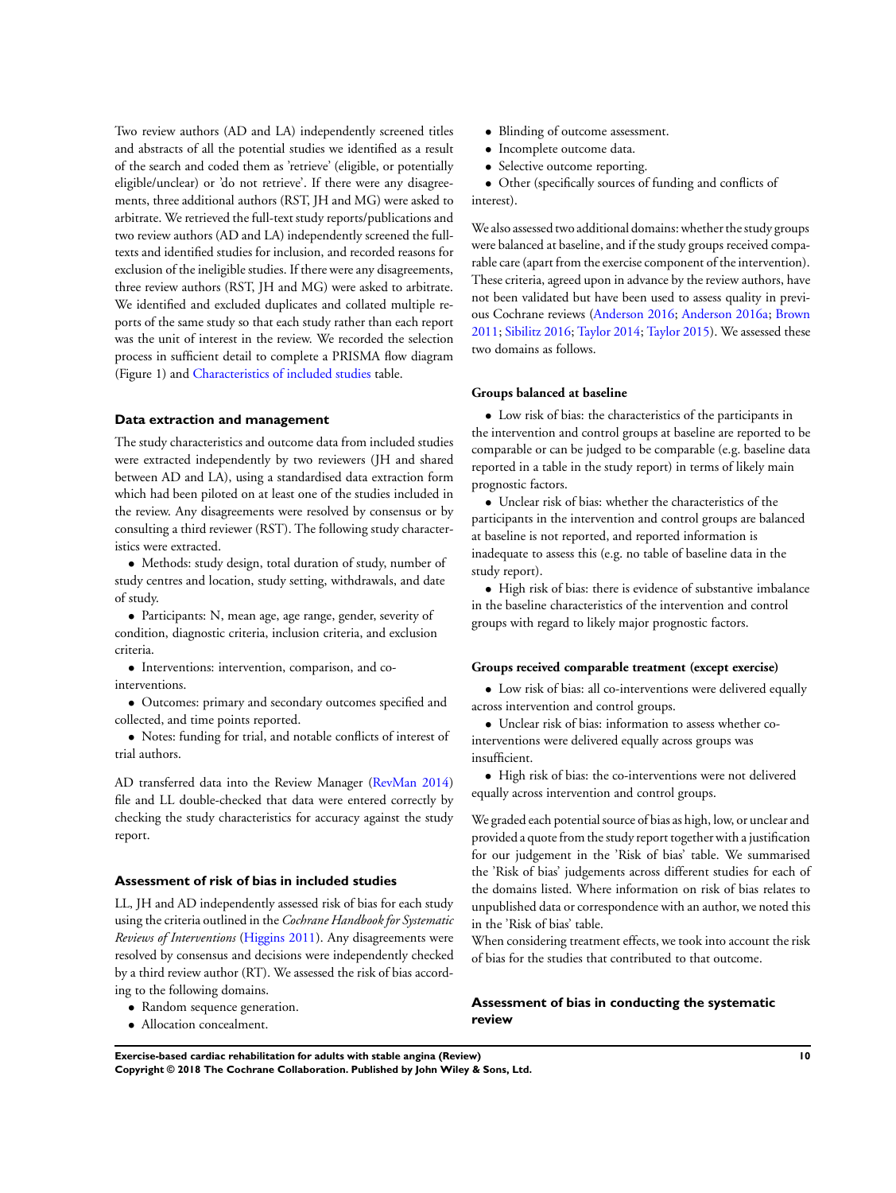Two review authors (AD and LA) independently screened titles and abstracts of all the potential studies we identified as a result of the search and coded them as 'retrieve' (eligible, or potentially eligible/unclear) or 'do not retrieve'. If there were any disagreements, three additional authors (RST, JH and MG) were asked to arbitrate. We retrieved the full-text study reports/publications and two review authors (AD and LA) independently screened the full-texts and identified studies for inclusion, and recorded reasons for exclusion of the ineligible studies. If there were any disagreements, three review authors (RST, JH and MG) were asked to arbitrate. We identified and excluded duplicates and collated multiple reports of the same study so that each study rather than each report was the unit of interest in the review. We recorded the selection process in sufficient detail to complete a PRISMA flow diagram (Figure 1) and Characteristics of included studies table.

### Data extraction and management

The study characteristics and outcome data from included studies were extracted independently by two reviewers (JH and shared between AD and LA), using a standardised data extraction form which had been piloted on at least one of the studies included in the review. Any disagreements were resolved by consensus or by consulting a third reviewer (RST). The following study characteristics were extracted.

- Methods: study design, total duration of study, number of study centres and location, study setting, withdrawals, and date of study.
- Participants: N, mean age, age range, gender, severity of condition, diagnostic criteria, inclusion criteria, and exclusion criteria.
- Interventions: intervention, comparison, and co-interventions.
- Outcomes: primary and secondary outcomes specified and collected, and time points reported.
- Notes: funding for trial, and notable conflicts of interest of trial authors.

AD transferred data into the Review Manager (RevMan 2014) file and LL double-checked that data were entered correctly by checking the study characteristics for accuracy against the study report.

### Assessment of risk of bias in included studies

LL, JH and AD independently assessed risk of bias for each study using the criteria outlined in the *Cochrane Handbook for Systematic Reviews of Interventions* (Higgins 2011). Any disagreements were resolved by consensus and decisions were independently checked by a third review author (RT). We assessed the risk of bias according to the following domains.

- Random sequence generation.
- Allocation concealment.
- Blinding of outcome assessment.
- Incomplete outcome data.
- Selective outcome reporting.
- Other (specifically sources of funding and conflicts of interest).

We also assessed two additional domains: whether the study groups were balanced at baseline, and if the study groups received comparable care (apart from the exercise component of the intervention). These criteria, agreed upon in advance by the review authors, have not been validated but have been used to assess quality in previous Cochrane reviews (Anderson 2016; Anderson 2016a; Brown 2011; Sibilitz 2016; Taylor 2014; Taylor 2015). We assessed these two domains as follows.

#### Groups balanced at baseline

- Low risk of bias: the characteristics of the participants in the intervention and control groups at baseline are reported to be comparable or can be judged to be comparable (e.g. baseline data reported in a table in the study report) in terms of likely main prognostic factors.
- Unclear risk of bias: whether the characteristics of the participants in the intervention and control groups are balanced at baseline is not reported, and reported information is inadequate to assess this (e.g. no table of baseline data in the study report).
- High risk of bias: there is evidence of substantive imbalance in the baseline characteristics of the intervention and control groups with regard to likely major prognostic factors.

#### Groups received comparable treatment (except exercise)

- Low risk of bias: all co-interventions were delivered equally across intervention and control groups.
- Unclear risk of bias: information to assess whether co-interventions were delivered equally across groups was insufficient.
- High risk of bias: the co-interventions were not delivered equally across intervention and control groups.

We graded each potential source of bias as high, low, or unclear and provided a quote from the study report together with a justification for our judgement in the 'Risk of bias' table. We summarised the 'Risk of bias' judgements across different studies for each of the domains listed. Where information on risk of bias relates to unpublished data or correspondence with an author, we noted this in the 'Risk of bias' table.

When considering treatment effects, we took into account the risk of bias for the studies that contributed to that outcome.

### Assessment of bias in conducting the systematic review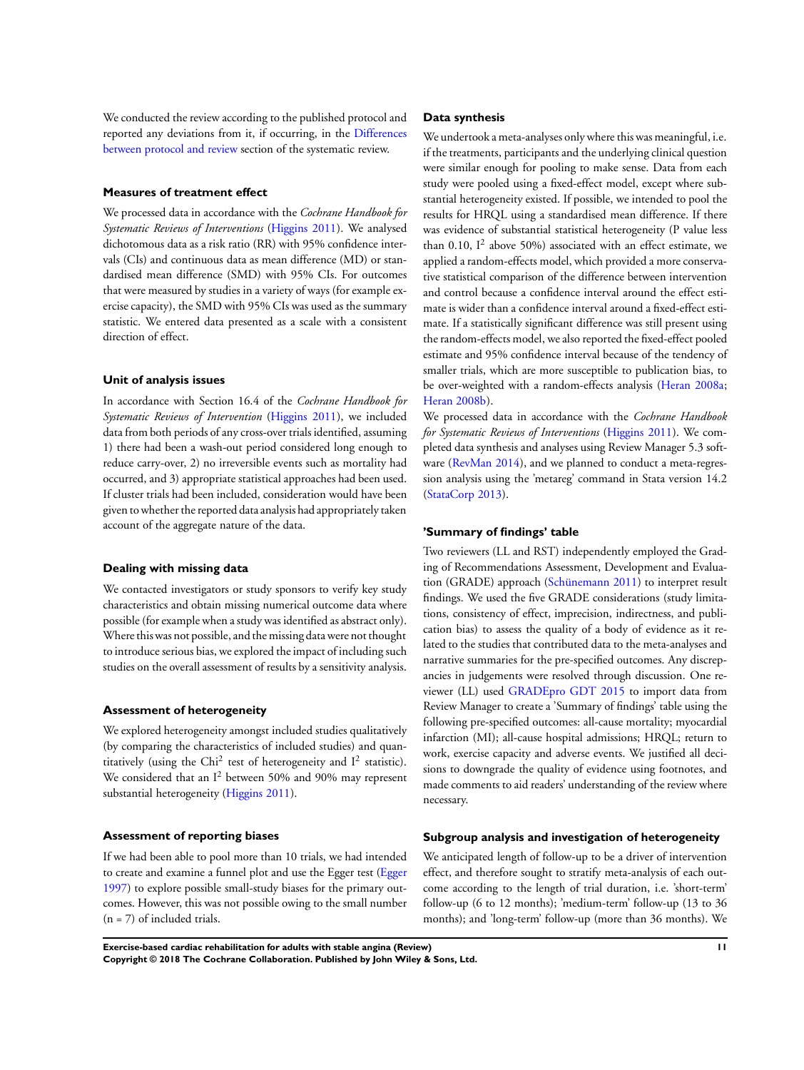We conducted the review according to the published protocol and reported any deviations from it, if occurring, in the Differences between protocol and review section of the systematic review.

### Measures of treatment effect

We processed data in accordance with the *Cochrane Handbook for Systematic Reviews of Interventions* (Higgins 2011). We analysed dichotomous data as a risk ratio (RR) with 95% confidence intervals (CIs) and continuous data as mean difference (MD) or standardised mean difference (SMD) with 95% CIs. For outcomes that were measured by studies in a variety of ways (for example exercise capacity), the SMD with 95% CIs was used as the summary statistic. We entered data presented as a scale with a consistent direction of effect.

### Unit of analysis issues

In accordance with Section 16.4 of the *Cochrane Handbook for Systematic Reviews of Intervention* (Higgins 2011), we included data from both periods of any cross-over trials identified, assuming 1) there had been a wash-out period considered long enough to reduce carry-over, 2) no irreversible events such as mortality had occurred, and 3) appropriate statistical approaches had been used. If cluster trials had been included, consideration would have been given to whether the reported data analysis had appropriately taken account of the aggregate nature of the data.

### Dealing with missing data

We contacted investigators or study sponsors to verify key study characteristics and obtain missing numerical outcome data where possible (for example when a study was identified as abstract only). Where this was not possible, and the missing data were not thought to introduce serious bias, we explored the impact of including such studies on the overall assessment of results by a sensitivity analysis.

### Assessment of heterogeneity

We explored heterogeneity amongst included studies qualitatively (by comparing the characteristics of included studies) and quantitatively (using the $Chi^2$ test of heterogeneity and $I^2$ statistic). We considered that an $I^2$ between 50% and 90% may represent substantial heterogeneity (Higgins 2011).

### Assessment of reporting biases

If we had been able to pool more than 10 trials, we had intended to create and examine a funnel plot and use the Egger test (Egger 1997) to explore possible small-study biases for the primary outcomes. However, this was not possible owing to the small number (n = 7) of included trials.

### Data synthesis

We undertook a meta-analyses only where this was meaningful, i.e. if the treatments, participants and the underlying clinical question were similar enough for pooling to make sense. Data from each study were pooled using a fixed-effect model, except where substantial heterogeneity existed. If possible, we intended to pool the results for HRQL using a standardised mean difference. If there was evidence of substantial statistical heterogeneity (P value less than 0.10, $I^2$ above 50%) associated with an effect estimate, we applied a random-effects model, which provided a more conservative statistical comparison of the difference between intervention and control because a confidence interval around the effect estimate is wider than a confidence interval around a fixed-effect estimate. If a statistically significant difference was still present using the random-effects model, we also reported the fixed-effect pooled estimate and 95% confidence interval because of the tendency of smaller trials, which are more susceptible to publication bias, to be over-weighted with a random-effects analysis (Heran 2008a; Heran 2008b).

We processed data in accordance with the *Cochrane Handbook for Systematic Reviews of Interventions* (Higgins 2011). We completed data synthesis and analyses using Review Manager 5.3 software (RevMan 2014), and we planned to conduct a meta-regression analysis using the 'metareg' command in Stata version 14.2 (StataCorp 2013).

### 'Summary of findings' table

Two reviewers (LL and RST) independently employed the Grading of Recommendations Assessment, Development and Evaluation (GRADE) approach (Schünemann 2011) to interpret result findings. We used the five GRADE considerations (study limitations, consistency of effect, imprecision, indirectness, and publication bias) to assess the quality of a body of evidence as it related to the studies that contributed data to the meta-analyses and narrative summaries for the pre-specified outcomes. Any discrepancies in judgements were resolved through discussion. One reviewer (LL) used GRADEpro GDT 2015 to import data from Review Manager to create a 'Summary of findings' table using the following pre-specified outcomes: all-cause mortality; myocardial infarction (MI); all-cause hospital admissions; HRQL; return to work, exercise capacity and adverse events. We justified all decisions to downgrade the quality of evidence using footnotes, and made comments to aid readers' understanding of the review where necessary.

### Subgroup analysis and investigation of heterogeneity

We anticipated length of follow-up to be a driver of intervention effect, and therefore sought to stratify meta-analysis of each outcome according to the length of trial duration, i.e. 'short-term' follow-up (6 to 12 months); 'medium-term' follow-up (13 to 36 months); and 'long-term' follow-up (more than 36 months). We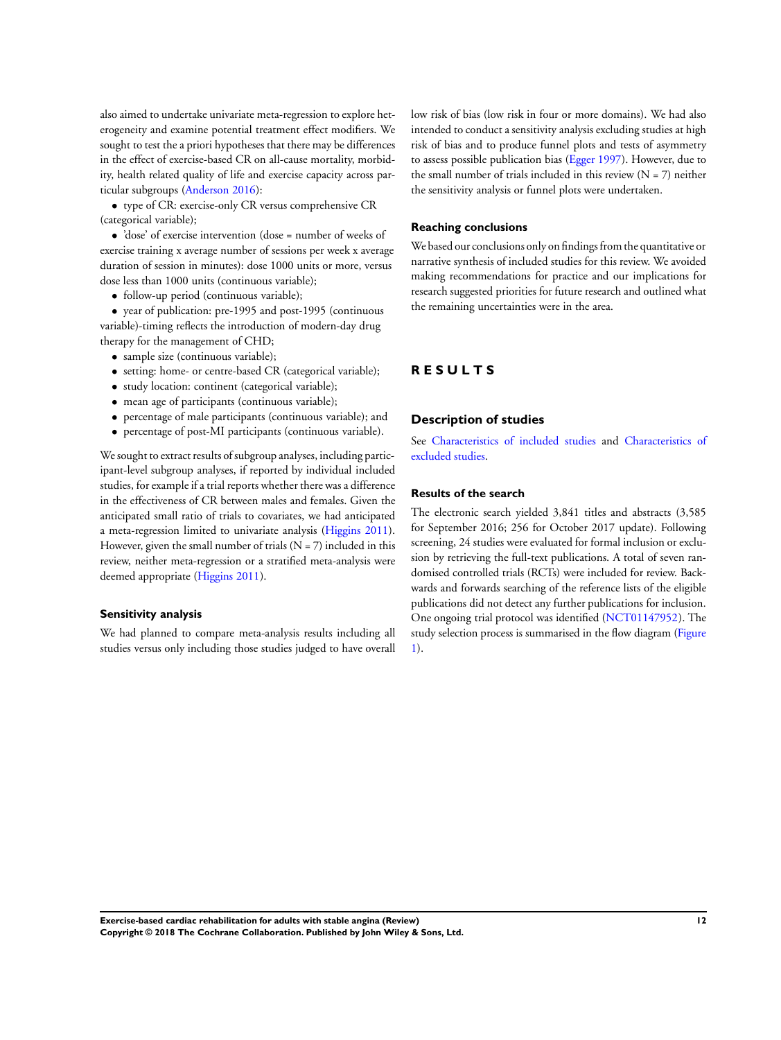also aimed to undertake univariate meta-regression to explore heterogeneity and examine potential treatment effect modifiers. We sought to test the a priori hypotheses that there may be differences in the effect of exercise-based CR on all-cause mortality, morbidity, health related quality of life and exercise capacity across particular subgroups (Anderson 2016):

- type of CR: exercise-only CR versus comprehensive CR (categorical variable);
- 'dose' of exercise intervention (dose = number of weeks of exercise training x average number of sessions per week x average duration of session in minutes): dose 1000 units or more, versus dose less than 1000 units (continuous variable);
- follow-up period (continuous variable);
- year of publication: pre-1995 and post-1995 (continuous variable)-timing reflects the introduction of modern-day drug therapy for the management of CHD;
- sample size (continuous variable);
- setting: home- or centre-based CR (categorical variable);
- study location: continent (categorical variable);
- mean age of participants (continuous variable);
- percentage of male participants (continuous variable); and
- percentage of post-MI participants (continuous variable).

We sought to extract results of subgroup analyses, including participant-level subgroup analyses, if reported by individual included studies, for example if a trial reports whether there was a difference in the effectiveness of CR between males and females. Given the anticipated small ratio of trials to covariates, we had anticipated a meta-regression limited to univariate analysis (Higgins 2011). However, given the small number of trials (N = 7) included in this review, neither meta-regression or a stratified meta-analysis were deemed appropriate (Higgins 2011).

### Sensitivity analysis

We had planned to compare meta-analysis results including all studies versus only including those studies judged to have overall low risk of bias (low risk in four or more domains). We had also intended to conduct a sensitivity analysis excluding studies at high risk of bias and to produce funnel plots and tests of asymmetry to assess possible publication bias (Egger 1997). However, due to the small number of trials included in this review (N = 7) neither the sensitivity analysis or funnel plots were undertaken.

### Reaching conclusions

We based our conclusions only on findings from the quantitative or narrative synthesis of included studies for this review. We avoided making recommendations for practice and our implications for research suggested priorities for future research and outlined what the remaining uncertainties were in the area.

# RESULTS

## Description of studies

See Characteristics of included studies and Characteristics of excluded studies.

### Results of the search

The electronic search yielded 3,841 titles and abstracts (3,585 for September 2016; 256 for October 2017 update). Following screening, 24 studies were evaluated for formal inclusion or exclusion by retrieving the full-text publications. A total of seven randomised controlled trials (RCTs) were included for review. Backwards and forwards searching of the reference lists of the eligible publications did not detect any further publications for inclusion. One ongoing trial protocol was identified (NCT01147952). The study selection process is summarised in the flow diagram (Figure 1).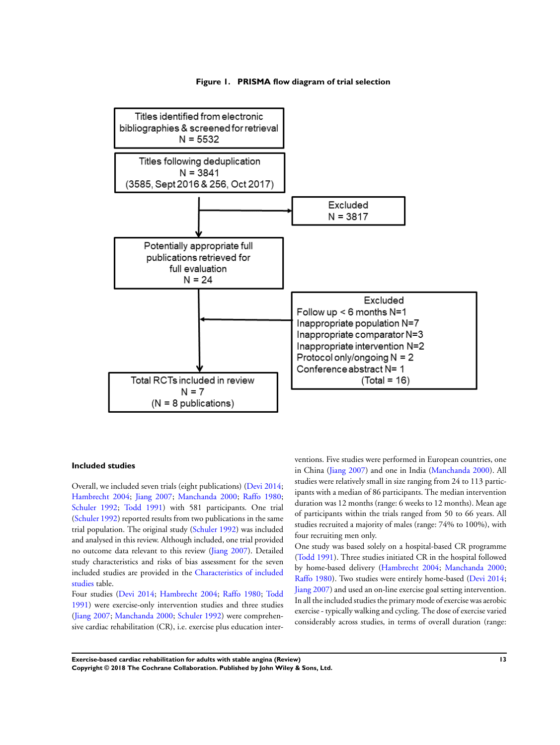**Figure 1. PRISMA flow diagram of trial selection**

Titles identified from electronic bibliographies & screened for retrieval
N = 5532

Titles following deduplication
N = 3841
(3585, Sept 2016 & 256, Oct 2017)

Excluded
N = 3817

Potentially appropriate full publications retrieved for full evaluation
N = 24

Excluded
Follow up < 6 months N=1
Inappropriate population N=7
Inappropriate comparator N=3
Inappropriate intervention N=2
Protocol only/ongoing N = 2
Conference abstract N= 1
(Total = 16)

Total RCTs included in review
N = 7
(N = 8 publications)

### Included studies

Overall, we included seven trials (eight publications) (Devi 2014; Hambrecht 2004; Jiang 2007; Manchanda 2000; Raffo 1980; Schuler 1992; Todd 1991) with 581 participants. One trial (Schuler 1992) reported results from two publications in the same trial population. The original study (Schuler 1992) was included and analysed in this review. Although included, one trial provided no outcome data relevant to this review (Jiang 2007). Detailed study characteristics and risks of bias assessment for the seven included studies are provided in the Characteristics of included studies table.

Four studies (Devi 2014; Hambrecht 2004; Raffo 1980; Todd 1991) were exercise-only intervention studies and three studies (Jiang 2007; Manchanda 2000; Schuler 1992) were comprehensive cardiac rehabilitation (CR), i.e. exercise plus education interventions. Five studies were performed in European countries, one in China (Jiang 2007) and one in India (Manchanda 2000). All studies were relatively small in size ranging from 24 to 113 participants with a median of 86 participants. The median intervention duration was 12 months (range: 6 weeks to 12 months). Mean age of participants within the trials ranged from 50 to 66 years. All studies recruited a majority of males (range: 74% to 100%), with four recruiting men only.

One study was based solely on a hospital-based CR programme (Todd 1991). Three studies initiated CR in the hospital followed by home-based delivery (Hambrecht 2004; Manchanda 2000; Raffo 1980). Two studies were entirely home-based (Devi 2014; Jiang 2007) and used an on-line exercise goal setting intervention. In all the included studies the primary mode of exercise was aerobic exercise - typically walking and cycling. The dose of exercise varied considerably across studies, in terms of overall duration (range: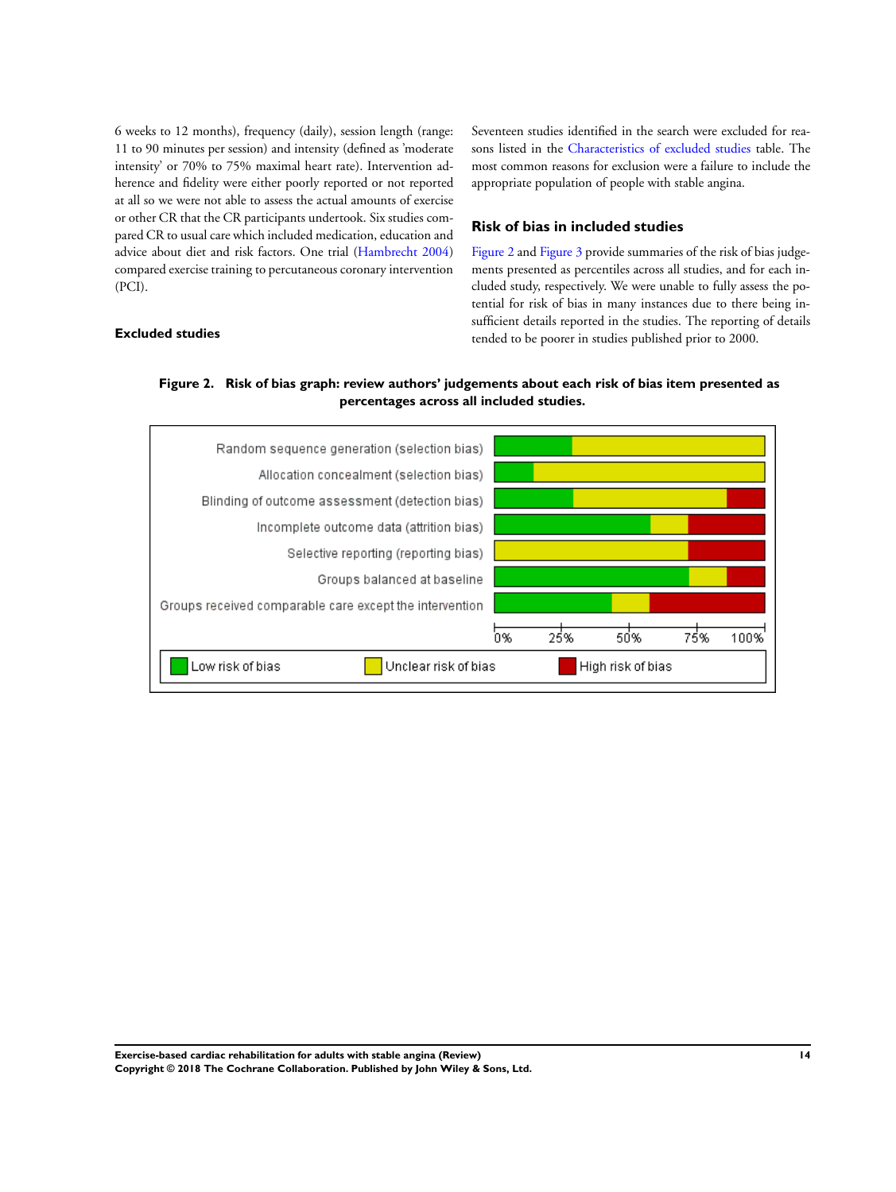6 weeks to 12 months), frequency (daily), session length (range: 11 to 90 minutes per session) and intensity (defined as 'moderate intensity' or 70% to 75% maximal heart rate). Intervention adherence and fidelity were either poorly reported or not reported at all so we were not able to assess the actual amounts of exercise or other CR that the CR participants undertook. Six studies compared CR to usual care which included medication, education and advice about diet and risk factors. One trial (Hambrecht 2004) compared exercise training to percutaneous coronary intervention (PCI).

### Excluded studies

Seventeen studies identified in the search were excluded for reasons listed in the Characteristics of excluded studies table. The most common reasons for exclusion were a failure to include the appropriate population of people with stable angina.

## Risk of bias in included studies

Figure 2 and Figure 3 provide summaries of the risk of bias judgements presented as percentiles across all studies, and for each included study, respectively. We were unable to fully assess the potential for risk of bias in many instances due to there being insufficient details reported in the studies. The reporting of details tended to be poorer in studies published prior to 2000.

**Figure 2. Risk of bias graph: review authors' judgements about each risk of bias item presented as percentages across all included studies.**

Random sequence generation (selection bias)
Allocation concealment (selection bias)
Blinding of outcome assessment (detection bias)
Incomplete outcome data (attrition bias)
Selective reporting (reporting bias)
Groups balanced at baseline
Groups received comparable care except the intervention

0% 25% 50% 75% 100%

Low risk of bias | Unclear risk of bias | High risk of bias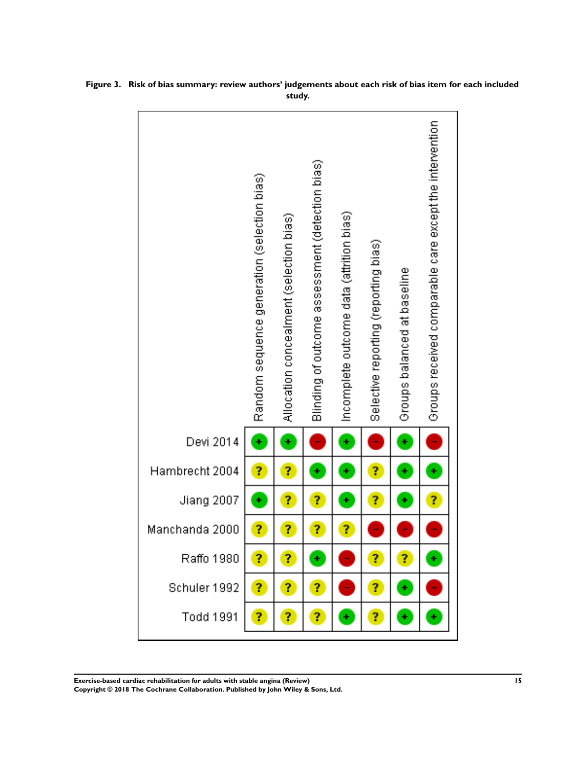**Figure 3. Risk of bias summary: review authors' judgements about each risk of bias item for each included study.**

| | Random sequence generation (selection bias) | Allocation concealment (selection bias) | Blinding of outcome assessment (detection bias) | Incomplete outcome data (attrition bias) | Selective reporting (reporting bias) | Groups balanced at baseline | Groups received comparable care except the intervention |
|---|---|---|---|---|---|---|---|
| Devi 2014 | + | + | - | + | - | + | - |
| Hambrecht 2004 | ? | ? | + | + | ? | + | + |
| Jiang 2007 | + | ? | ? | + | ? | + | ? |
| Manchanda 2000 | ? | ? | ? | ? | - | - | - |
| Raffo 1980 | ? | ? | + | - | ? | ? | + |
| Schuler 1992 | ? | ? | ? | - | ? | + | - |
| Todd 1991 | ? | ? | ? | + | ? | + | + |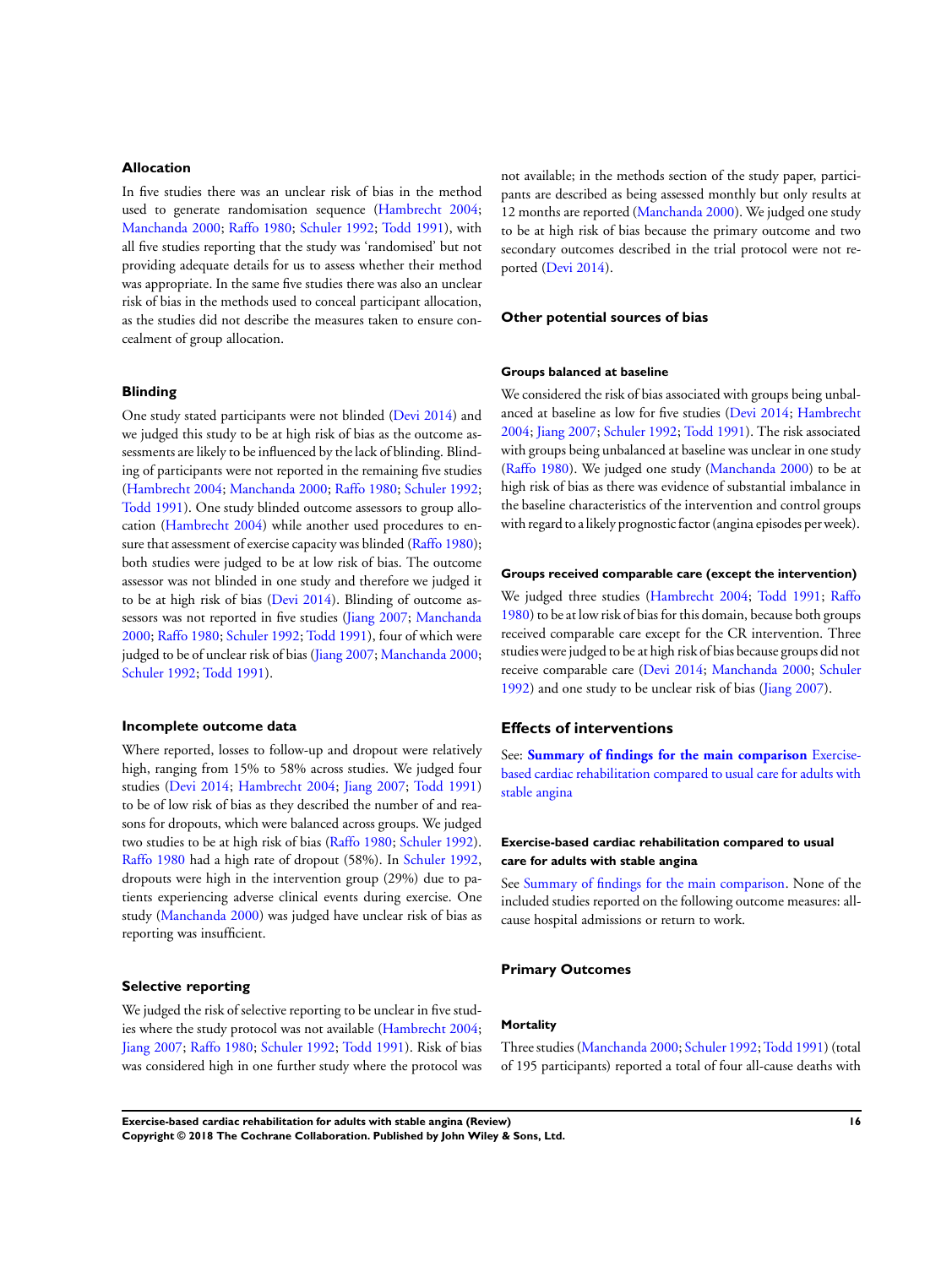### Allocation

In five studies there was an unclear risk of bias in the method used to generate randomisation sequence (Hambrecht 2004; Manchanda 2000; Raffo 1980; Schuler 1992; Todd 1991), with all five studies reporting that the study was 'randomised' but not providing adequate details for us to assess whether their method was appropriate. In the same five studies there was also an unclear risk of bias in the methods used to conceal participant allocation, as the studies did not describe the measures taken to ensure concealment of group allocation.

### Blinding

One study stated participants were not blinded (Devi 2014) and we judged this study to be at high risk of bias as the outcome assessments are likely to be influenced by the lack of blinding. Blinding of participants were not reported in the remaining five studies (Hambrecht 2004; Manchanda 2000; Raffo 1980; Schuler 1992; Todd 1991). One study blinded outcome assessors to group allocation (Hambrecht 2004) while another used procedures to ensure that assessment of exercise capacity was blinded (Raffo 1980); both studies were judged to be at low risk of bias. The outcome assessor was not blinded in one study and therefore we judged it to be at high risk of bias (Devi 2014). Blinding of outcome assessors was not reported in five studies (Jiang 2007; Manchanda 2000; Raffo 1980; Schuler 1992; Todd 1991), four of which were judged to be of unclear risk of bias (Jiang 2007; Manchanda 2000; Schuler 1992; Todd 1991).

### Incomplete outcome data

Where reported, losses to follow-up and dropout were relatively high, ranging from 15% to 58% across studies. We judged four studies (Devi 2014; Hambrecht 2004; Jiang 2007; Todd 1991) to be of low risk of bias as they described the number of and reasons for dropouts, which were balanced across groups. We judged two studies to be at high risk of bias (Raffo 1980; Schuler 1992). Raffo 1980 had a high rate of dropout (58%). In Schuler 1992, dropouts were high in the intervention group (29%) due to patients experiencing adverse clinical events during exercise. One study (Manchanda 2000) was judged have unclear risk of bias as reporting was insufficient.

### Selective reporting

We judged the risk of selective reporting to be unclear in five studies where the study protocol was not available (Hambrecht 2004; Jiang 2007; Raffo 1980; Schuler 1992; Todd 1991). Risk of bias was considered high in one further study where the protocol was not available; in the methods section of the study paper, participants are described as being assessed monthly but only results at 12 months are reported (Manchanda 2000). We judged one study to be at high risk of bias because the primary outcome and two secondary outcomes described in the trial protocol were not reported (Devi 2014).

### Other potential sources of bias

#### Groups balanced at baseline

We considered the risk of bias associated with groups being unbalanced at baseline as low for five studies (Devi 2014; Hambrecht 2004; Jiang 2007; Schuler 1992; Todd 1991). The risk associated with groups being unbalanced at baseline was unclear in one study (Raffo 1980). We judged one study (Manchanda 2000) to be at high risk of bias as there was evidence of substantial imbalance in the baseline characteristics of the intervention and control groups with regard to a likely prognostic factor (angina episodes per week).

#### Groups received comparable care (except the intervention)

We judged three studies (Hambrecht 2004; Todd 1991; Raffo 1980) to be at low risk of bias for this domain, because both groups received comparable care except for the CR intervention. Three studies were judged to be at high risk of bias because groups did not receive comparable care (Devi 2014; Manchanda 2000; Schuler 1992) and one study to be unclear risk of bias (Jiang 2007).

## Effects of interventions

See: **Summary of findings for the main comparison** Exercise-based cardiac rehabilitation compared to usual care for adults with stable angina

#### Exercise-based cardiac rehabilitation compared to usual care for adults with stable angina

See Summary of findings for the main comparison. None of the included studies reported on the following outcome measures: all-cause hospital admissions or return to work.

### Primary Outcomes

#### Mortality

Three studies (Manchanda 2000; Schuler 1992; Todd 1991) (total of 195 participants) reported a total of four all-cause deaths with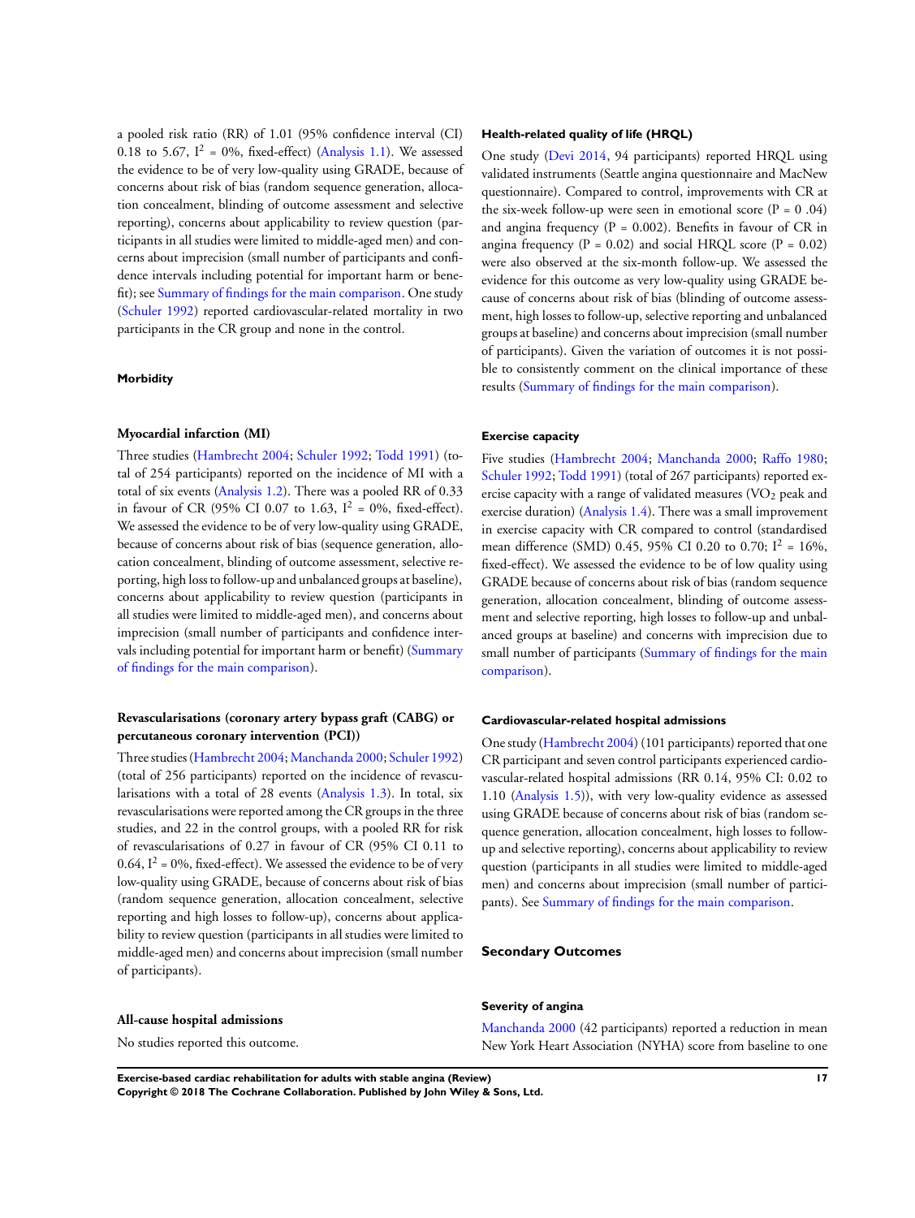a pooled risk ratio (RR) of 1.01 (95% confidence interval (CI) 0.18 to 5.67, $I^2$ = 0%, fixed-effect) (Analysis 1.1). We assessed the evidence to be of very low-quality using GRADE, because of concerns about risk of bias (random sequence generation, allocation concealment, blinding of outcome assessment and selective reporting), concerns about applicability to review question (participants in all studies were limited to middle-aged men) and concerns about imprecision (small number of participants and confidence intervals including potential for important harm or benefit); see Summary of findings for the main comparison. One study (Schuler 1992) reported cardiovascular-related mortality in two participants in the CR group and none in the control.

#### Morbidity

##### Myocardial infarction (MI)

Three studies (Hambrecht 2004; Schuler 1992; Todd 1991) (total of 254 participants) reported on the incidence of MI with a total of six events (Analysis 1.2). There was a pooled RR of 0.33 in favour of CR (95% CI 0.07 to 1.63, $I^2$ = 0%, fixed-effect). We assessed the evidence to be of very low-quality using GRADE, because of concerns about risk of bias (sequence generation, allocation concealment, blinding of outcome assessment, selective reporting, high loss to follow-up and unbalanced groups at baseline), concerns about applicability to review question (participants in all studies were limited to middle-aged men), and concerns about imprecision (small number of participants and confidence intervals including potential for important harm or benefit) (Summary of findings for the main comparison).

##### Revascularisations (coronary artery bypass graft (CABG) or percutaneous coronary intervention (PCI))

Three studies (Hambrecht 2004; Manchanda 2000; Schuler 1992) (total of 256 participants) reported on the incidence of revascularisations with a total of 28 events (Analysis 1.3). In total, six revascularisations were reported among the CR groups in the three studies, and 22 in the control groups, with a pooled RR for risk of revascularisations of 0.27 in favour of CR (95% CI 0.11 to 0.64, $I^2$ = 0%, fixed-effect). We assessed the evidence to be of very low-quality using GRADE, because of concerns about risk of bias (random sequence generation, allocation concealment, selective reporting and high losses to follow-up), concerns about applicability to review question (participants in all studies were limited to middle-aged men) and concerns about imprecision (small number of participants).

##### All-cause hospital admissions

No studies reported this outcome.

##### Health-related quality of life (HRQL)

One study (Devi 2014, 94 participants) reported HRQL using validated instruments (Seattle angina questionnaire and MacNew questionnaire). Compared to control, improvements with CR at the six-week follow-up were seen in emotional score (P = 0 .04) and angina frequency (P = 0.002). Benefits in favour of CR in angina frequency (P = 0.02) and social HRQL score (P = 0.02) were also observed at the six-month follow-up. We assessed the evidence for this outcome as very low-quality using GRADE because of concerns about risk of bias (blinding of outcome assessment, high losses to follow-up, selective reporting and unbalanced groups at baseline) and concerns about imprecision (small number of participants). Given the variation of outcomes it is not possible to consistently comment on the clinical importance of these results (Summary of findings for the main comparison).

##### Exercise capacity

Five studies (Hambrecht 2004; Manchanda 2000; Raffo 1980; Schuler 1992; Todd 1991) (total of 267 participants) reported exercise capacity with a range of validated measures ($VO_2$ peak and exercise duration) (Analysis 1.4). There was a small improvement in exercise capacity with CR compared to control (standardised mean difference (SMD) 0.45, 95% CI 0.20 to 0.70; $I^2$ = 16%, fixed-effect). We assessed the evidence to be of low quality using GRADE because of concerns about risk of bias (random sequence generation, allocation concealment, blinding of outcome assessment and selective reporting, high losses to follow-up and unbalanced groups at baseline) and concerns with imprecision due to small number of participants (Summary of findings for the main comparison).

##### Cardiovascular-related hospital admissions

One study (Hambrecht 2004) (101 participants) reported that one CR participant and seven control participants experienced cardiovascular-related hospital admissions (RR 0.14, 95% CI: 0.02 to 1.10 (Analysis 1.5)), with very low-quality evidence as assessed using GRADE because of concerns about risk of bias (random sequence generation, allocation concealment, high losses to follow-up and selective reporting), concerns about applicability to review question (participants in all studies were limited to middle-aged men) and concerns about imprecision (small number of participants). See Summary of findings for the main comparison.

### Secondary Outcomes

##### Severity of angina

Manchanda 2000 (42 participants) reported a reduction in mean New York Heart Association (NYHA) score from baseline to one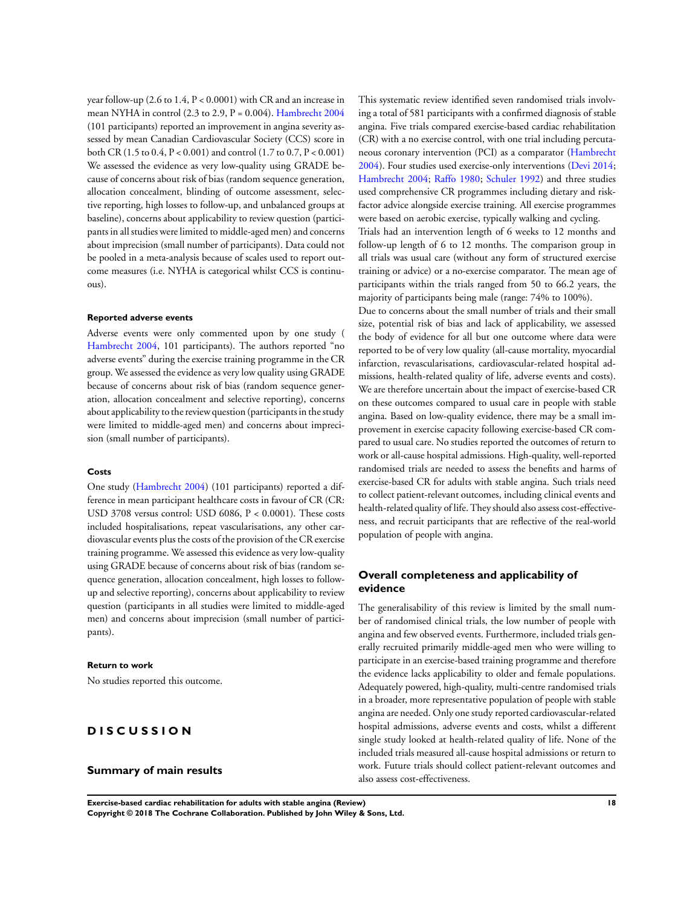year follow-up (2.6 to 1.4, $P < 0.0001$) with CR and an increase in mean NYHA in control (2.3 to 2.9, $P = 0.004$). Hambrecht 2004 (101 participants) reported an improvement in angina severity assessed by mean Canadian Cardiovascular Society (CCS) score in both CR (1.5 to 0.4, $P < 0.001$) and control (1.7 to 0.7, $P < 0.001$) We assessed the evidence as very low-quality using GRADE because of concerns about risk of bias (random sequence generation, allocation concealment, blinding of outcome assessment, selective reporting, high losses to follow-up, and unbalanced groups at baseline), concerns about applicability to review question (participants in all studies were limited to middle-aged men) and concerns about imprecision (small number of participants). Data could not be pooled in a meta-analysis because of scales used to report outcome measures (i.e. NYHA is categorical whilst CCS is continuous).

#### Reported adverse events

Adverse events were only commented upon by one study ( Hambrecht 2004, 101 participants). The authors reported "no adverse events" during the exercise training programme in the CR group. We assessed the evidence as very low quality using GRADE because of concerns about risk of bias (random sequence generation, allocation concealment and selective reporting), concerns about applicability to the review question (participants in the study were limited to middle-aged men) and concerns about imprecision (small number of participants).

#### Costs

One study (Hambrecht 2004) (101 participants) reported a difference in mean participant healthcare costs in favour of CR (CR: USD 3708 versus control: USD 6086, $P < 0.0001$). These costs included hospitalisations, repeat vascularisations, any other cardiovascular events plus the costs of the provision of the CR exercise training programme. We assessed this evidence as very low-quality using GRADE because of concerns about risk of bias (random sequence generation, allocation concealment, high losses to follow-up and selective reporting), concerns about applicability to review question (participants in all studies were limited to middle-aged men) and concerns about imprecision (small number of participants).

#### Return to work

No studies reported this outcome.

# DISCUSSION

## Summary of main results

This systematic review identified seven randomised trials involving a total of 581 participants with a confirmed diagnosis of stable angina. Five trials compared exercise-based cardiac rehabilitation (CR) with a no exercise control, with one trial including percutaneous coronary intervention (PCI) as a comparator (Hambrecht 2004). Four studies used exercise-only interventions (Devi 2014; Hambrecht 2004; Raffo 1980; Schuler 1992) and three studies used comprehensive CR programmes including dietary and risk-factor advice alongside exercise training. All exercise programmes were based on aerobic exercise, typically walking and cycling.

Trials had an intervention length of 6 weeks to 12 months and follow-up length of 6 to 12 months. The comparison group in all trials was usual care (without any form of structured exercise training or advice) or a no-exercise comparator. The mean age of participants within the trials ranged from 50 to 66.2 years, the majority of participants being male (range: 74% to 100%).

Due to concerns about the small number of trials and their small size, potential risk of bias and lack of applicability, we assessed the body of evidence for all but one outcome where data were reported to be of very low quality (all-cause mortality, myocardial infarction, revascularisations, cardiovascular-related hospital admissions, health-related quality of life, adverse events and costs). We are therefore uncertain about the impact of exercise-based CR on these outcomes compared to usual care in people with stable angina. Based on low-quality evidence, there may be a small improvement in exercise capacity following exercise-based CR compared to usual care. No studies reported the outcomes of return to work or all-cause hospital admissions. High-quality, well-reported randomised trials are needed to assess the benefits and harms of exercise-based CR for adults with stable angina. Such trials need to collect patient-relevant outcomes, including clinical events and health-related quality of life. They should also assess cost-effectiveness, and recruit participants that are reflective of the real-world population of people with angina.

## Overall completeness and applicability of evidence

The generalisability of this review is limited by the small number of randomised clinical trials, the low number of people with angina and few observed events. Furthermore, included trials generally recruited primarily middle-aged men who were willing to participate in an exercise-based training programme and therefore the evidence lacks applicability to older and female populations. Adequately powered, high-quality, multi-centre randomised trials in a broader, more representative population of people with stable angina are needed. Only one study reported cardiovascular-related hospital admissions, adverse events and costs, whilst a different single study looked at health-related quality of life. None of the included trials measured all-cause hospital admissions or return to work. Future trials should collect patient-relevant outcomes and also assess cost-effectiveness.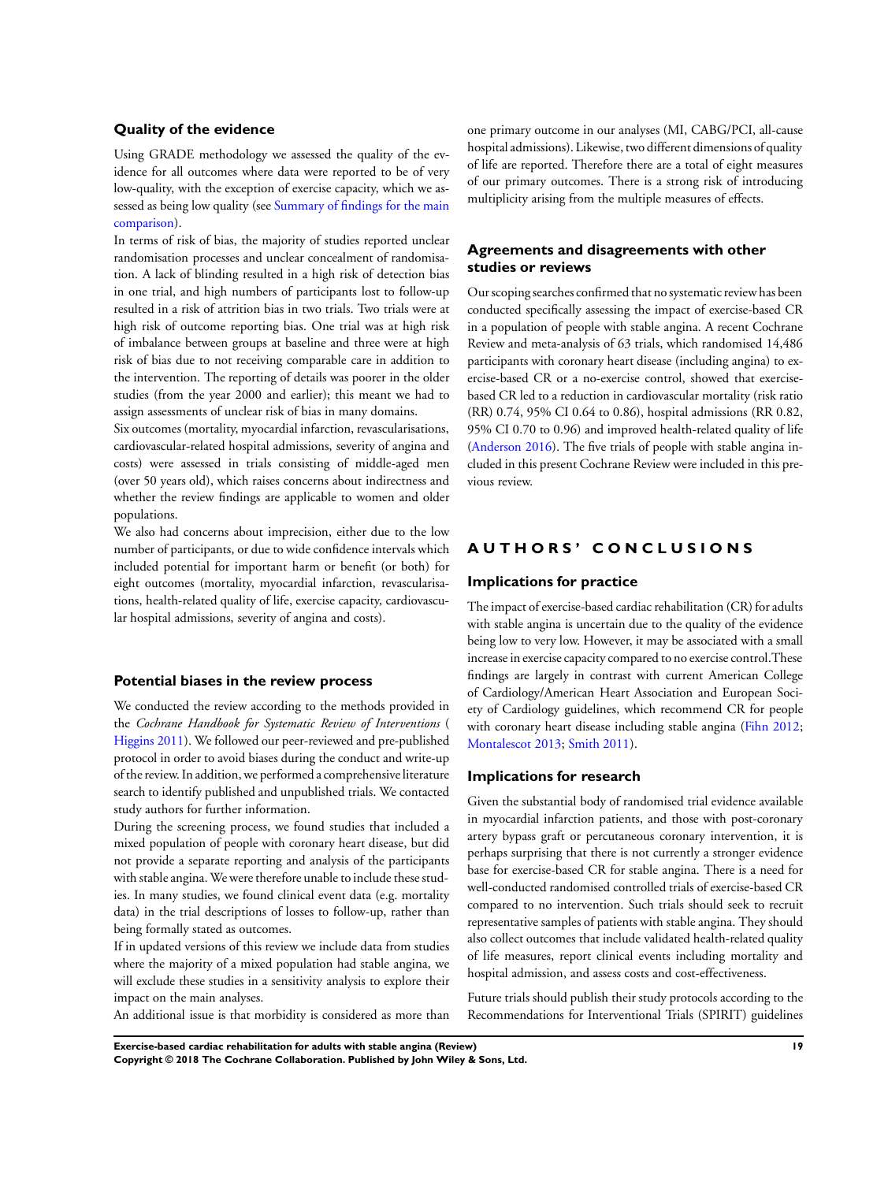## Quality of the evidence

Using GRADE methodology we assessed the quality of the evidence for all outcomes where data were reported to be of very low-quality, with the exception of exercise capacity, which we assessed as being low quality (see Summary of findings for the main comparison).

In terms of risk of bias, the majority of studies reported unclear randomisation processes and unclear concealment of randomisation. A lack of blinding resulted in a high risk of detection bias in one trial, and high numbers of participants lost to follow-up resulted in a risk of attrition bias in two trials. Two trials were at high risk of outcome reporting bias. One trial was at high risk of imbalance between groups at baseline and three were at high risk of bias due to not receiving comparable care in addition to the intervention. The reporting of details was poorer in the older studies (from the year 2000 and earlier); this meant we had to assign assessments of unclear risk of bias in many domains.

Six outcomes (mortality, myocardial infarction, revascularisations, cardiovascular-related hospital admissions, severity of angina and costs) were assessed in trials consisting of middle-aged men (over 50 years old), which raises concerns about indirectness and whether the review findings are applicable to women and older populations.

We also had concerns about imprecision, either due to the low number of participants, or due to wide confidence intervals which included potential for important harm or benefit (or both) for eight outcomes (mortality, myocardial infarction, revascularisations, health-related quality of life, exercise capacity, cardiovascular hospital admissions, severity of angina and costs).

## Potential biases in the review process

We conducted the review according to the methods provided in the *Cochrane Handbook for Systematic Review of Interventions* (Higgins 2011). We followed our peer-reviewed and pre-published protocol in order to avoid biases during the conduct and write-up of the review. In addition, we performed a comprehensive literature search to identify published and unpublished trials. We contacted study authors for further information.

During the screening process, we found studies that included a mixed population of people with coronary heart disease, but did not provide a separate reporting and analysis of the participants with stable angina. We were therefore unable to include these studies. In many studies, we found clinical event data (e.g. mortality data) in the trial descriptions of losses to follow-up, rather than being formally stated as outcomes.

If in updated versions of this review we include data from studies where the majority of a mixed population had stable angina, we will exclude these studies in a sensitivity analysis to explore their impact on the main analyses.

An additional issue is that morbidity is considered as more than one primary outcome in our analyses (MI, CABG/PCI, all-cause hospital admissions). Likewise, two different dimensions of quality of life are reported. Therefore there are a total of eight measures of our primary outcomes. There is a strong risk of introducing multiplicity arising from the multiple measures of effects.

## Agreements and disagreements with other studies or reviews

Our scoping searches confirmed that no systematic review has been conducted specifically assessing the impact of exercise-based CR in a population of people with stable angina. A recent Cochrane Review and meta-analysis of 63 trials, which randomised 14,486 participants with coronary heart disease (including angina) to exercise-based CR or a no-exercise control, showed that exercise-based CR led to a reduction in cardiovascular mortality (risk ratio (RR) 0.74, 95% CI 0.64 to 0.86), hospital admissions (RR 0.82, 95% CI 0.70 to 0.96) and improved health-related quality of life (Anderson 2016). The five trials of people with stable angina included in this present Cochrane Review were included in this previous review.

# AUTHORS' CONCLUSIONS

## Implications for practice

The impact of exercise-based cardiac rehabilitation (CR) for adults with stable angina is uncertain due to the quality of the evidence being low to very low. However, it may be associated with a small increase in exercise capacity compared to no exercise control. These findings are largely in contrast with current American College of Cardiology/American Heart Association and European Society of Cardiology guidelines, which recommend CR for people with coronary heart disease including stable angina (Fihn 2012; Montalescot 2013; Smith 2011).

## Implications for research

Given the substantial body of randomised trial evidence available in myocardial infarction patients, and those with post-coronary artery bypass graft or percutaneous coronary intervention, it is perhaps surprising that there is not currently a stronger evidence base for exercise-based CR for stable angina. There is a need for well-conducted randomised controlled trials of exercise-based CR compared to no intervention. Such trials should seek to recruit representative samples of patients with stable angina. They should also collect outcomes that include validated health-related quality of life measures, report clinical events including mortality and hospital admission, and assess costs and cost-effectiveness.

Future trials should publish their study protocols according to the Recommendations for Interventional Trials (SPIRIT) guidelines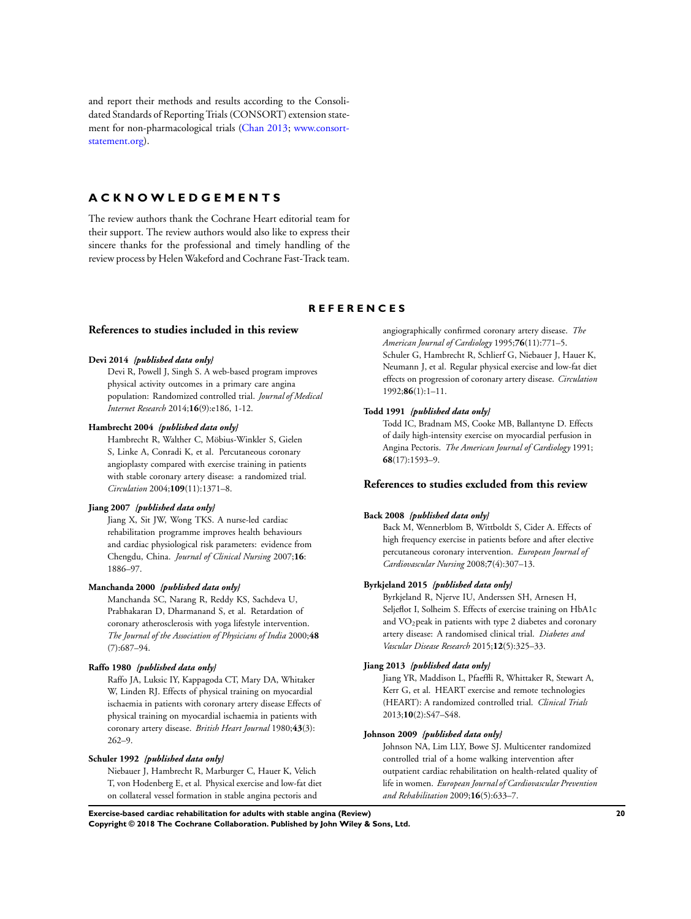and report their methods and results according to the Consolidated Standards of Reporting Trials (CONSORT) extension statement for non-pharmacological trials (Chan 2013; www.consort-statement.org).

# ACKNOWLEDGEMENTS

The review authors thank the Cochrane Heart editorial team for their support. The review authors would also like to express their sincere thanks for the professional and timely handling of the review process by Helen Wakeford and Cochrane Fast-Track team.

# REFERENCES

## References to studies included in this review

**Devi 2014** *{published data only}*

Devi R, Powell J, Singh S. A web-based program improves physical activity outcomes in a primary care angina population: Randomized controlled trial. *Journal of Medical Internet Research* 2014;**16**(9):e186, 1-12.

**Hambrecht 2004** *{published data only}*

Hambrecht R, Walther C, Möbius-Winkler S, Gielen S, Linke A, Conradi K, et al. Percutaneous coronary angioplasty compared with exercise training in patients with stable coronary artery disease: a randomized trial. *Circulation* 2004;**109**(11):1371–8.

**Jiang 2007** *{published data only}*

Jiang X, Sit JW, Wong TKS. A nurse-led cardiac rehabilitation programme improves health behaviours and cardiac physiological risk parameters: evidence from Chengdu, China. *Journal of Clinical Nursing* 2007;**16**: 1886–97.

**Manchanda 2000** *{published data only}*

Manchanda SC, Narang R, Reddy KS, Sachdeva U, Prabhakaran D, Dharmanand S, et al. Retardation of coronary atherosclerosis with yoga lifestyle intervention. *The Journal of the Association of Physicians of India* 2000;**48**(7):687–94.

**Raffo 1980** *{published data only}*

Raffo JA, Luksic IY, Kappagoda CT, Mary DA, Whitaker W, Linden RJ. Effects of physical training on myocardial ischaemia in patients with coronary artery disease Effects of physical training on myocardial ischaemia in patients with coronary artery disease. *British Heart Journal* 1980;**43**(3): 262–9.

**Schuler 1992** *{published data only}*

Niebauer J, Hambrecht R, Marburger C, Hauer K, Velich T, von Hodenberg E, et al. Physical exercise and low-fat diet on collateral vessel formation in stable angina pectoris and angiographically confirmed coronary artery disease. *The American Journal of Cardiology* 1995;**76**(11):771–5.

Schuler G, Hambrecht R, Schlierf G, Niebauer J, Hauer K, Neumann J, et al. Regular physical exercise and low-fat diet effects on progression of coronary artery disease. *Circulation* 1992;**86**(1):1–11.

**Todd 1991** *{published data only}*

Todd IC, Bradnam MS, Cooke MB, Ballantyne D. Effects of daily high-intensity exercise on myocardial perfusion in Angina Pectoris. *The American Journal of Cardiology* 1991; **68**(17):1593–9.

## References to studies excluded from this review

**Back 2008** *{published data only}*

Back M, Wennerblom B, Wittboldt S, Cider A. Effects of high frequency exercise in patients before and after elective percutaneous coronary intervention. *European Journal of Cardiovascular Nursing* 2008;**7**(4):307–13.

**Byrkjeland 2015** *{published data only}*

Byrkjeland R, Njerve IU, Anderssen SH, Arnesen H, Seljeflot I, Solheim S. Effects of exercise training on HbA1c and $VO_2$peak in patients with type 2 diabetes and coronary artery disease: A randomised clinical trial. *Diabetes and Vascular Disease Research* 2015;**12**(5):325–33.

**Jiang 2013** *{published data only}*

Jiang YR, Maddison L, Pfaeffli R, Whittaker R, Stewart A, Kerr G, et al. HEART exercise and remote technologies (HEART): A randomized controlled trial. *Clinical Trials* 2013;**10**(2):S47–S48.

**Johnson 2009** *{published data only}*

Johnson NA, Lim LLY, Bowe SJ. Multicenter randomized controlled trial of a home walking intervention after outpatient cardiac rehabilitation on health-related quality of life in women. *European Journal of Cardiovascular Prevention and Rehabilitation* 2009;**16**(5):633–7.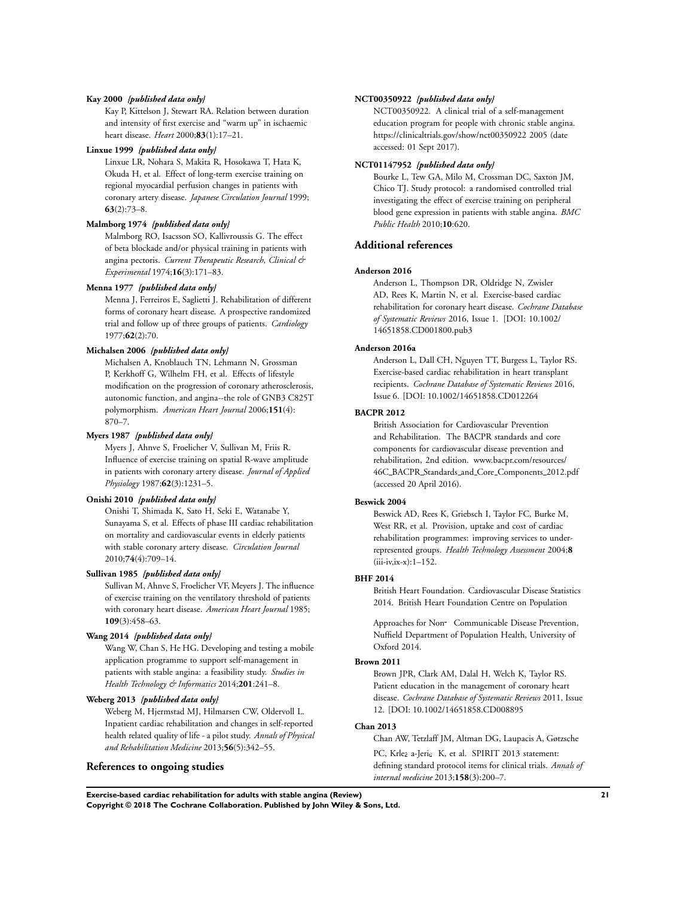**Kay 2000** *{published data only}*

Kay P, Kittelson J, Stewart RA. Relation between duration and intensity of first exercise and "warm up" in ischaemic heart disease. *Heart* 2000;**83**(1):17–21.

**Linxue 1999** *{published data only}*

Linxue LR, Nohara S, Makita R, Hosokawa T, Hata K, Okuda H, et al. Effect of long-term exercise training on regional myocardial perfusion changes in patients with coronary artery disease. *Japanese Circulation Journal* 1999; **63**(2):73–8.

**Malmborg 1974** *{published data only}*

Malmborg RO, Isacsson SO, Kallivroussis G. The effect of beta blockade and/or physical training in patients with angina pectoris. *Current Therapeutic Research, Clinical & Experimental* 1974;**16**(3):171–83.

**Menna 1977** *{published data only}*

Menna J, Ferreiros E, Saglietti J. Rehabilitation of different forms of coronary heart disease. A prospective randomized trial and follow up of three groups of patients. *Cardiology* 1977;**62**(2):70.

**Michalsen 2006** *{published data only}*

Michalsen A, Knoblauch TN, Lehmann N, Grossman P, Kerkhoff G, Wilhelm FH, et al. Effects of lifestyle modification on the progression of coronary atherosclerosis, autonomic function, and angina--the role of GNB3 C825T polymorphism. *American Heart Journal* 2006;**151**(4): 870–7.

**Myers 1987** *{published data only}*

Myers J, Ahnve S, Froelicher V, Sullivan M, Friis R. Influence of exercise training on spatial R-wave amplitude in patients with coronary artery disease. *Journal of Applied Physiology* 1987;**62**(3):1231–5.

**Onishi 2010** *{published data only}*

Onishi T, Shimada K, Sato H, Seki E, Watanabe Y, Sunayama S, et al. Effects of phase III cardiac rehabilitation on mortality and cardiovascular events in elderly patients with stable coronary artery disease. *Circulation Journal* 2010;**74**(4):709–14.

**Sullivan 1985** *{published data only}*

Sullivan M, Ahnve S, Froelicher VF, Meyers J. The influence of exercise training on the ventilatory threshold of patients with coronary heart disease. *American Heart Journal* 1985; **109**(3):458–63.

**Wang 2014** *{published data only}*

Wang W, Chan S, He HG. Developing and testing a mobile application programme to support self-management in patients with stable angina: a feasibility study. *Studies in Health Technology & Informatics* 2014;**201**:241–8.

**Weberg 2013** *{published data only}*

Weberg M, Hjermstad MJ, Hilmarsen CW, Oldervoll L. Inpatient cardiac rehabilitation and changes in self-reported health related quality of life - a pilot study. *Annals of Physical and Rehabilitation Medicine* 2013;**56**(5):342–55.

## References to ongoing studies

**NCT00350922** *{published data only}*

NCT00350922. A clinical trial of a self-management education program for people with chronic stable angina. https://clinicaltrials.gov/show/nct00350922 2005 (date accessed: 01 Sept 2017).

**NCT01147952** *{published data only}*

Bourke L, Tew GA, Milo M, Crossman DC, Saxton JM, Chico TJ. Study protocol: a randomised controlled trial investigating the effect of exercise training on peripheral blood gene expression in patients with stable angina. *BMC Public Health* 2010;**10**:620.

## Additional references

**Anderson 2016**

Anderson L, Thompson DR, Oldridge N, Zwisler AD, Rees K, Martin N, et al. Exercise-based cardiac rehabilitation for coronary heart disease. *Cochrane Database of Systematic Reviews* 2016, Issue 1. [DOI: 10.1002/14651858.CD001800.pub3

**Anderson 2016a**

Anderson L, Dall CH, Nguyen TT, Burgess L, Taylor RS. Exercise-based cardiac rehabilitation in heart transplant recipients. *Cochrane Database of Systematic Reviews* 2016, Issue 6. [DOI: 10.1002/14651858.CD012264

**BACPR 2012**

British Association for Cardiovascular Prevention and Rehabilitation. The BACPR standards and core components for cardiovascular disease prevention and rehabilitation, 2nd edition. www.bacpr.com/resources/46C_BACPR_Standards_and_Core_Components_2012.pdf (accessed 20 April 2016).

**Beswick 2004**

Beswick AD, Rees K, Griebsch I, Taylor FC, Burke M, West RR, et al. Provision, uptake and cost of cardiac rehabilitation programmes: improving services to under-represented groups. *Health Technology Assessment* 2004;**8** (iii-iv,ix-x):1–152.

**BHF 2014**

British Heart Foundation. Cardiovascular Disease Statistics 2014. British Heart Foundation Centre on Population Approaches for Non- Communicable Disease Prevention, Nuffield Department of Population Health, University of Oxford 2014.

**Brown 2011**

Brown JPR, Clark AM, Dalal H, Welch K, Taylor RS. Patient education in the management of coronary heart disease. *Cochrane Database of Systematic Reviews* 2011, Issue 12. [DOI: 10.1002/14651858.CD008895

**Chan 2013**

Chan AW, Tetzlaff JM, Altman DG, Laupacis A, Gøtzsche PC, Krleža-Jerić K, et al. SPIRIT 2013 statement: defining standard protocol items for clinical trials. *Annals of internal medicine* 2013;**158**(3):200–7.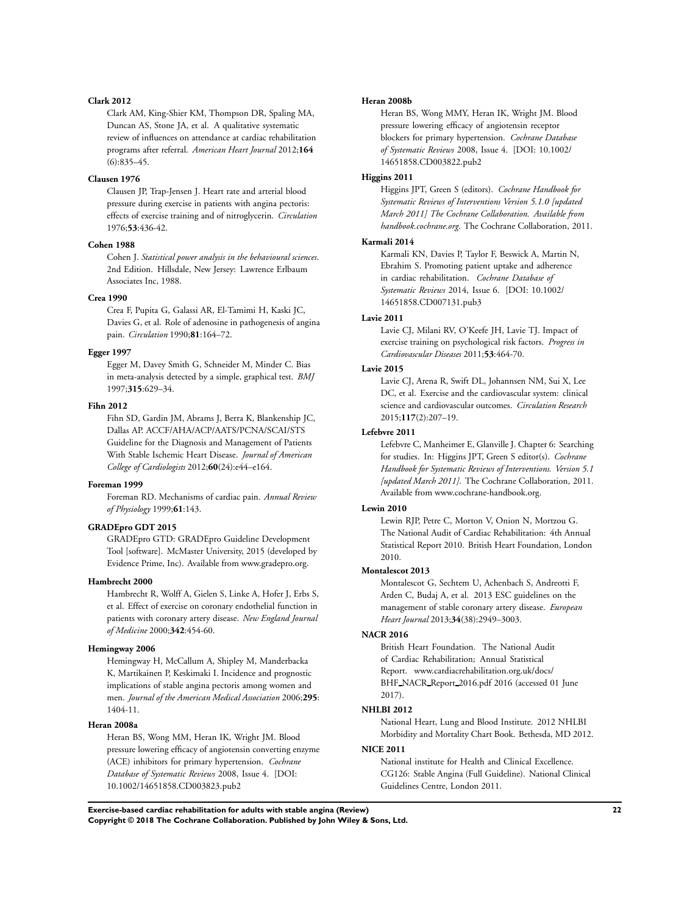**Clark 2012**

Clark AM, King-Shier KM, Thompson DR, Spaling MA, Duncan AS, Stone JA, et al. A qualitative systematic review of influences on attendance at cardiac rehabilitation programs after referral. *American Heart Journal* 2012;**164**(6):835–45.

**Clausen 1976**

Clausen JP, Trap-Jensen J. Heart rate and arterial blood pressure during exercise in patients with angina pectoris: effects of exercise training and of nitroglycerin. *Circulation* 1976;**53**:436-42.

**Cohen 1988**

Cohen J. *Statistical power analysis in the behavioural sciences*. 2nd Edition. Hillsdale, New Jersey: Lawrence Erlbaum Associates Inc, 1988.

**Crea 1990**

Crea F, Pupita G, Galassi AR, El-Tamimi H, Kaski JC, Davies G, et al. Role of adenosine in pathogenesis of angina pain. *Circulation* 1990;**81**:164–72.

**Egger 1997**

Egger M, Davey Smith G, Schneider M, Minder C. Bias in meta-analysis detected by a simple, graphical test. *BMJ* 1997;**315**:629–34.

**Fihn 2012**

Fihn SD, Gardin JM, Abrams J, Berra K, Blankenship JC, Dallas AP. ACCF/AHA/ACP/AATS/PCNA/SCAI/STS Guideline for the Diagnosis and Management of Patients With Stable Ischemic Heart Disease. *Journal of American College of Cardiologists* 2012;**60**(24):e44–e164.

**Foreman 1999**

Foreman RD. Mechanisms of cardiac pain. *Annual Review of Physiology* 1999;**61**:143.

**GRADEpro GDT 2015**

GRADEpro GTD: GRADEpro Guideline Development Tool [software]. McMaster University, 2015 (developed by Evidence Prime, Inc). Available from www.gradepro.org.

**Hambrecht 2000**

Hambrecht R, Wolff A, Gielen S, Linke A, Hofer J, Erbs S, et al. Effect of exercise on coronary endothelial function in patients with coronary artery disease. *New England Journal of Medicine* 2000;**342**:454-60.

**Hemingway 2006**

Hemingway H, McCallum A, Shipley M, Manderbacka K, Martikainen P, Keskimaki I. Incidence and prognostic implications of stable angina pectoris among women and men. *Journal of the American Medical Association* 2006;**295**:1404-11.

**Heran 2008a**

Heran BS, Wong MM, Heran IK, Wright JM. Blood pressure lowering efficacy of angiotensin converting enzyme (ACE) inhibitors for primary hypertension. *Cochrane Database of Systematic Reviews* 2008, Issue 4. [DOI: 10.1002/14651858.CD003823.pub2

**Heran 2008b**

Heran BS, Wong MMY, Heran IK, Wright JM. Blood pressure lowering efficacy of angiotensin receptor blockers for primary hypertension. *Cochrane Database of Systematic Reviews* 2008, Issue 4. [DOI: 10.1002/14651858.CD003822.pub2

**Higgins 2011**

Higgins JPT, Green S (editors). *Cochrane Handbook for Systematic Reviews of Interventions Version 5.1.0 [updated March 2011] The Cochrane Collaboration. Available from handbook.cochrane.org*. The Cochrane Collaboration, 2011.

**Karmali 2014**

Karmali KN, Davies P, Taylor F, Beswick A, Martin N, Ebrahim S. Promoting patient uptake and adherence in cardiac rehabilitation. *Cochrane Database of Systematic Reviews* 2014, Issue 6. [DOI: 10.1002/14651858.CD007131.pub3

**Lavie 2011**

Lavie CJ, Milani RV, O'Keefe JH, Lavie TJ. Impact of exercise training on psychological risk factors. *Progress in Cardiovascular Diseases* 2011;**53**:464-70.

**Lavie 2015**

Lavie CJ, Arena R, Swift DL, Johannsen NM, Sui X, Lee DC, et al. Exercise and the cardiovascular system: clinical science and cardiovascular outcomes. *Circulation Research* 2015;**117**(2):207–19.

**Lefebvre 2011**

Lefebvre C, Manheimer E, Glanville J. Chapter 6: Searching for studies. In: Higgins JPT, Green S editor(s). *Cochrane Handbook for Systematic Reviews of Interventions. Version 5.1 [updated March 2011]*. The Cochrane Collaboration, 2011. Available from www.cochrane-handbook.org.

**Lewin 2010**

Lewin RJP, Petre C, Morton V, Onion N, Mortzou G. The National Audit of Cardiac Rehabilitation: 4th Annual Statistical Report 2010. British Heart Foundation, London 2010.

**Montalescot 2013**

Montalescot G, Sechtem U, Achenbach S, Andreotti F, Arden C, Budaj A, et al. 2013 ESC guidelines on the management of stable coronary artery disease. *European Heart Journal* 2013;**34**(38):2949–3003.

**NACR 2016**

British Heart Foundation. The National Audit of Cardiac Rehabilitation; Annual Statistical Report. www.cardiacrehabilitation.org.uk/docs/BHF_NACR_Report_2016.pdf 2016 (accessed 01 June 2017).

**NHLBI 2012**

National Heart, Lung and Blood Institute. 2012 NHLBI Morbidity and Mortality Chart Book. Bethesda, MD 2012.

**NICE 2011**

National institute for Health and Clinical Excellence. CG126: Stable Angina (Full Guideline). National Clinical Guidelines Centre, London 2011.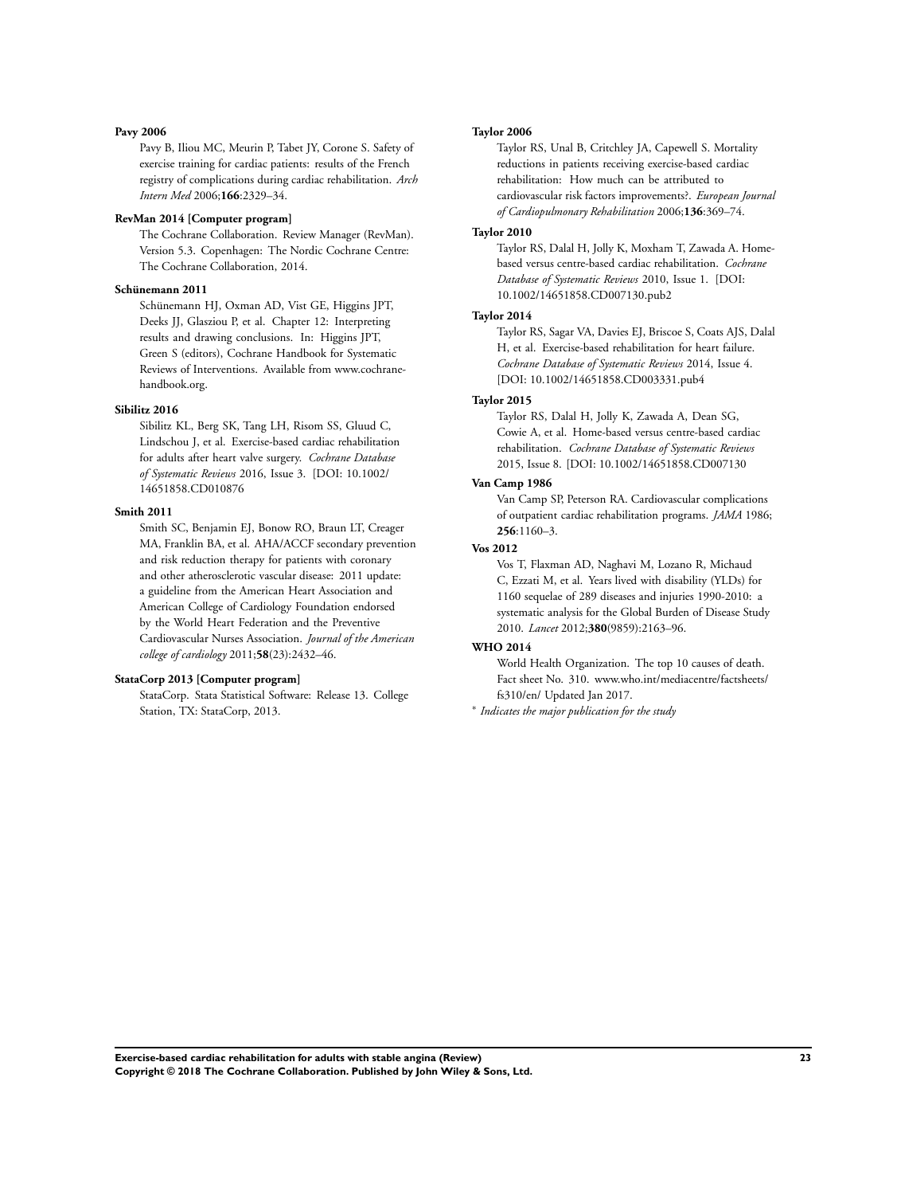**Pavy 2006**

Pavy B, Iliou MC, Meurin P, Tabet JY, Corone S. Safety of exercise training for cardiac patients: results of the French registry of complications during cardiac rehabilitation. *Arch Intern Med* 2006;**166**:2329–34.

**RevMan 2014 [Computer program]**

The Cochrane Collaboration. Review Manager (RevMan). Version 5.3. Copenhagen: The Nordic Cochrane Centre: The Cochrane Collaboration, 2014.

**Schünemann 2011**

Schünemann HJ, Oxman AD, Vist GE, Higgins JPT, Deeks JJ, Glasziou P, et al. Chapter 12: Interpreting results and drawing conclusions. In: Higgins JPT, Green S (editors), Cochrane Handbook for Systematic Reviews of Interventions. Available from www.cochrane-handbook.org.

**Sibilitz 2016**

Sibilitz KL, Berg SK, Tang LH, Risom SS, Gluud C, Lindschou J, et al. Exercise-based cardiac rehabilitation for adults after heart valve surgery. *Cochrane Database of Systematic Reviews* 2016, Issue 3. [DOI: 10.1002/14651858.CD010876

**Smith 2011**

Smith SC, Benjamin EJ, Bonow RO, Braun LT, Creager MA, Franklin BA, et al. AHA/ACCF secondary prevention and risk reduction therapy for patients with coronary and other atherosclerotic vascular disease: 2011 update: a guideline from the American Heart Association and American College of Cardiology Foundation endorsed by the World Heart Federation and the Preventive Cardiovascular Nurses Association. *Journal of the American college of cardiology* 2011;**58**(23):2432–46.

**StataCorp 2013 [Computer program]**

StataCorp. Stata Statistical Software: Release 13. College Station, TX: StataCorp, 2013.

**Taylor 2006**

Taylor RS, Unal B, Critchley JA, Capewell S. Mortality reductions in patients receiving exercise-based cardiac rehabilitation: How much can be attributed to cardiovascular risk factors improvements?. *European Journal of Cardiopulmonary Rehabilitation* 2006;**136**:369–74.

**Taylor 2010**

Taylor RS, Dalal H, Jolly K, Moxham T, Zawada A. Home-based versus centre-based cardiac rehabilitation. *Cochrane Database of Systematic Reviews* 2010, Issue 1. [DOI: 10.1002/14651858.CD007130.pub2

**Taylor 2014**

Taylor RS, Sagar VA, Davies EJ, Briscoe S, Coats AJS, Dalal H, et al. Exercise-based rehabilitation for heart failure. *Cochrane Database of Systematic Reviews* 2014, Issue 4. [DOI: 10.1002/14651858.CD003331.pub4

**Taylor 2015**

Taylor RS, Dalal H, Jolly K, Zawada A, Dean SG, Cowie A, et al. Home-based versus centre-based cardiac rehabilitation. *Cochrane Database of Systematic Reviews* 2015, Issue 8. [DOI: 10.1002/14651858.CD007130

**Van Camp 1986**

Van Camp SP, Peterson RA. Cardiovascular complications of outpatient cardiac rehabilitation programs. *JAMA* 1986; **256**:1160–3.

**Vos 2012**

Vos T, Flaxman AD, Naghavi M, Lozano R, Michaud C, Ezzati M, et al. Years lived with disability (YLDs) for 1160 sequelae of 289 diseases and injuries 1990-2010: a systematic analysis for the Global Burden of Disease Study 2010. *Lancet* 2012;**380**(9859):2163–96.

**WHO 2014**

World Health Organization. The top 10 causes of death. Fact sheet No. 310. www.who.int/mediacentre/factsheets/fs310/en/ Updated Jan 2017.

* *Indicates the major publication for the study*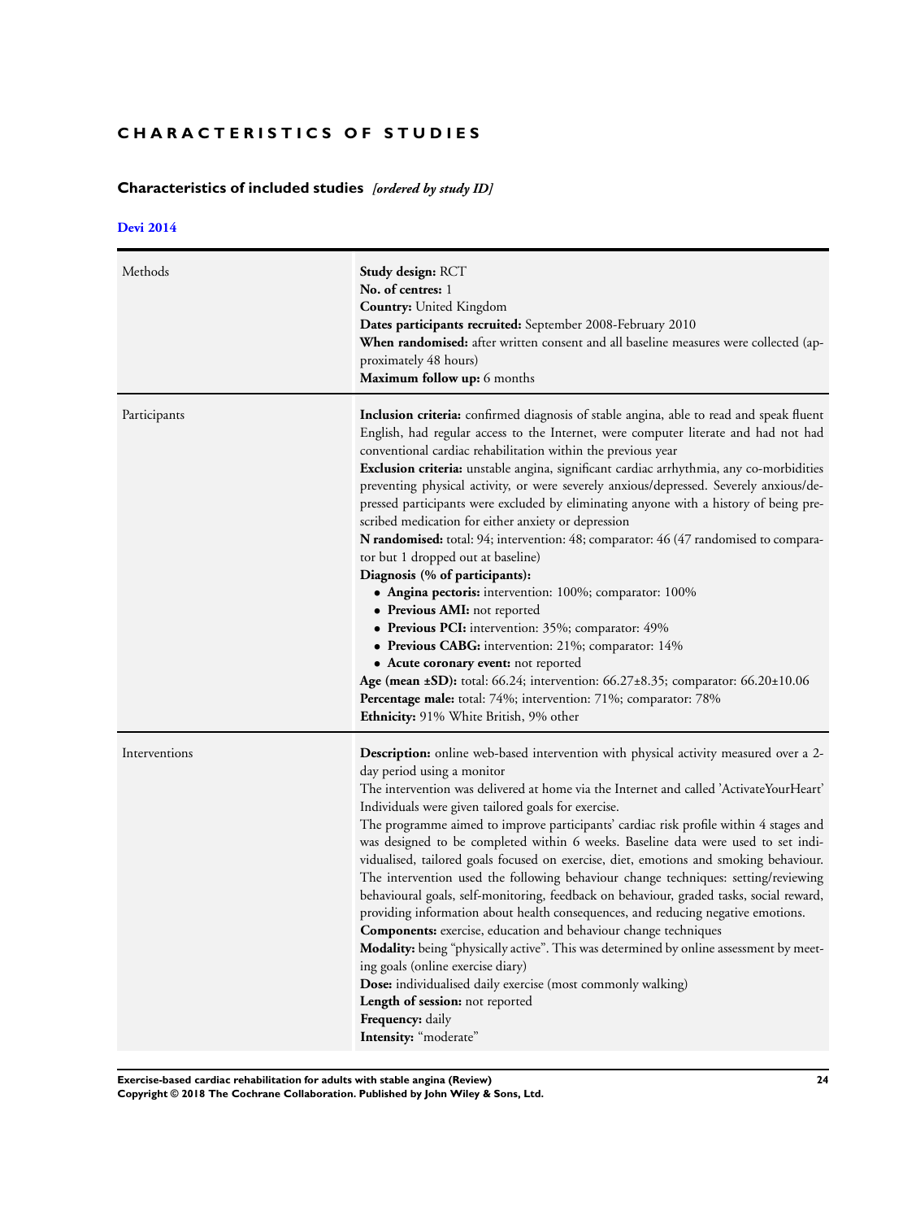# CHARACTERISTICS OF STUDIES

## Characteristics of included studies *[ordered by study ID]*

### Devi 2014

| | |
|---|---|
| Methods | **Study design:** RCT<br>**No. of centres:** 1<br>**Country:** United Kingdom<br>**Dates participants recruited:** September 2008-February 2010<br>**When randomised:** after written consent and all baseline measures were collected (approximately 48 hours)<br>**Maximum follow up:** 6 months |
| Participants | **Inclusion criteria:** confirmed diagnosis of stable angina, able to read and speak fluent English, had regular access to the Internet, were computer literate and had not had conventional cardiac rehabilitation within the previous year<br>**Exclusion criteria:** unstable angina, significant cardiac arrhythmia, any co-morbidities preventing physical activity, or were severely anxious/depressed. Severely anxious/depressed participants were excluded by eliminating anyone with a history of being prescribed medication for either anxiety or depression<br>**N randomised:** total: 94; intervention: 48; comparator: 46 (47 randomised to comparator but 1 dropped out at baseline)<br>**Diagnosis (% of participants):**<br>• **Angina pectoris:** intervention: 100%; comparator: 100%<br>• **Previous AMI:** not reported<br>• **Previous PCI:** intervention: 35%; comparator: 49%<br>• **Previous CABG:** intervention: 21%; comparator: 14%<br>• **Acute coronary event:** not reported<br>**Age (mean ±SD):** total: 66.24; intervention: 66.27±8.35; comparator: 66.20±10.06<br>**Percentage male:** total: 74%; intervention: 71%; comparator: 78%<br>**Ethnicity:** 91% White British, 9% other |
| Interventions | **Description:** online web-based intervention with physical activity measured over a 2-day period using a monitor<br>The intervention was delivered at home via the Internet and called 'ActivateYourHeart'<br>Individuals were given tailored goals for exercise.<br>The programme aimed to improve participants' cardiac risk profile within 4 stages and was designed to be completed within 6 weeks. Baseline data were used to set individualised, tailored goals focused on exercise, diet, emotions and smoking behaviour. The intervention used the following behaviour change techniques: setting/reviewing behavioural goals, self-monitoring, feedback on behaviour, graded tasks, social reward, providing information about health consequences, and reducing negative emotions.<br>**Components:** exercise, education and behaviour change techniques<br>**Modality:** being "physically active". This was determined by online assessment by meeting goals (online exercise diary)<br>**Dose:** individualised daily exercise (most commonly walking)<br>**Length of session:** not reported<br>**Frequency:** daily<br>**Intensity:** "moderate" |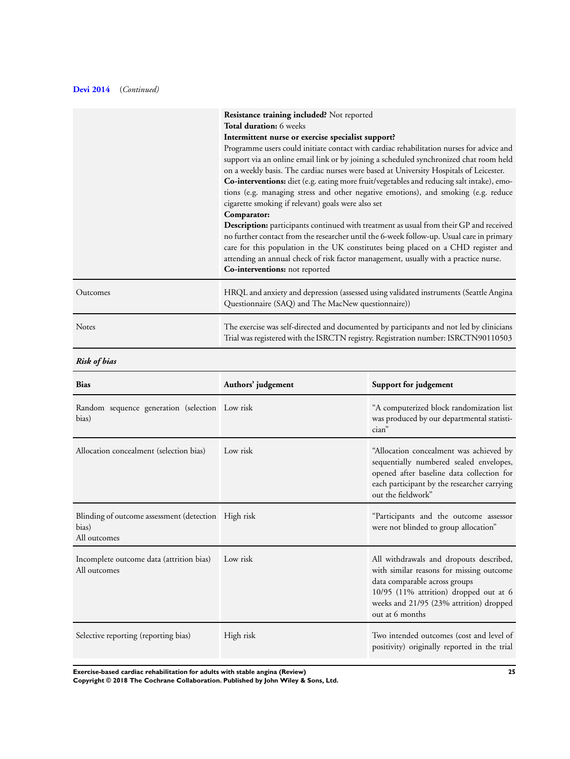**Devi 2014** (*Continued*)

| | |
|---|---|
| | **Resistance training included?** Not reported<br>**Total duration:** 6 weeks<br>**Intermittent nurse or exercise specialist support?**<br>Programme users could initiate contact with cardiac rehabilitation nurses for advice and support via an online email link or by joining a scheduled synchronized chat room held on a weekly basis. The cardiac nurses were based at University Hospitals of Leicester.<br>**Co-interventions:** diet (e.g. eating more fruit/vegetables and reducing salt intake), emotions (e.g. managing stress and other negative emotions), and smoking (e.g. reduce cigarette smoking if relevant) goals were also set<br>**Comparator:**<br>**Description:** participants continued with treatment as usual from their GP and received no further contact from the researcher until the 6-week follow-up. Usual care in primary care for this population in the UK constitutes being placed on a CHD register and attending an annual check of risk factor management, usually with a practice nurse.<br>**Co-interventions:** not reported |
| Outcomes | HRQL and anxiety and depression (assessed using validated instruments (Seattle Angina Questionnaire (SAQ) and The MacNew questionnaire)) |
| Notes | The exercise was self-directed and documented by participants and not led by clinicians<br>Trial was registered with the ISRCTN registry. Registration number: ISRCTN90110503 |

***Risk of bias***

| Bias | Authors' judgement | Support for judgement |
|---|---|---|
| Random sequence generation (selection bias) | Low risk | "A computerized block randomization list was produced by our departmental statistician" |
| Allocation concealment (selection bias) | Low risk | "Allocation concealment was achieved by sequentially numbered sealed envelopes, opened after baseline data collection for each participant by the researcher carrying out the fieldwork" |
| Blinding of outcome assessment (detection bias)<br>All outcomes | High risk | "Participants and the outcome assessor were not blinded to group allocation" |
| Incomplete outcome data (attrition bias)<br>All outcomes | Low risk | All withdrawals and dropouts described, with similar reasons for missing outcome data comparable across groups<br>10/95 (11% attrition) dropped out at 6 weeks and 21/95 (23% attrition) dropped out at 6 months |
| Selective reporting (reporting bias) | High risk | Two intended outcomes (cost and level of positivity) originally reported in the trial |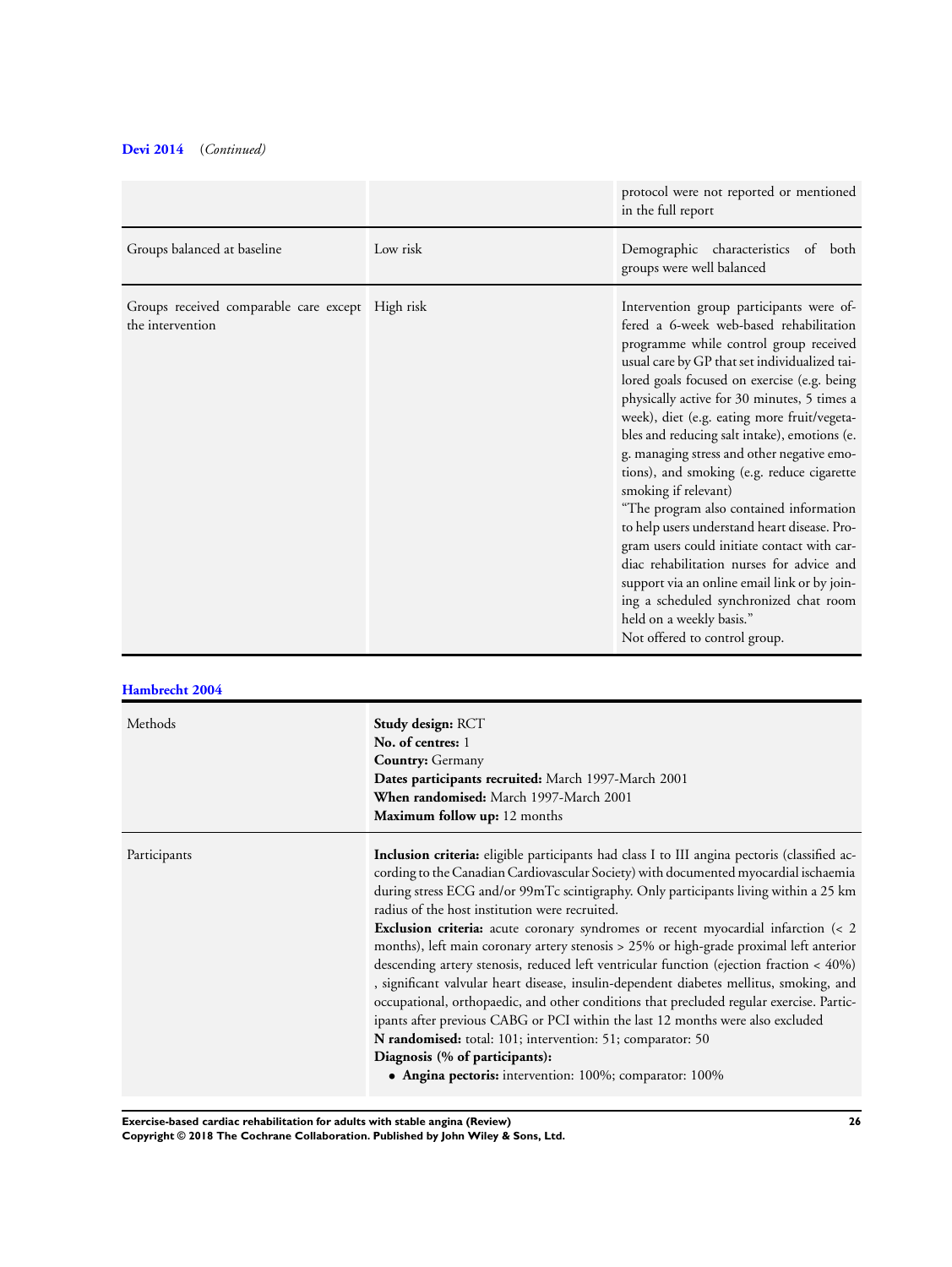**Devi 2014** (*Continued*)

| | | |
|---|---|---|
| | | protocol were not reported or mentioned in the full report |
| Groups balanced at baseline | Low risk | Demographic characteristics of both groups were well balanced |
| Groups received comparable care except the intervention | High risk | Intervention group participants were offered a 6-week web-based rehabilitation programme while control group received usual care by GP that set individualized tailored goals focused on exercise (e.g. being physically active for 30 minutes, 5 times a week), diet (e.g. eating more fruit/vegetables and reducing salt intake), emotions (e.g. managing stress and other negative emotions), and smoking (e.g. reduce cigarette smoking if relevant)<br>"The program also contained information to help users understand heart disease. Program users could initiate contact with cardiac rehabilitation nurses for advice and support via an online email link or by joining a scheduled synchronized chat room held on a weekly basis."<br>Not offered to control group. |

**Hambrecht 2004**

| | |
|---|---|
| Methods | **Study design:** RCT<br>**No. of centres:** 1<br>**Country:** Germany<br>**Dates participants recruited:** March 1997-March 2001<br>**When randomised:** March 1997-March 2001<br>**Maximum follow up:** 12 months |
| Participants | **Inclusion criteria:** eligible participants had class I to III angina pectoris (classified according to the Canadian Cardiovascular Society) with documented myocardial ischaemia during stress ECG and/or 99mTc scintigraphy. Only participants living within a 25 km radius of the host institution were recruited.<br>**Exclusion criteria:** acute coronary syndromes or recent myocardial infarction (< 2 months), left main coronary artery stenosis > 25% or high-grade proximal left anterior descending artery stenosis, reduced left ventricular function (ejection fraction < 40%), significant valvular heart disease, insulin-dependent diabetes mellitus, smoking, and occupational, orthopaedic, and other conditions that precluded regular exercise. Participants after previous CABG or PCI within the last 12 months were also excluded<br>**N randomised:** total: 101; intervention: 51; comparator: 50<br>**Diagnosis (% of participants):**<br>• **Angina pectoris:** intervention: 100%; comparator: 100% |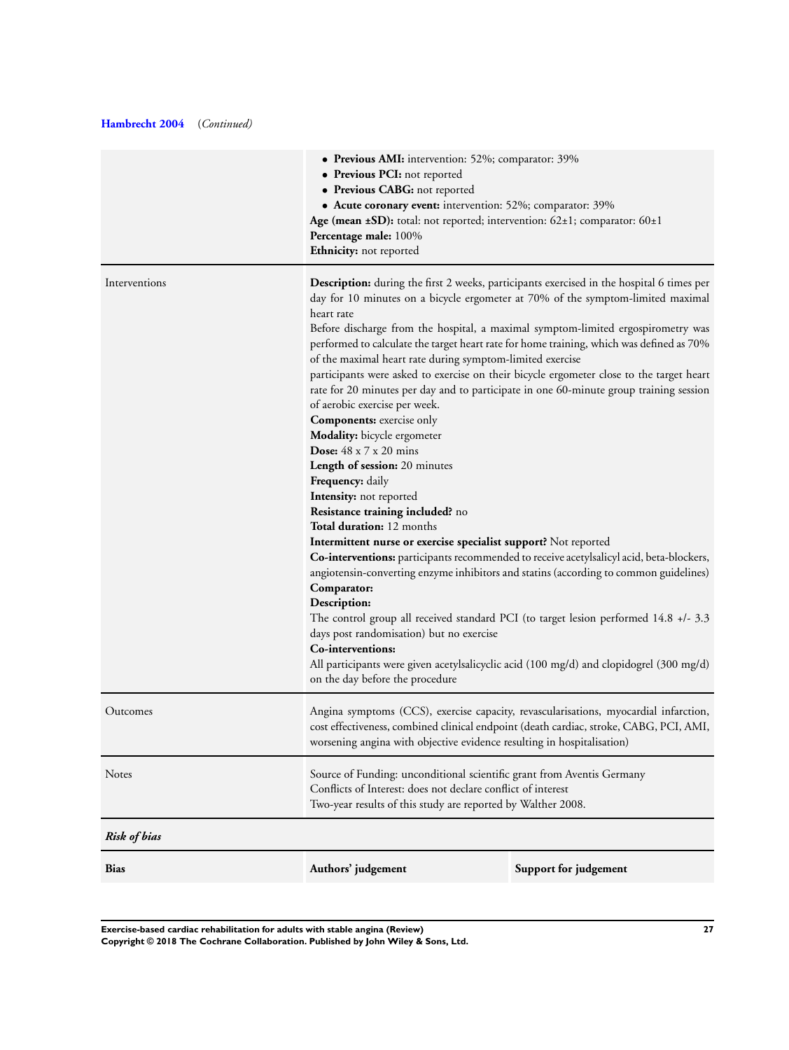**Hambrecht 2004** (*Continued*)

| | |
|---|---|
| | • **Previous AMI:** intervention: 52%; comparator: 39%<br>• **Previous PCI:** not reported<br>• **Previous CABG:** not reported<br>• **Acute coronary event:** intervention: 52%; comparator: 39%<br>**Age (mean ±SD):** total: not reported; intervention: 62±1; comparator: 60±1<br>**Percentage male:** 100%<br>**Ethnicity:** not reported |
| Interventions | **Description:** during the first 2 weeks, participants exercised in the hospital 6 times per day for 10 minutes on a bicycle ergometer at 70% of the symptom-limited maximal heart rate<br>Before discharge from the hospital, a maximal symptom-limited ergospirometry was performed to calculate the target heart rate for home training, which was defined as 70% of the maximal heart rate during symptom-limited exercise<br>participants were asked to exercise on their bicycle ergometer close to the target heart rate for 20 minutes per day and to participate in one 60-minute group training session of aerobic exercise per week.<br>**Components:** exercise only<br>**Modality:** bicycle ergometer<br>**Dose:** 48 x 7 x 20 mins<br>**Length of session:** 20 minutes<br>**Frequency:** daily<br>**Intensity:** not reported<br>**Resistance training included?** no<br>**Total duration:** 12 months<br>**Intermittent nurse or exercise specialist support?** Not reported<br>**Co-interventions:** participants recommended to receive acetylsalicyl acid, beta-blockers, angiotensin-converting enzyme inhibitors and statins (according to common guidelines)<br>**Comparator:**<br>**Description:**<br>The control group all received standard PCI (to target lesion performed 14.8 +/- 3.3 days post randomisation) but no exercise<br>**Co-interventions:**<br>All participants were given acetylsalicyclic acid (100 mg/d) and clopidogrel (300 mg/d) on the day before the procedure |
| Outcomes | Angina symptoms (CCS), exercise capacity, revascularisations, myocardial infarction, cost effectiveness, combined clinical endpoint (death cardiac, stroke, CABG, PCI, AMI, worsening angina with objective evidence resulting in hospitalisation) |
| Notes | Source of Funding: unconditional scientific grant from Aventis Germany<br>Conflicts of Interest: does not declare conflict of interest<br>Two-year results of this study are reported by Walther 2008. |

***Risk of bias***

| Bias | Authors' judgement | Support for judgement |
|---|---|---|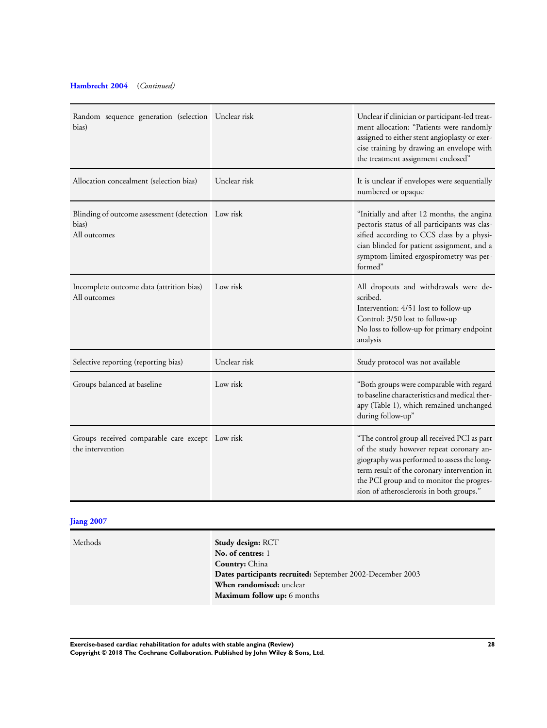**Hambrecht 2004** (*Continued*)

| | | |
|---|---|---|
| Random sequence generation (selection bias) | Unclear risk | Unclear if clinician or participant-led treatment allocation: "Patients were randomly assigned to either stent angioplasty or exercise training by drawing an envelope with the treatment assignment enclosed" |
| Allocation concealment (selection bias) | Unclear risk | It is unclear if envelopes were sequentially numbered or opaque |
| Blinding of outcome assessment (detection bias)<br>All outcomes | Low risk | "Initially and after 12 months, the angina pectoris status of all participants was classified according to CCS class by a physician blinded for patient assignment, and a symptom-limited ergospirometry was performed" |
| Incomplete outcome data (attrition bias)<br>All outcomes | Low risk | All dropouts and withdrawals were described.<br>Intervention: 4/51 lost to follow-up<br>Control: 3/50 lost to follow-up<br>No loss to follow-up for primary endpoint analysis |
| Selective reporting (reporting bias) | Unclear risk | Study protocol was not available |
| Groups balanced at baseline | Low risk | "Both groups were comparable with regard to baseline characteristics and medical therapy (Table 1), which remained unchanged during follow-up" |
| Groups received comparable care except the intervention | Low risk | "The control group all received PCI as part of the study however repeat coronary angiography was performed to assess the long-term result of the coronary intervention in the PCI group and to monitor the progression of atherosclerosis in both groups." |

**Jiang 2007**

| | |
|---|---|
| Methods | **Study design:** RCT<br>**No. of centres:** 1<br>**Country:** China<br>**Dates participants recruited:** September 2002-December 2003<br>**When randomised:** unclear<br>**Maximum follow up:** 6 months |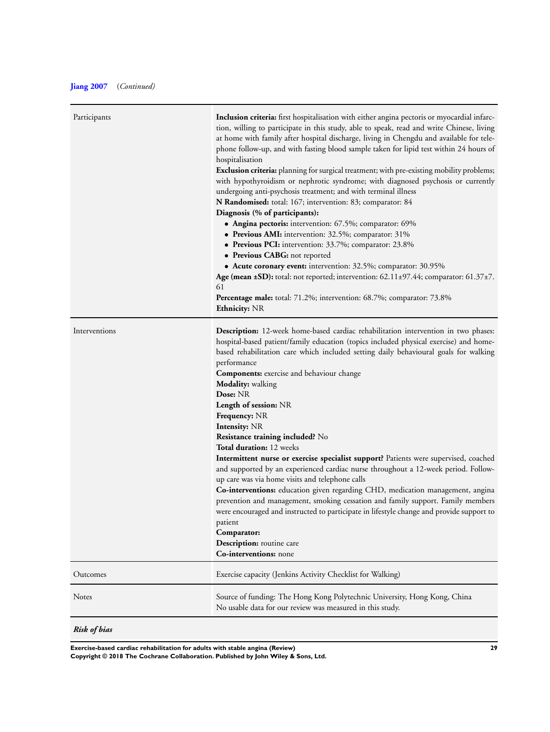**Jiang 2007** (*Continued*)

| | |
|---|---|
| Participants | **Inclusion criteria:** first hospitalisation with either angina pectoris or myocardial infarction, willing to participate in this study, able to speak, read and write Chinese, living at home with family after hospital discharge, living in Chengdu and available for telephone follow-up, and with fasting blood sample taken for lipid test within 24 hours of hospitalisation<br>**Exclusion criteria:** planning for surgical treatment; with pre-existing mobility problems; with hypothyroidism or nephrotic syndrome; with diagnosed psychosis or currently undergoing anti-psychosis treatment; and with terminal illness<br>**N Randomised:** total: 167; intervention: 83; comparator: 84<br>**Diagnosis (% of participants):**<br>• **Angina pectoris:** intervention: 67.5%; comparator: 69%<br>• **Previous AMI:** intervention: 32.5%; comparator: 31%<br>• **Previous PCI:** intervention: 33.7%; comparator: 23.8%<br>• **Previous CABG:** not reported<br>• **Acute coronary event:** intervention: 32.5%; comparator: 30.95%<br>**Age (mean ±SD):** total: not reported; intervention: 62.11±97.44; comparator: 61.37±7.61<br>**Percentage male:** total: 71.2%; intervention: 68.7%; comparator: 73.8%<br>**Ethnicity:** NR |
| Interventions | **Description:** 12-week home-based cardiac rehabilitation intervention in two phases: hospital-based patient/family education (topics included physical exercise) and home-based rehabilitation care which included setting daily behavioural goals for walking performance<br>**Components:** exercise and behaviour change<br>**Modality:** walking<br>**Dose:** NR<br>**Length of session:** NR<br>**Frequency:** NR<br>**Intensity:** NR<br>**Resistance training included?** No<br>**Total duration:** 12 weeks<br>**Intermittent nurse or exercise specialist support?** Patients were supervised, coached and supported by an experienced cardiac nurse throughout a 12-week period. Follow-up care was via home visits and telephone calls<br>**Co-interventions:** education given regarding CHD, medication management, angina prevention and management, smoking cessation and family support. Family members were encouraged and instructed to participate in lifestyle change and provide support to patient<br>**Comparator:**<br>**Description:** routine care<br>**Co-interventions:** none |
| Outcomes | Exercise capacity (Jenkins Activity Checklist for Walking) |
| Notes | Source of funding: The Hong Kong Polytechnic University, Hong Kong, China<br>No usable data for our review was measured in this study. |

***Risk of bias***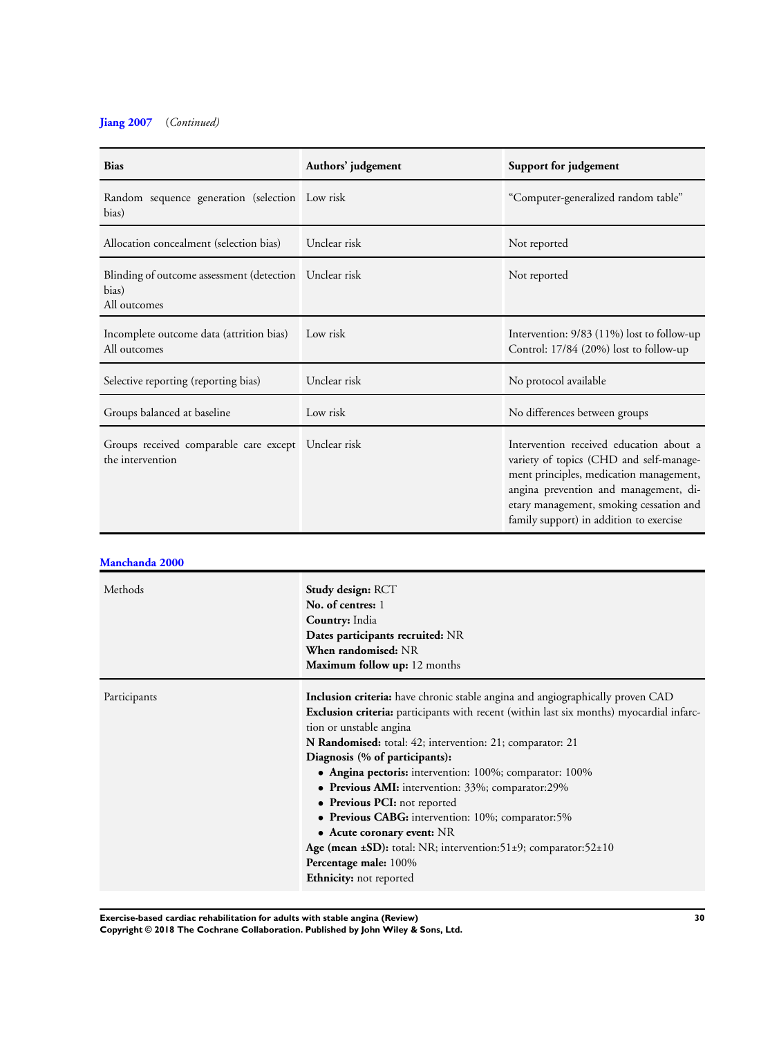**Jiang 2007** *(Continued)*

| Bias | Authors' judgement | Support for judgement |
|---|---|---|
| Random sequence generation (selection bias) | Low risk | "Computer-generalized random table" |
| Allocation concealment (selection bias) | Unclear risk | Not reported |
| Blinding of outcome assessment (detection bias)<br>All outcomes | Unclear risk | Not reported |
| Incomplete outcome data (attrition bias)<br>All outcomes | Low risk | Intervention: 9/83 (11%) lost to follow-up<br>Control: 17/84 (20%) lost to follow-up |
| Selective reporting (reporting bias) | Unclear risk | No protocol available |
| Groups balanced at baseline | Low risk | No differences between groups |
| Groups received comparable care except the intervention | Unclear risk | Intervention received education about a variety of topics (CHD and self-management principles, medication management, angina prevention and management, dietary management, smoking cessation and family support) in addition to exercise |

**Manchanda 2000**

| | |
|---|---|
| Methods | **Study design:** RCT<br>**No. of centres:** 1<br>**Country:** India<br>**Dates participants recruited:** NR<br>**When randomised:** NR<br>**Maximum follow up:** 12 months |
| Participants | **Inclusion criteria:** have chronic stable angina and angiographically proven CAD<br>**Exclusion criteria:** participants with recent (within last six months) myocardial infarction or unstable angina<br>**N Randomised:** total: 42; intervention: 21; comparator: 21<br>**Diagnosis (% of participants):**<br>• **Angina pectoris:** intervention: 100%; comparator: 100%<br>• **Previous AMI:** intervention: 33%; comparator:29%<br>• **Previous PCI:** not reported<br>• **Previous CABG:** intervention: 10%; comparator:5%<br>• **Acute coronary event:** NR<br>**Age (mean ±SD):** total: NR; intervention:51±9; comparator:52±10<br>**Percentage male:** 100%<br>**Ethnicity:** not reported |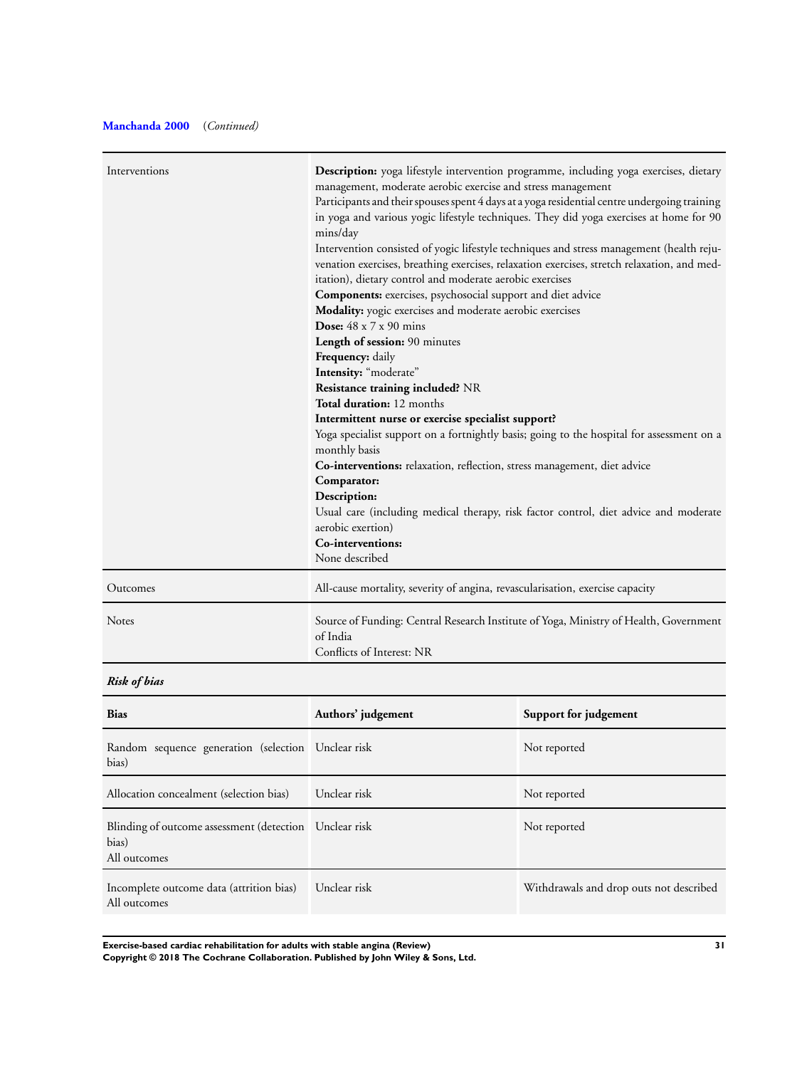**Manchanda 2000** (*Continued*)

| | |
|---|---|
| Interventions | **Description:** yoga lifestyle intervention programme, including yoga exercises, dietary management, moderate aerobic exercise and stress management<br>Participants and their spouses spent 4 days at a yoga residential centre undergoing training in yoga and various yogic lifestyle techniques. They did yoga exercises at home for 90 mins/day<br>Intervention consisted of yogic lifestyle techniques and stress management (health rejuvenation exercises, breathing exercises, relaxation exercises, stretch relaxation, and meditation), dietary control and moderate aerobic exercises<br>**Components:** exercises, psychosocial support and diet advice<br>**Modality:** yogic exercises and moderate aerobic exercises<br>**Dose:** 48 x 7 x 90 mins<br>**Length of session:** 90 minutes<br>**Frequency:** daily<br>**Intensity:** "moderate"<br>**Resistance training included?** NR<br>**Total duration:** 12 months<br>**Intermittent nurse or exercise specialist support?**<br>Yoga specialist support on a fortnightly basis; going to the hospital for assessment on a monthly basis<br>**Co-interventions:** relaxation, reflection, stress management, diet advice<br>**Comparator:**<br>**Description:**<br>Usual care (including medical therapy, risk factor control, diet advice and moderate aerobic exertion)<br>**Co-interventions:**<br>None described |
| Outcomes | All-cause mortality, severity of angina, revascularisation, exercise capacity |
| Notes | Source of Funding: Central Research Institute of Yoga, Ministry of Health, Government of India<br>Conflicts of Interest: NR |

***Risk of bias***

| Bias | Authors' judgement | Support for judgement |
|---|---|---|
| Random sequence generation (selection bias) | Unclear risk | Not reported |
| Allocation concealment (selection bias) | Unclear risk | Not reported |
| Blinding of outcome assessment (detection bias)<br>All outcomes | Unclear risk | Not reported |
| Incomplete outcome data (attrition bias)<br>All outcomes | Unclear risk | Withdrawals and drop outs not described |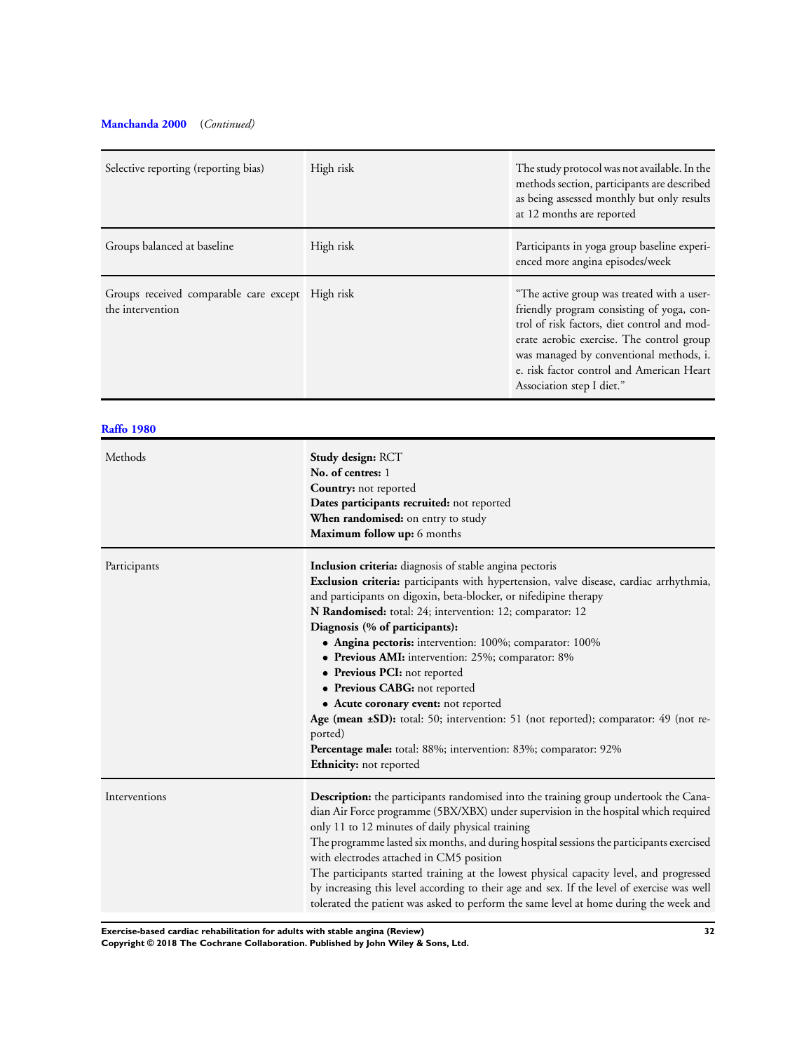**Manchanda 2000** (*Continued*)

| | | |
|---|---|---|
| Selective reporting (reporting bias) | High risk | The study protocol was not available. In the methods section, participants are described as being assessed monthly but only results at 12 months are reported |
| Groups balanced at baseline | High risk | Participants in yoga group baseline experienced more angina episodes/week |
| Groups received comparable care except the intervention | High risk | "The active group was treated with a user-friendly program consisting of yoga, control of risk factors, diet control and moderate aerobic exercise. The control group was managed by conventional methods, i.e. risk factor control and American Heart Association step I diet." |

**Raffo 1980**

| | |
|---|---|
| Methods | **Study design:** RCT<br>**No. of centres:** 1<br>**Country:** not reported<br>**Dates participants recruited:** not reported<br>**When randomised:** on entry to study<br>**Maximum follow up:** 6 months |
| Participants | **Inclusion criteria:** diagnosis of stable angina pectoris<br>**Exclusion criteria:** participants with hypertension, valve disease, cardiac arrhythmia, and participants on digoxin, beta-blocker, or nifedipine therapy<br>**N Randomised:** total: 24; intervention: 12; comparator: 12<br>**Diagnosis (% of participants):**<br>• **Angina pectoris:** intervention: 100%; comparator: 100%<br>• **Previous AMI:** intervention: 25%; comparator: 8%<br>• **Previous PCI:** not reported<br>• **Previous CABG:** not reported<br>• **Acute coronary event:** not reported<br>**Age (mean ±SD):** total: 50; intervention: 51 (not reported); comparator: 49 (not reported)<br>**Percentage male:** total: 88%; intervention: 83%; comparator: 92%<br>**Ethnicity:** not reported |
| Interventions | **Description:** the participants randomised into the training group undertook the Canadian Air Force programme (5BX/XBX) under supervision in the hospital which required only 11 to 12 minutes of daily physical training<br>The programme lasted six months, and during hospital sessions the participants exercised with electrodes attached in CM5 position<br>The participants started training at the lowest physical capacity level, and progressed by increasing this level according to their age and sex. If the level of exercise was well tolerated the patient was asked to perform the same level at home during the week and |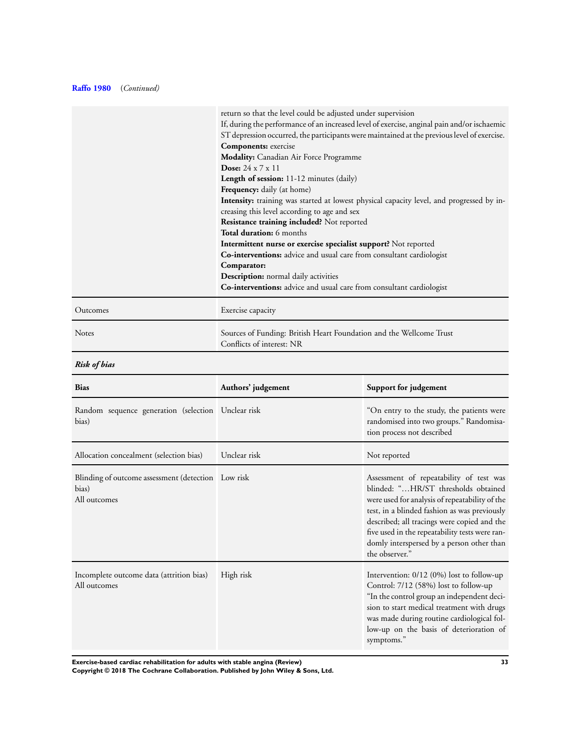**Raffo 1980** (*Continued*)

| | |
|---|---|
| | return so that the level could be adjusted under supervision<br>If, during the performance of an increased level of exercise, anginal pain and/or ischaemic ST depression occurred, the participants were maintained at the previous level of exercise.<br>**Components:** exercise<br>**Modality:** Canadian Air Force Programme<br>**Dose:** 24 x 7 x 11<br>**Length of session:** 11-12 minutes (daily)<br>**Frequency:** daily (at home)<br>**Intensity:** training was started at lowest physical capacity level, and progressed by increasing this level according to age and sex<br>**Resistance training included?** Not reported<br>**Total duration:** 6 months<br>**Intermittent nurse or exercise specialist support?** Not reported<br>**Co-interventions:** advice and usual care from consultant cardiologist<br>**Comparator:**<br>**Description:** normal daily activities<br>**Co-interventions:** advice and usual care from consultant cardiologist |
| Outcomes | Exercise capacity |
| Notes | Sources of Funding: British Heart Foundation and the Wellcome Trust<br>Conflicts of interest: NR |

***Risk of bias***

| Bias | Authors' judgement | Support for judgement |
|---|---|---|
| Random sequence generation (selection bias) | Unclear risk | "On entry to the study, the patients were randomised into two groups." Randomisation process not described |
| Allocation concealment (selection bias) | Unclear risk | Not reported |
| Blinding of outcome assessment (detection bias)<br>All outcomes | Low risk | Assessment of repeatability of test was blinded: "…HR/ST thresholds obtained were used for analysis of repeatability of the test, in a blinded fashion as was previously described; all tracings were copied and the five used in the repeatability tests were randomly interspersed by a person other than the observer." |
| Incomplete outcome data (attrition bias)<br>All outcomes | High risk | Intervention: 0/12 (0%) lost to follow-up<br>Control: 7/12 (58%) lost to follow-up<br>"In the control group an independent decision to start medical treatment with drugs was made during routine cardiological follow-up on the basis of deterioration of symptoms." |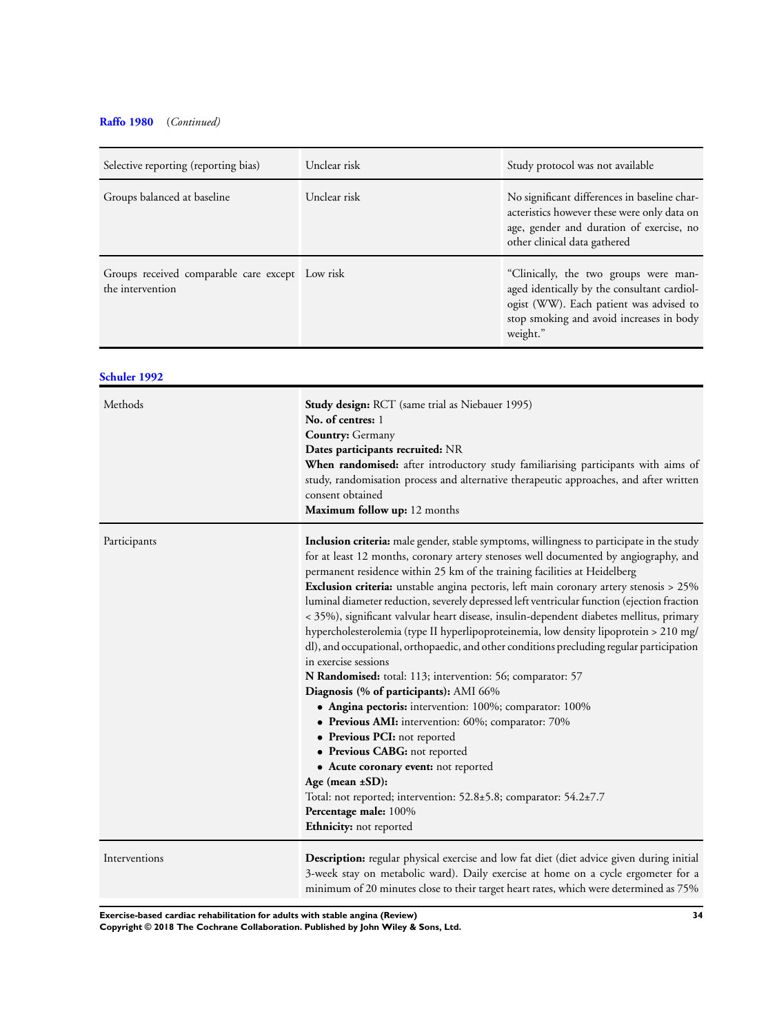**Raffo 1980** (*Continued*)

| | | |
|---|---|---|
| Selective reporting (reporting bias) | Unclear risk | Study protocol was not available |
| Groups balanced at baseline | Unclear risk | No significant differences in baseline characteristics however these were only data on age, gender and duration of exercise, no other clinical data gathered |
| Groups received comparable care except the intervention | Low risk | "Clinically, the two groups were managed identically by the consultant cardiologist (WW). Each patient was advised to stop smoking and avoid increases in body weight." |

**Schuler 1992**

| | |
|---|---|
| Methods | **Study design:** RCT (same trial as Niebauer 1995)<br>**No. of centres:** 1<br>**Country:** Germany<br>**Dates participants recruited:** NR<br>**When randomised:** after introductory study familiarising participants with aims of study, randomisation process and alternative therapeutic approaches, and after written consent obtained<br>**Maximum follow up:** 12 months |
| Participants | **Inclusion criteria:** male gender, stable symptoms, willingness to participate in the study for at least 12 months, coronary artery stenoses well documented by angiography, and permanent residence within 25 km of the training facilities at Heidelberg<br>**Exclusion criteria:** unstable angina pectoris, left main coronary artery stenosis > 25% luminal diameter reduction, severely depressed left ventricular function (ejection fraction < 35%), significant valvular heart disease, insulin-dependent diabetes mellitus, primary hypercholesterolemia (type II hyperlipoproteinemia, low density lipoprotein > 210 mg/dl), and occupational, orthopaedic, and other conditions precluding regular participation in exercise sessions<br>**N Randomised:** total: 113; intervention: 56; comparator: 57<br>**Diagnosis (% of participants):** AMI 66%<br>• **Angina pectoris:** intervention: 100%; comparator: 100%<br>• **Previous AMI:** intervention: 60%; comparator: 70%<br>• **Previous PCI:** not reported<br>• **Previous CABG:** not reported<br>• **Acute coronary event:** not reported<br>**Age (mean ±SD):**<br>Total: not reported; intervention: 52.8±5.8; comparator: 54.2±7.7<br>**Percentage male:** 100%<br>**Ethnicity:** not reported |
| Interventions | **Description:** regular physical exercise and low fat diet (diet advice given during initial 3-week stay on metabolic ward). Daily exercise at home on a cycle ergometer for a minimum of 20 minutes close to their target heart rates, which were determined as 75% |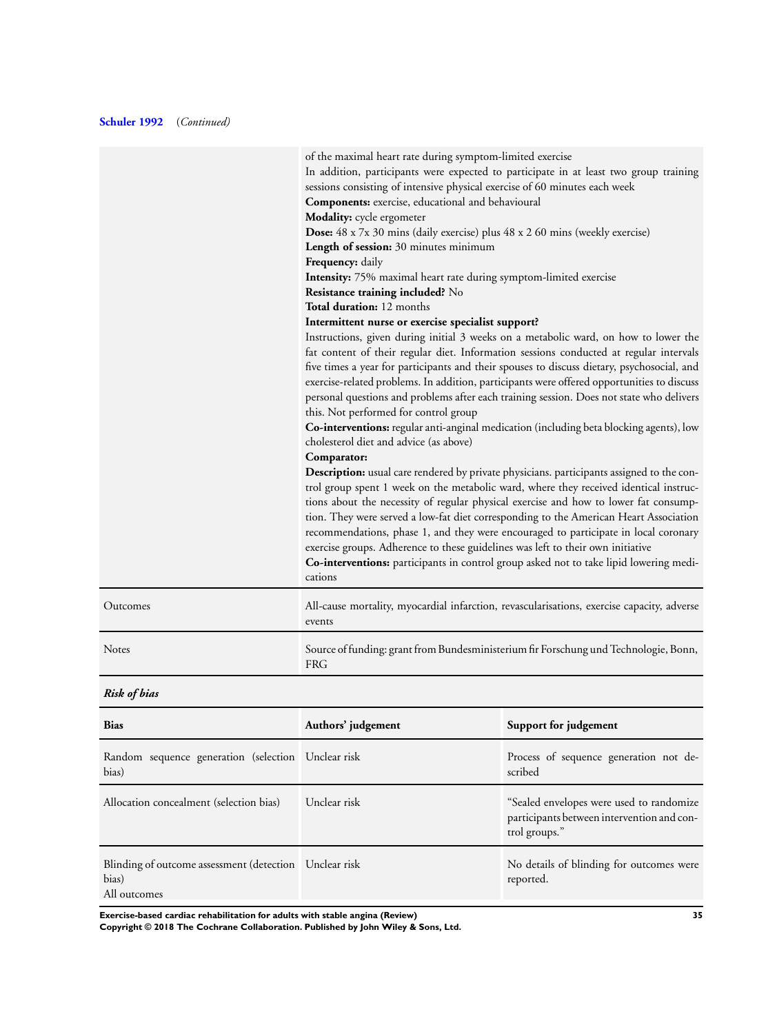**Schuler 1992** (*Continued*)

| | |
|---|---|
| | of the maximal heart rate during symptom-limited exercise<br>In addition, participants were expected to participate in at least two group training sessions consisting of intensive physical exercise of 60 minutes each week<br>**Components:** exercise, educational and behavioural<br>**Modality:** cycle ergometer<br>**Dose:** 48 x 7x 30 mins (daily exercise) plus 48 x 2 60 mins (weekly exercise)<br>**Length of session:** 30 minutes minimum<br>**Frequency:** daily<br>**Intensity:** 75% maximal heart rate during symptom-limited exercise<br>**Resistance training included?** No<br>**Total duration:** 12 months<br>**Intermittent nurse or exercise specialist support?**<br>Instructions, given during initial 3 weeks on a metabolic ward, on how to lower the fat content of their regular diet. Information sessions conducted at regular intervals five times a year for participants and their spouses to discuss dietary, psychosocial, and exercise-related problems. In addition, participants were offered opportunities to discuss personal questions and problems after each training session. Does not state who delivers this. Not performed for control group<br>**Co-interventions:** regular anti-anginal medication (including beta blocking agents), low cholesterol diet and advice (as above)<br>**Comparator:**<br>**Description:** usual care rendered by private physicians. participants assigned to the control group spent 1 week on the metabolic ward, where they received identical instructions about the necessity of regular physical exercise and how to lower fat consumption. They were served a low-fat diet corresponding to the American Heart Association recommendations, phase 1, and they were encouraged to participate in local coronary exercise groups. Adherence to these guidelines was left to their own initiative<br>**Co-interventions:** participants in control group asked not to take lipid lowering medications |
| Outcomes | All-cause mortality, myocardial infarction, revascularisations, exercise capacity, adverse events |
| Notes | Source of funding: grant from Bundesministerium fir Forschung und Technologie, Bonn, FRG |

***Risk of bias***

| Bias | Authors' judgement | Support for judgement |
|---|---|---|
| Random sequence generation (selection bias) | Unclear risk | Process of sequence generation not described |
| Allocation concealment (selection bias) | Unclear risk | "Sealed envelopes were used to randomize participants between intervention and control groups." |
| Blinding of outcome assessment (detection bias)<br>All outcomes | Unclear risk | No details of blinding for outcomes were reported. |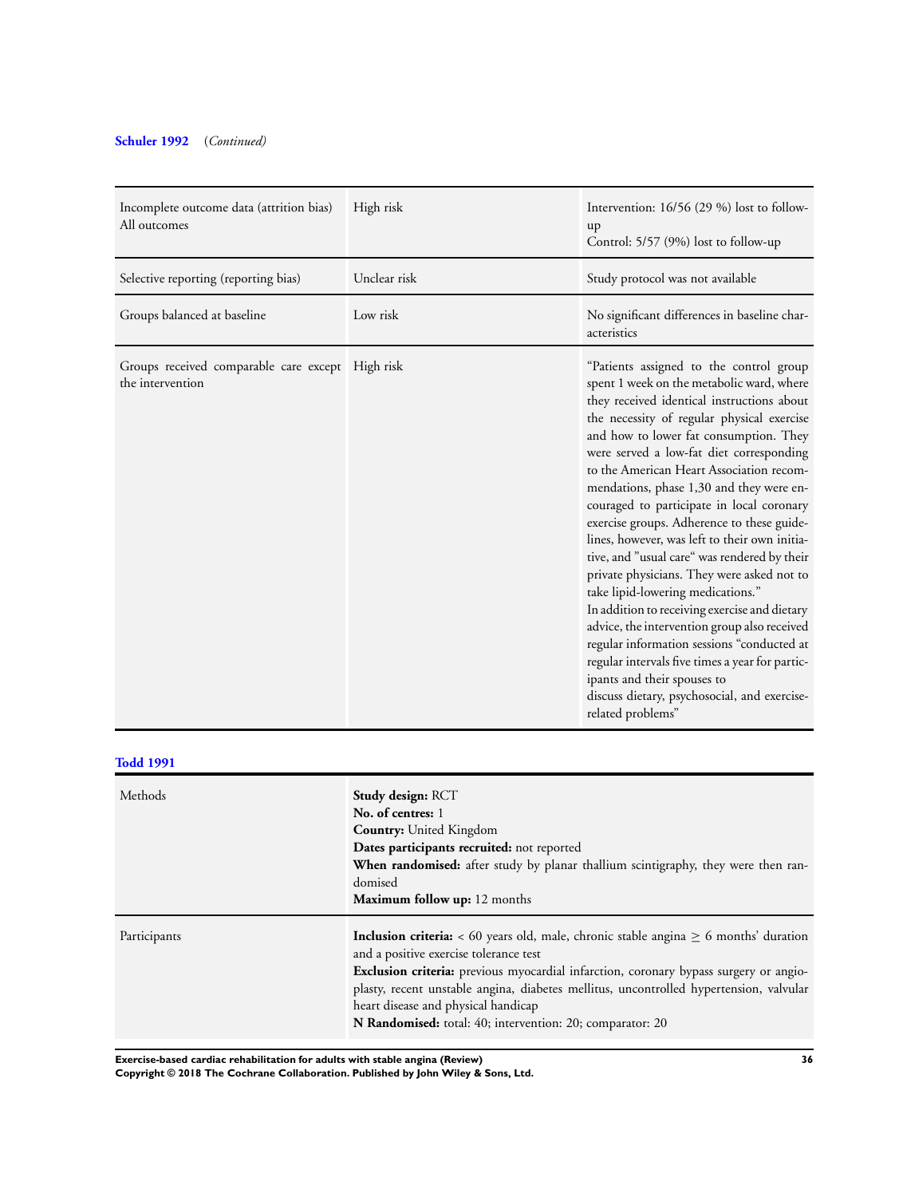**Schuler 1992** *(Continued)*

| | | |
|---|---|---|
| Incomplete outcome data (attrition bias) All outcomes | High risk | Intervention: 16/56 (29 %) lost to follow-up<br>Control: 5/57 (9%) lost to follow-up |
| Selective reporting (reporting bias) | Unclear risk | Study protocol was not available |
| Groups balanced at baseline | Low risk | No significant differences in baseline characteristics |
| Groups received comparable care except the intervention | High risk | "Patients assigned to the control group spent 1 week on the metabolic ward, where they received identical instructions about the necessity of regular physical exercise and how to lower fat consumption. They were served a low-fat diet corresponding to the American Heart Association recommendations, phase 1,30 and they were encouraged to participate in local coronary exercise groups. Adherence to these guidelines, however, was left to their own initiative, and "usual care" was rendered by their private physicians. They were asked not to take lipid-lowering medications."<br>In addition to receiving exercise and dietary advice, the intervention group also received regular information sessions "conducted at regular intervals five times a year for participants and their spouses to discuss dietary, psychosocial, and exercise-related problems" |

**Todd 1991**

| | |
|---|---|
| Methods | **Study design:** RCT<br>**No. of centres:** 1<br>**Country:** United Kingdom<br>**Dates participants recruited:** not reported<br>**When randomised:** after study by planar thallium scintigraphy, they were then randomised<br>**Maximum follow up:** 12 months |
| Participants | **Inclusion criteria:** < 60 years old, male, chronic stable angina ≥ 6 months' duration and a positive exercise tolerance test<br>**Exclusion criteria:** previous myocardial infarction, coronary bypass surgery or angioplasty, recent unstable angina, diabetes mellitus, uncontrolled hypertension, valvular heart disease and physical handicap<br>**N Randomised:** total: 40; intervention: 20; comparator: 20 |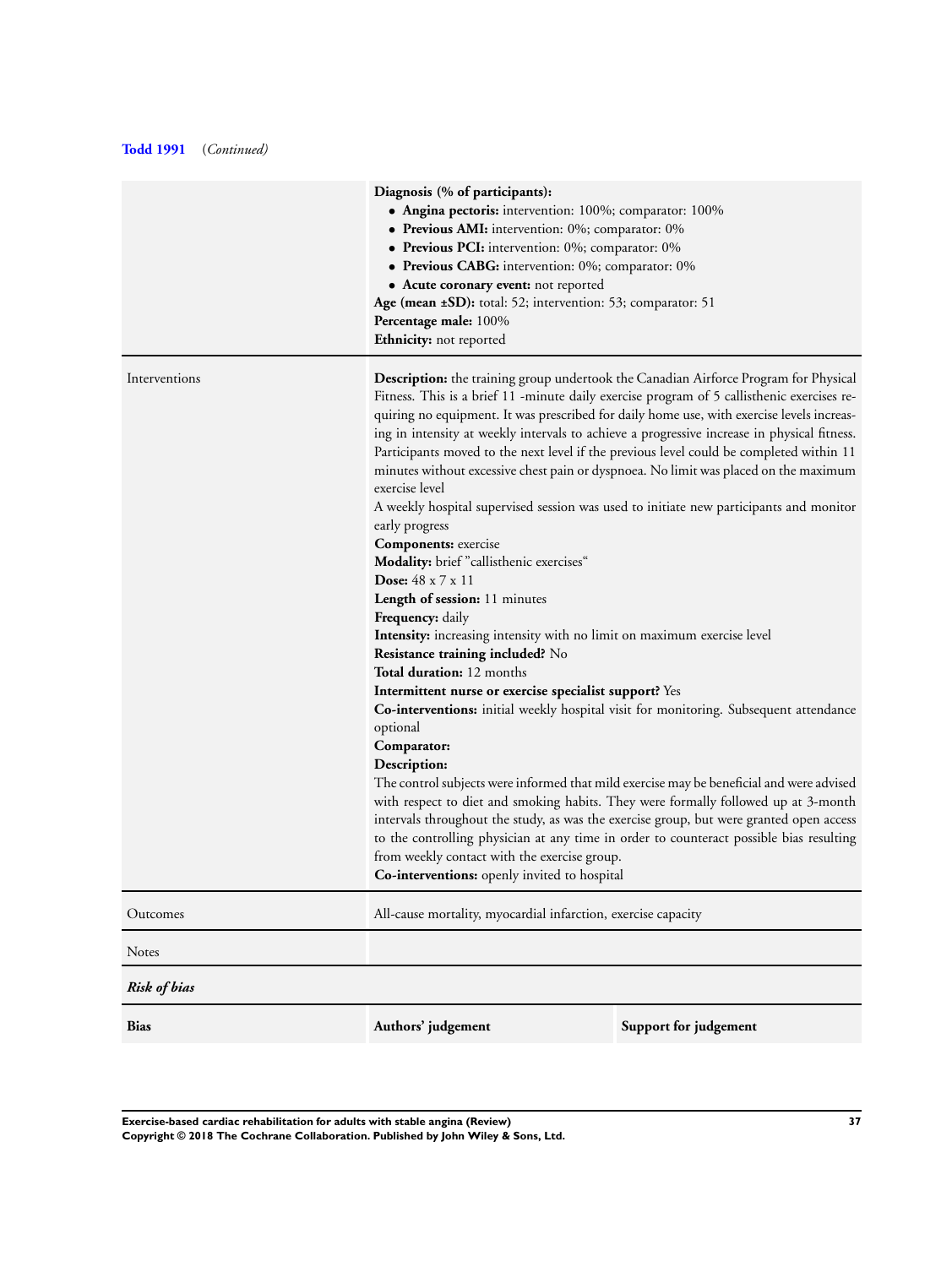**Todd 1991** (*Continued*)

| | |
|---|---|
| | **Diagnosis (% of participants):**<br>• **Angina pectoris:** intervention: 100%; comparator: 100%<br>• **Previous AMI:** intervention: 0%; comparator: 0%<br>• **Previous PCI:** intervention: 0%; comparator: 0%<br>• **Previous CABG:** intervention: 0%; comparator: 0%<br>• **Acute coronary event:** not reported<br>**Age (mean ±SD):** total: 52; intervention: 53; comparator: 51<br>**Percentage male:** 100%<br>**Ethnicity:** not reported |
| Interventions | **Description:** the training group undertook the Canadian Airforce Program for Physical Fitness. This is a brief 11 -minute daily exercise program of 5 callisthenic exercises requiring no equipment. It was prescribed for daily home use, with exercise levels increasing in intensity at weekly intervals to achieve a progressive increase in physical fitness. Participants moved to the next level if the previous level could be completed within 11 minutes without excessive chest pain or dyspnoea. No limit was placed on the maximum exercise level<br>A weekly hospital supervised session was used to initiate new participants and monitor early progress<br>**Components:** exercise<br>**Modality:** brief "callisthenic exercises"<br>**Dose:** 48 x 7 x 11<br>**Length of session:** 11 minutes<br>**Frequency:** daily<br>**Intensity:** increasing intensity with no limit on maximum exercise level<br>**Resistance training included?** No<br>**Total duration:** 12 months<br>**Intermittent nurse or exercise specialist support?** Yes<br>**Co-interventions:** initial weekly hospital visit for monitoring. Subsequent attendance optional<br>**Comparator:**<br>**Description:**<br>The control subjects were informed that mild exercise may be beneficial and were advised with respect to diet and smoking habits. They were formally followed up at 3-month intervals throughout the study, as was the exercise group, but were granted open access to the controlling physician at any time in order to counteract possible bias resulting from weekly contact with the exercise group.<br>**Co-interventions:** openly invited to hospital |
| Outcomes | All-cause mortality, myocardial infarction, exercise capacity |
| Notes | |

***Risk of bias***

| **Bias** | **Authors' judgement** | **Support for judgement** |
|---|---|---|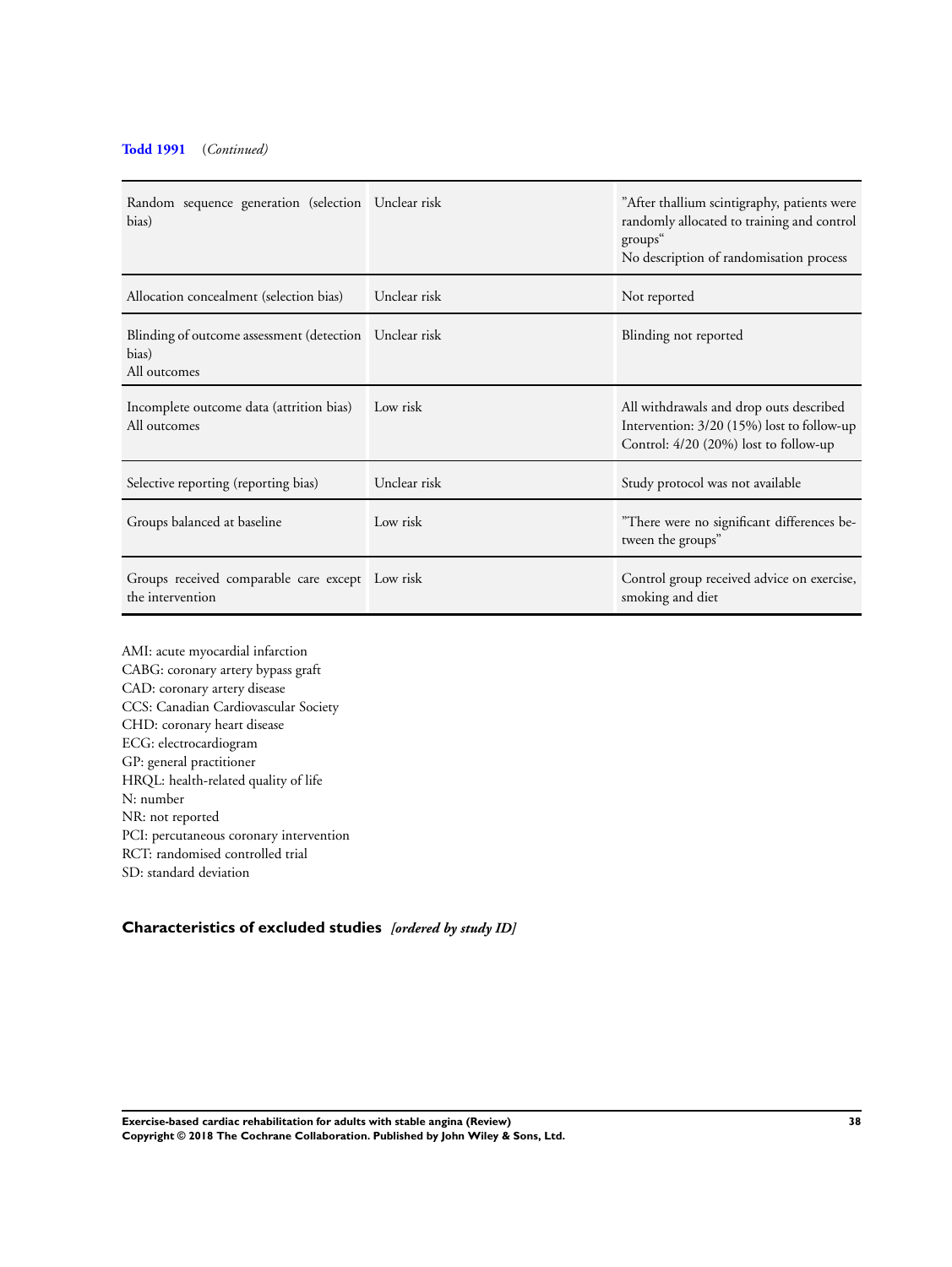**Todd 1991** (*Continued*)

| | | |
|---|---|---|
| Random sequence generation (selection bias) | Unclear risk | "After thallium scintigraphy, patients were randomly allocated to training and control groups"<br>No description of randomisation process |
| Allocation concealment (selection bias) | Unclear risk | Not reported |
| Blinding of outcome assessment (detection bias)<br>All outcomes | Unclear risk | Blinding not reported |
| Incomplete outcome data (attrition bias)<br>All outcomes | Low risk | All withdrawals and drop outs described<br>Intervention: 3/20 (15%) lost to follow-up<br>Control: 4/20 (20%) lost to follow-up |
| Selective reporting (reporting bias) | Unclear risk | Study protocol was not available |
| Groups balanced at baseline | Low risk | "There were no significant differences between the groups" |
| Groups received comparable care except the intervention | Low risk | Control group received advice on exercise, smoking and diet |

AMI: acute myocardial infarction
CABG: coronary artery bypass graft
CAD: coronary artery disease
CCS: Canadian Cardiovascular Society
CHD: coronary heart disease
ECG: electrocardiogram
GP: general practitioner
HRQL: health-related quality of life
N: number
NR: not reported
PCI: percutaneous coronary intervention
RCT: randomised controlled trial
SD: standard deviation

## Characteristics of excluded studies *[ordered by study ID]*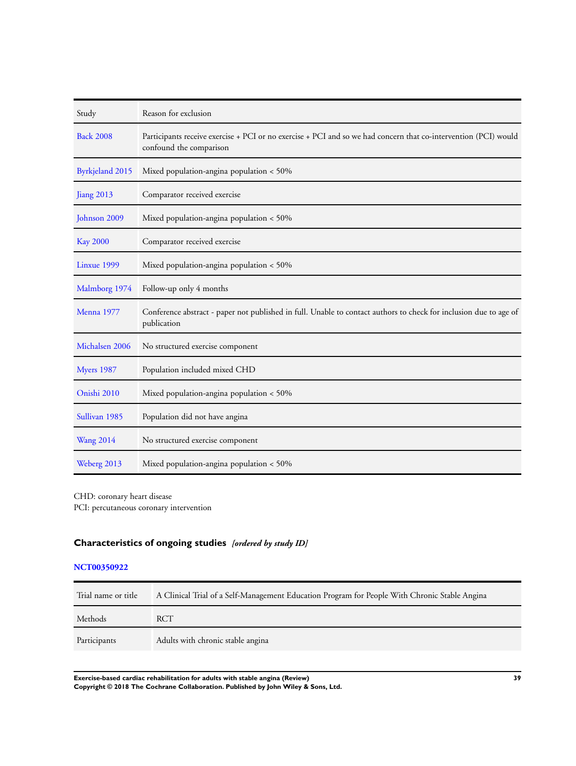| Study | Reason for exclusion |
|---|---|
| Back 2008 | Participants receive exercise + PCI or no exercise + PCI and so we had concern that co-intervention (PCI) would confound the comparison |
| Byrkjeland 2015 | Mixed population-angina population < 50% |
| Jiang 2013 | Comparator received exercise |
| Johnson 2009 | Mixed population-angina population < 50% |
| Kay 2000 | Comparator received exercise |
| Linxue 1999 | Mixed population-angina population < 50% |
| Malmborg 1974 | Follow-up only 4 months |
| Menna 1977 | Conference abstract - paper not published in full. Unable to contact authors to check for inclusion due to age of publication |
| Michalsen 2006 | No structured exercise component |
| Myers 1987 | Population included mixed CHD |
| Onishi 2010 | Mixed population-angina population < 50% |
| Sullivan 1985 | Population did not have angina |
| Wang 2014 | No structured exercise component |
| Weberg 2013 | Mixed population-angina population < 50% |

CHD: coronary heart disease
PCI: percutaneous coronary intervention

## Characteristics of ongoing studies *[ordered by study ID]*

**NCT00350922**

| Trial name or title | A Clinical Trial of a Self-Management Education Program for People With Chronic Stable Angina |
|---|---|
| Methods | RCT |
| Participants | Adults with chronic stable angina |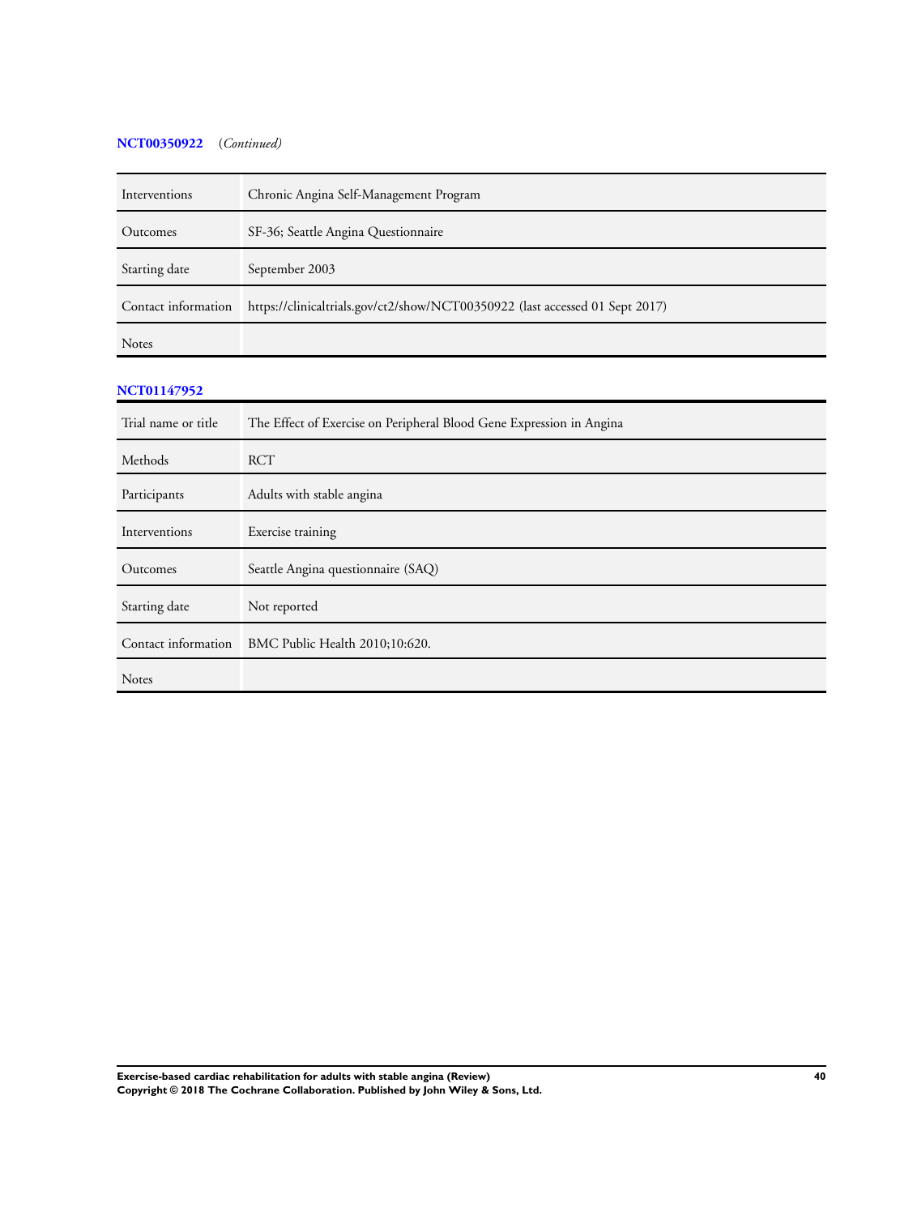**NCT00350922** *(Continued)*

| | |
|---|---|
| Interventions | Chronic Angina Self-Management Program |
| Outcomes | SF-36; Seattle Angina Questionnaire |
| Starting date | September 2003 |
| Contact information | https://clinicaltrials.gov/ct2/show/NCT00350922 (last accessed 01 Sept 2017) |
| Notes | |

**NCT01147952**

| | |
|---|---|
| Trial name or title | The Effect of Exercise on Peripheral Blood Gene Expression in Angina |
| Methods | RCT |
| Participants | Adults with stable angina |
| Interventions | Exercise training |
| Outcomes | Seattle Angina questionnaire (SAQ) |
| Starting date | Not reported |
| Contact information | BMC Public Health 2010;10:620. |
| Notes | |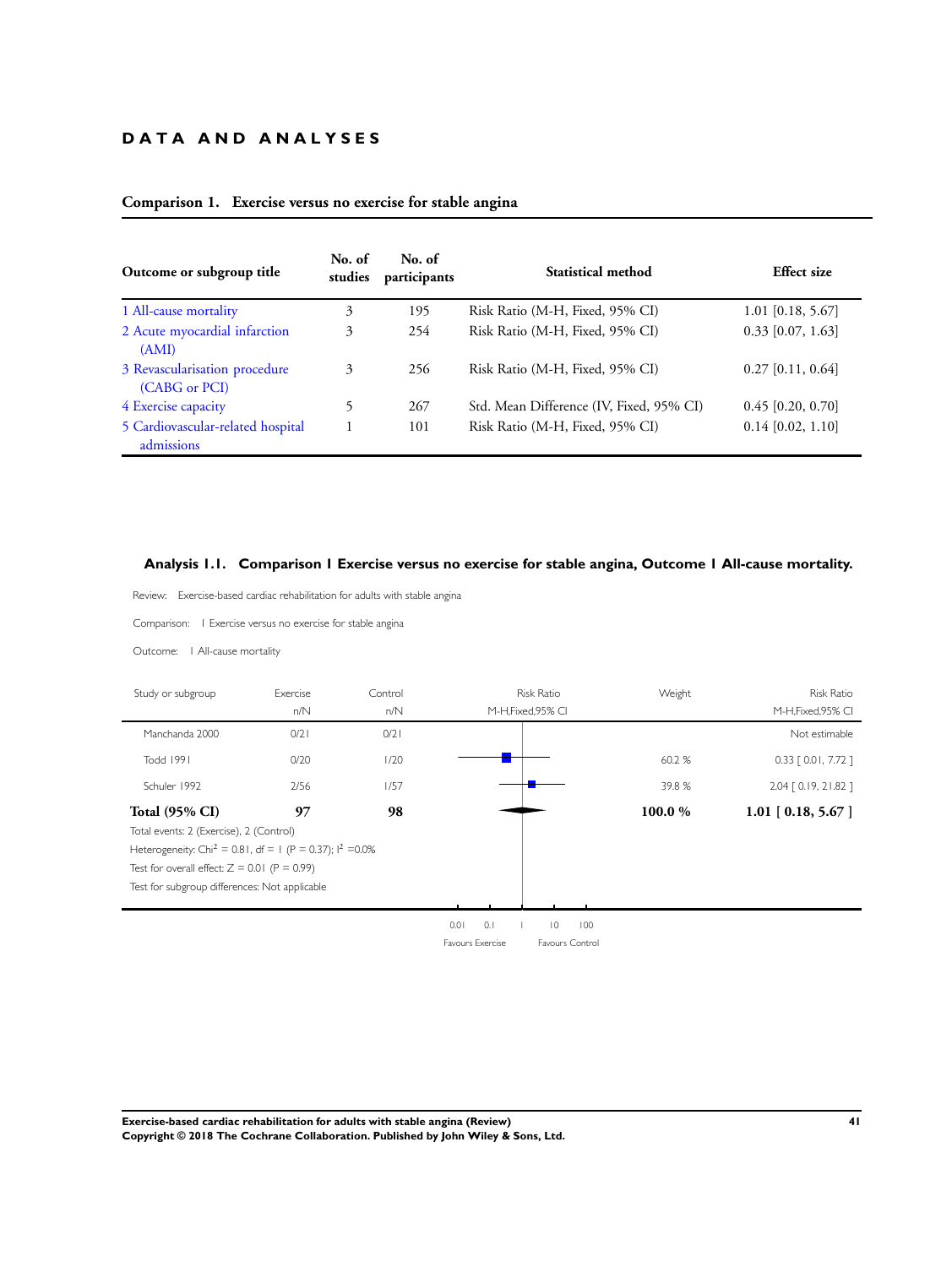# DATA AND ANALYSES

**Comparison 1. Exercise versus no exercise for stable angina**

| Outcome or subgroup title | No. of studies | No. of participants | Statistical method | Effect size |
|---|---|---|---|---|
| 1 All-cause mortality | 3 | 195 | Risk Ratio (M-H, Fixed, 95% CI) | 1.01 [0.18, 5.67] |
| 2 Acute myocardial infarction (AMI) | 3 | 254 | Risk Ratio (M-H, Fixed, 95% CI) | 0.33 [0.07, 1.63] |
| 3 Revascularisation procedure (CABG or PCI) | 3 | 256 | Risk Ratio (M-H, Fixed, 95% CI) | 0.27 [0.11, 0.64] |
| 4 Exercise capacity | 5 | 267 | Std. Mean Difference (IV, Fixed, 95% CI) | 0.45 [0.20, 0.70] |
| 5 Cardiovascular-related hospital admissions | 1 | 101 | Risk Ratio (M-H, Fixed, 95% CI) | 0.14 [0.02, 1.10] |

**Analysis 1.1. Comparison 1 Exercise versus no exercise for stable angina, Outcome 1 All-cause mortality.**

Review: Exercise-based cardiac rehabilitation for adults with stable angina

Comparison: 1 Exercise versus no exercise for stable angina

Outcome: 1 All-cause mortality

| Study or subgroup | Exercise n/N | Control n/N | Risk Ratio M-H,Fixed,95% CI | Weight | Risk Ratio M-H,Fixed,95% CI |
|---|---|---|---|---|---|
| Manchanda 2000 | 0/21 | 0/21 | | | Not estimable |
| Todd 1991 | 0/20 | 1/20 | | 60.2 % | 0.33 [ 0.01, 7.72 ] |
| Schuler 1992 | 2/56 | 1/57 | | 39.8 % | 2.04 [ 0.19, 21.82 ] |
| **Total (95% CI)** | **97** | **98** | | **100.0 %** | **1.01 [ 0.18, 5.67 ]** |

Total events: 2 (Exercise), 2 (Control)

Heterogeneity: $Chi^2 = 0.81$, df = 1 (P = 0.37); $I^2 = 0.0\%$

Test for overall effect: Z = 0.01 (P = 0.99)

Test for subgroup differences: Not applicable

0.01 0.1 1 10 100

Favours Exercise Favours Control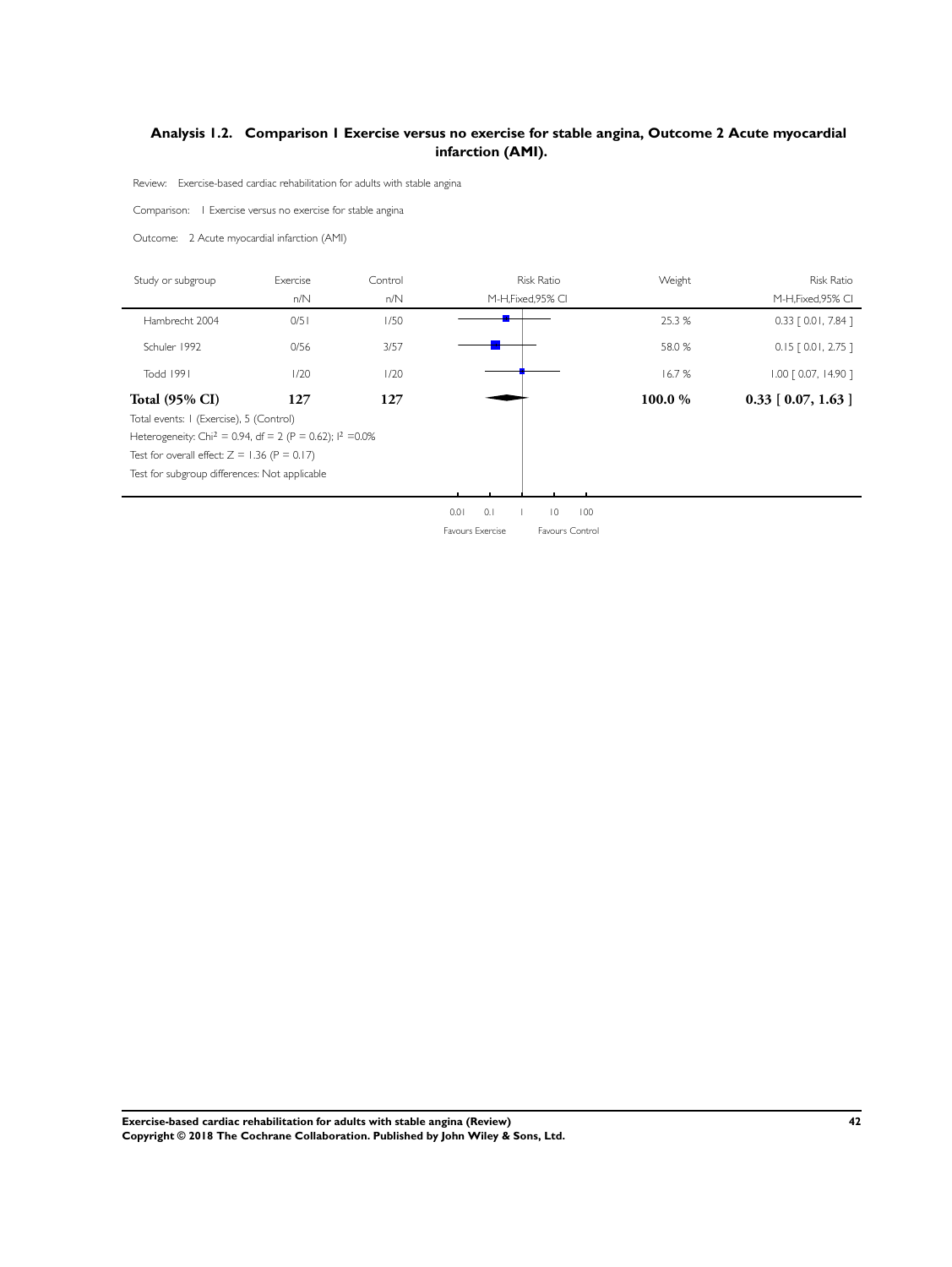### Analysis 1.2. Comparison 1 Exercise versus no exercise for stable angina, Outcome 2 Acute myocardial infarction (AMI).

Review: Exercise-based cardiac rehabilitation for adults with stable angina

Comparison: 1 Exercise versus no exercise for stable angina

Outcome: 2 Acute myocardial infarction (AMI)

| Study or subgroup | Exercise n/N | Control n/N | Risk Ratio M-H,Fixed,95% CI | Weight | Risk Ratio M-H,Fixed,95% CI |
|---|---|---|---|---|---|
| Hambrecht 2004 | 0/51 | 1/50 | | 25.3 % | 0.33 [ 0.01, 7.84 ] |
| Schuler 1992 | 0/56 | 3/57 | | 58.0 % | 0.15 [ 0.01, 2.75 ] |
| Todd 1991 | 1/20 | 1/20 | | 16.7 % | 1.00 [ 0.07, 14.90 ] |
| **Total (95% CI)** | **127** | **127** | | **100.0 %** | **0.33 [ 0.07, 1.63 ]** |

Total events: 1 (Exercise), 5 (Control)

Heterogeneity: $Chi^2 = 0.94$, df = 2 (P = 0.62); $I^2 = 0.0\%$

Test for overall effect: Z = 1.36 (P = 0.17)

Test for subgroup differences: Not applicable

0.01 0.1 1 10 100

Favours Exercise Favours Control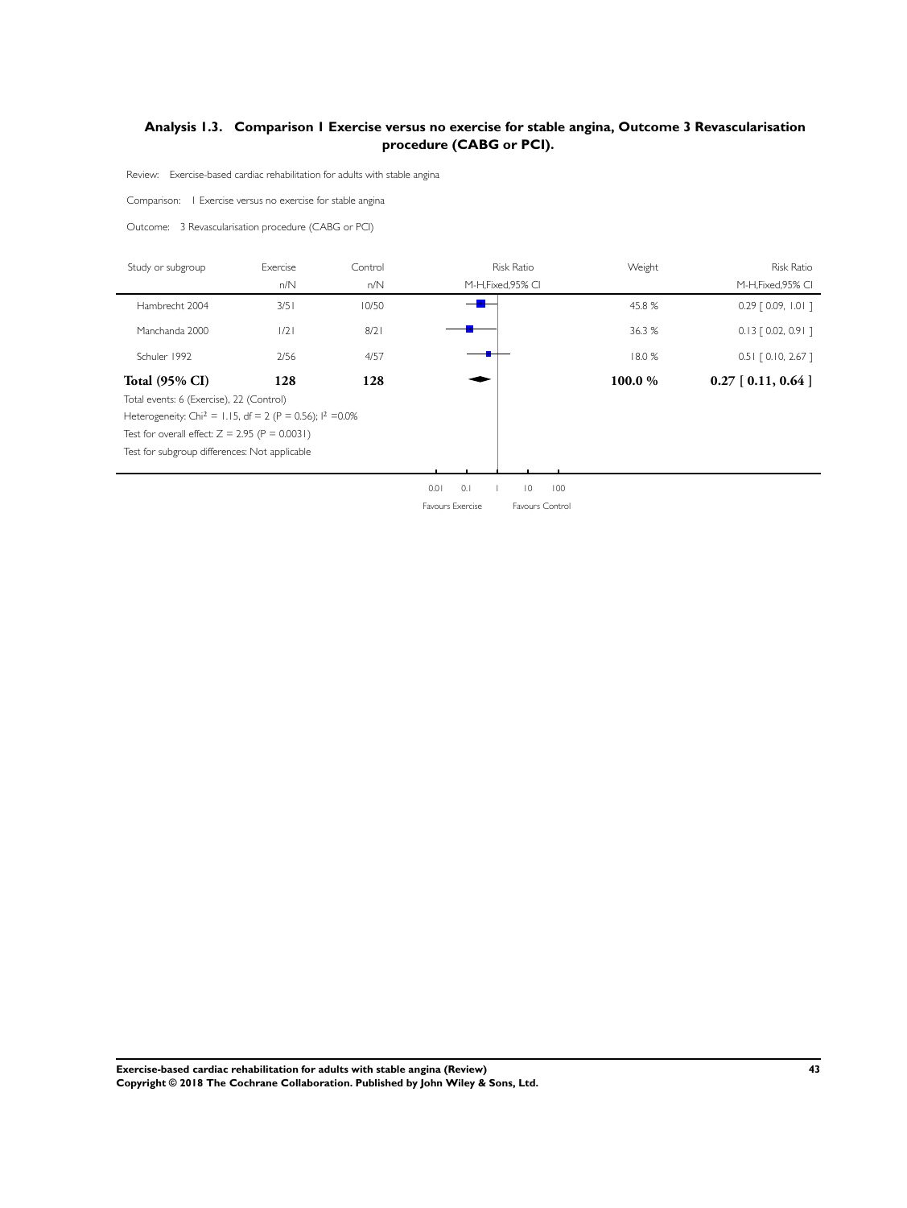## Analysis 1.3. Comparison 1 Exercise versus no exercise for stable angina, Outcome 3 Revascularisation procedure (CABG or PCI).

Review: Exercise-based cardiac rehabilitation for adults with stable angina

Comparison: 1 Exercise versus no exercise for stable angina

Outcome: 3 Revascularisation procedure (CABG or PCI)

| Study or subgroup | Exercise n/N | Control n/N | Risk Ratio M-H,Fixed,95% CI | Weight | Risk Ratio M-H,Fixed,95% CI |
|---|---|---|---|---|---|
| Hambrecht 2004 | 3/51 | 10/50 | | 45.8 % | 0.29 [ 0.09, 1.01 ] |
| Manchanda 2000 | 1/21 | 8/21 | | 36.3 % | 0.13 [ 0.02, 0.91 ] |
| Schuler 1992 | 2/56 | 4/57 | | 18.0 % | 0.51 [ 0.10, 2.67 ] |
| **Total (95% CI)** | **128** | **128** | | **100.0 %** | **0.27 [ 0.11, 0.64 ]** |

Total events: 6 (Exercise), 22 (Control)

Heterogeneity: Chi$^2$ = 1.15, df = 2 (P = 0.56); I$^2$ =0.0%

Test for overall effect: Z = 2.95 (P = 0.0031)

Test for subgroup differences: Not applicable

0.01 0.1 1 10 100

Favours Exercise Favours Control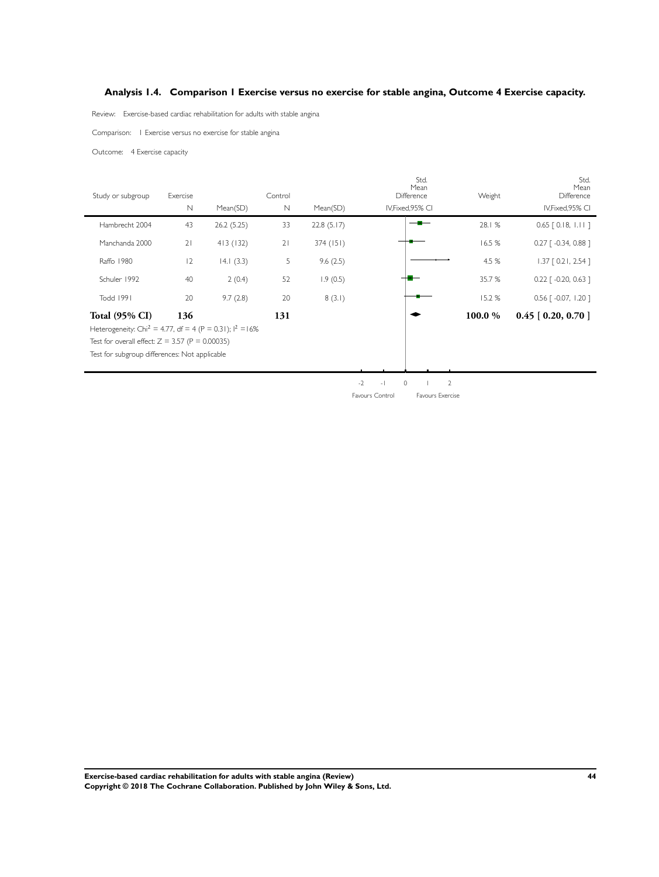## Analysis 1.4. Comparison 1 Exercise versus no exercise for stable angina, Outcome 4 Exercise capacity.

Review: Exercise-based cardiac rehabilitation for adults with stable angina

Comparison: 1 Exercise versus no exercise for stable angina

Outcome: 4 Exercise capacity

| Study or subgroup | Exercise N | Mean(SD) | Control N | Mean(SD) | Std. Mean Difference IV,Fixed,95% CI | Weight | Std. Mean Difference IV,Fixed,95% CI |
|---|---|---|---|---|---|---|---|
| Hambrecht 2004 | 43 | 26.2 (5.25) | 33 | 22.8 (5.17) | | 28.1 % | 0.65 [ 0.18, 1.11 ] |
| Manchanda 2000 | 21 | 413 (132) | 21 | 374 (151) | | 16.5 % | 0.27 [ -0.34, 0.88 ] |
| Raffo 1980 | 12 | 14.1 (3.3) | 5 | 9.6 (2.5) | | 4.5 % | 1.37 [ 0.21, 2.54 ] |
| Schuler 1992 | 40 | 2 (0.4) | 52 | 1.9 (0.5) | | 35.7 % | 0.22 [ -0.20, 0.63 ] |
| Todd 1991 | 20 | 9.7 (2.8) | 20 | 8 (3.1) | | 15.2 % | 0.56 [ -0.07, 1.20 ] |
| **Total (95% CI)** | **136** | | **131** | | | **100.0 %** | **0.45 [ 0.20, 0.70 ]** |

Heterogeneity: $Chi^2 = 4.77$, $df = 4$ ($P = 0.31$); $I^2 = 16\%$

Test for overall effect: $Z = 3.57$ ($P = 0.00035$)

Test for subgroup differences: Not applicable

-2 -1 0 1 2

Favours Control Favours Exercise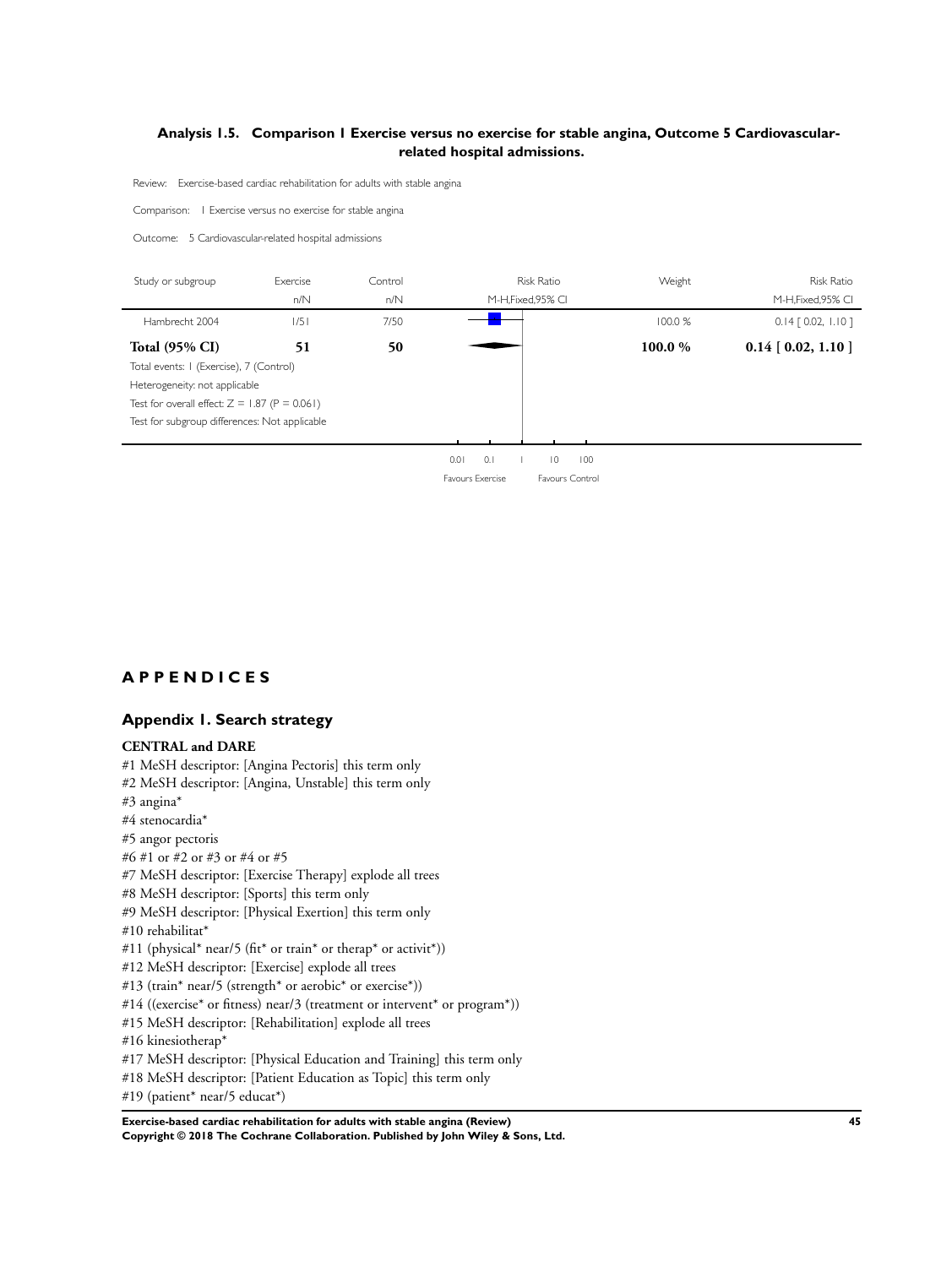### Analysis 1.5. Comparison 1 Exercise versus no exercise for stable angina, Outcome 5 Cardiovascular-related hospital admissions.

Review: Exercise-based cardiac rehabilitation for adults with stable angina

Comparison: 1 Exercise versus no exercise for stable angina

Outcome: 5 Cardiovascular-related hospital admissions

| Study or subgroup | Exercise n/N | Control n/N | Risk Ratio M-H,Fixed,95% CI | Weight | Risk Ratio M-H,Fixed,95% CI |
|---|---|---|---|---|---|
| Hambrecht 2004 | 1/51 | 7/50 | | 100.0 % | 0.14 [ 0.02, 1.10 ] |
| **Total (95% CI)** | **51** | **50** | | **100.0 %** | **0.14 [ 0.02, 1.10 ]** |

Total events: 1 (Exercise), 7 (Control)

Heterogeneity: not applicable

Test for overall effect: Z = 1.87 (P = 0.061)

Test for subgroup differences: Not applicable

0.01 0.1 1 10 100

Favours Exercise Favours Control

# APPENDICES

## Appendix 1. Search strategy

### CENTRAL and DARE

#1 MeSH descriptor: [Angina Pectoris] this term only
#2 MeSH descriptor: [Angina, Unstable] this term only
#3 angina*
#4 stenocardia*
#5 angor pectoris
#6 #1 or #2 or #3 or #4 or #5
#7 MeSH descriptor: [Exercise Therapy] explode all trees
#8 MeSH descriptor: [Sports] this term only
#9 MeSH descriptor: [Physical Exertion] this term only
#10 rehabilitat*
#11 (physical* near/5 (fit* or train* or therap* or activit*))
#12 MeSH descriptor: [Exercise] explode all trees
#13 (train* near/5 (strength* or aerobic* or exercise*))
#14 ((exercise* or fitness) near/3 (treatment or intervent* or program*))
#15 MeSH descriptor: [Rehabilitation] explode all trees
#16 kinesiotherap*
#17 MeSH descriptor: [Physical Education and Training] this term only
#18 MeSH descriptor: [Patient Education as Topic] this term only
#19 (patient* near/5 educat*)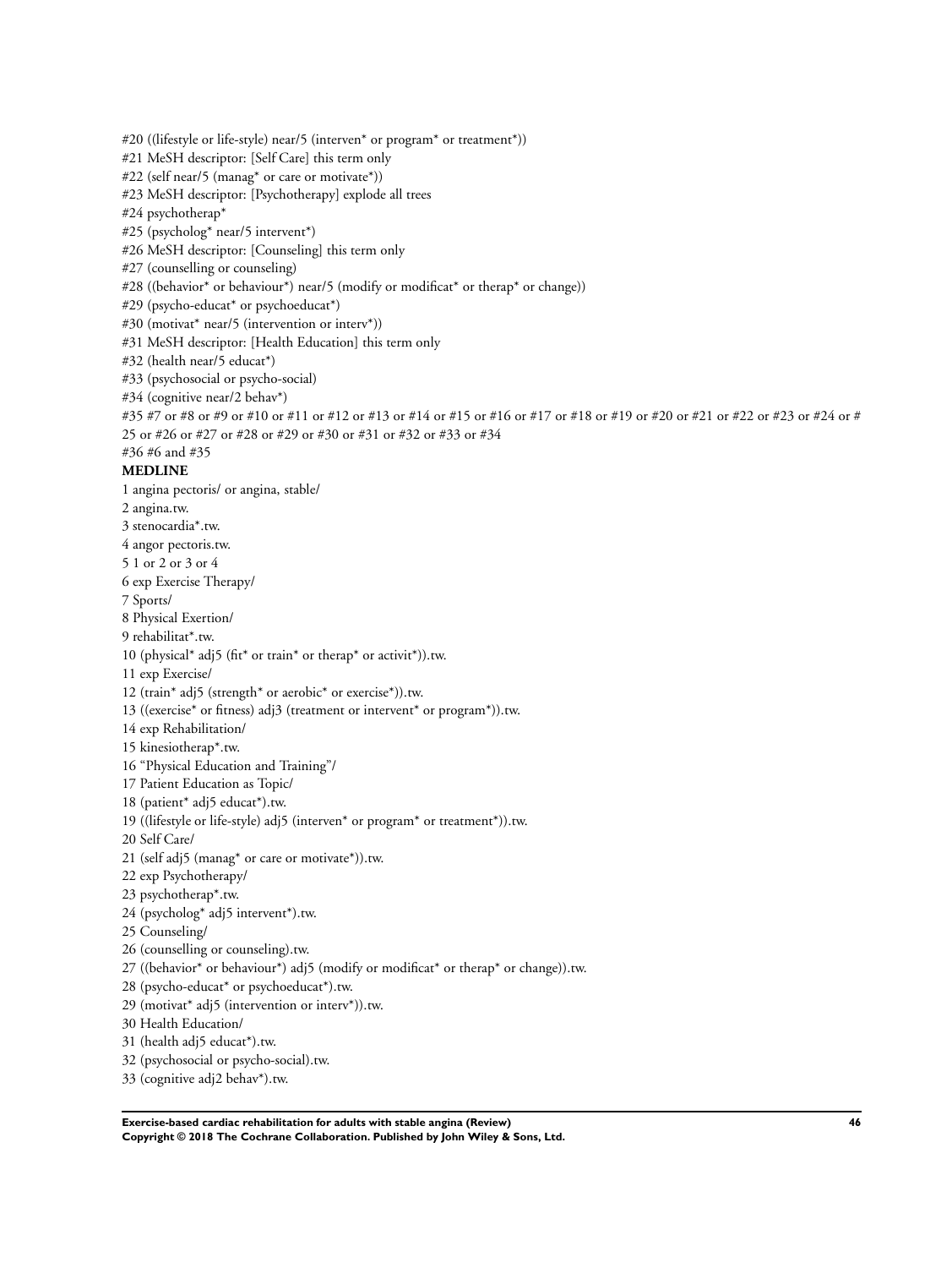#20 ((lifestyle or life-style) near/5 (interven* or program* or treatment*))

#21 MeSH descriptor: [Self Care] this term only

#22 (self near/5 (manag* or care or motivate*))

#23 MeSH descriptor: [Psychotherapy] explode all trees

#24 psychotherap*

#25 (psycholog* near/5 intervent*)

#26 MeSH descriptor: [Counseling] this term only

#27 (counselling or counseling)

#28 ((behavior* or behaviour*) near/5 (modify or modificat* or therap* or change))

#29 (psycho-educat* or psychoeducat*)

#30 (motivat* near/5 (intervention or interv*))

#31 MeSH descriptor: [Health Education] this term only

#32 (health near/5 educat*)

#33 (psychosocial or psycho-social)

#34 (cognitive near/2 behav*)

#35 #7 or #8 or #9 or #10 or #11 or #12 or #13 or #14 or #15 or #16 or #17 or #18 or #19 or #20 or #21 or #22 or #23 or #24 or #25 or #26 or #27 or #28 or #29 or #30 or #31 or #32 or #33 or #34

#36 #6 and #35

**MEDLINE**

1 angina pectoris/ or angina, stable/

2 angina.tw.

3 stenocardia*.tw.

4 angor pectoris.tw.

5 1 or 2 or 3 or 4

6 exp Exercise Therapy/

7 Sports/

8 Physical Exertion/

9 rehabilitat*.tw.

10 (physical* adj5 (fit* or train* or therap* or activit*)).tw.

11 exp Exercise/

12 (train* adj5 (strength* or aerobic* or exercise*)).tw.

13 ((exercise* or fitness) adj3 (treatment or intervent* or program*)).tw.

14 exp Rehabilitation/

15 kinesiotherap*.tw.

16 "Physical Education and Training"/

17 Patient Education as Topic/

18 (patient* adj5 educat*).tw.

19 ((lifestyle or life-style) adj5 (interven* or program* or treatment*)).tw.

20 Self Care/

21 (self adj5 (manag* or care or motivate*)).tw.

22 exp Psychotherapy/

23 psychotherap*.tw.

24 (psycholog* adj5 intervent*).tw.

25 Counseling/

26 (counselling or counseling).tw.

27 ((behavior* or behaviour*) adj5 (modify or modificat* or therap* or change)).tw.

28 (psycho-educat* or psychoeducat*).tw.

29 (motivat* adj5 (intervention or interv*)).tw.

30 Health Education/

31 (health adj5 educat*).tw.

32 (psychosocial or psycho-social).tw.

33 (cognitive adj2 behav*).tw.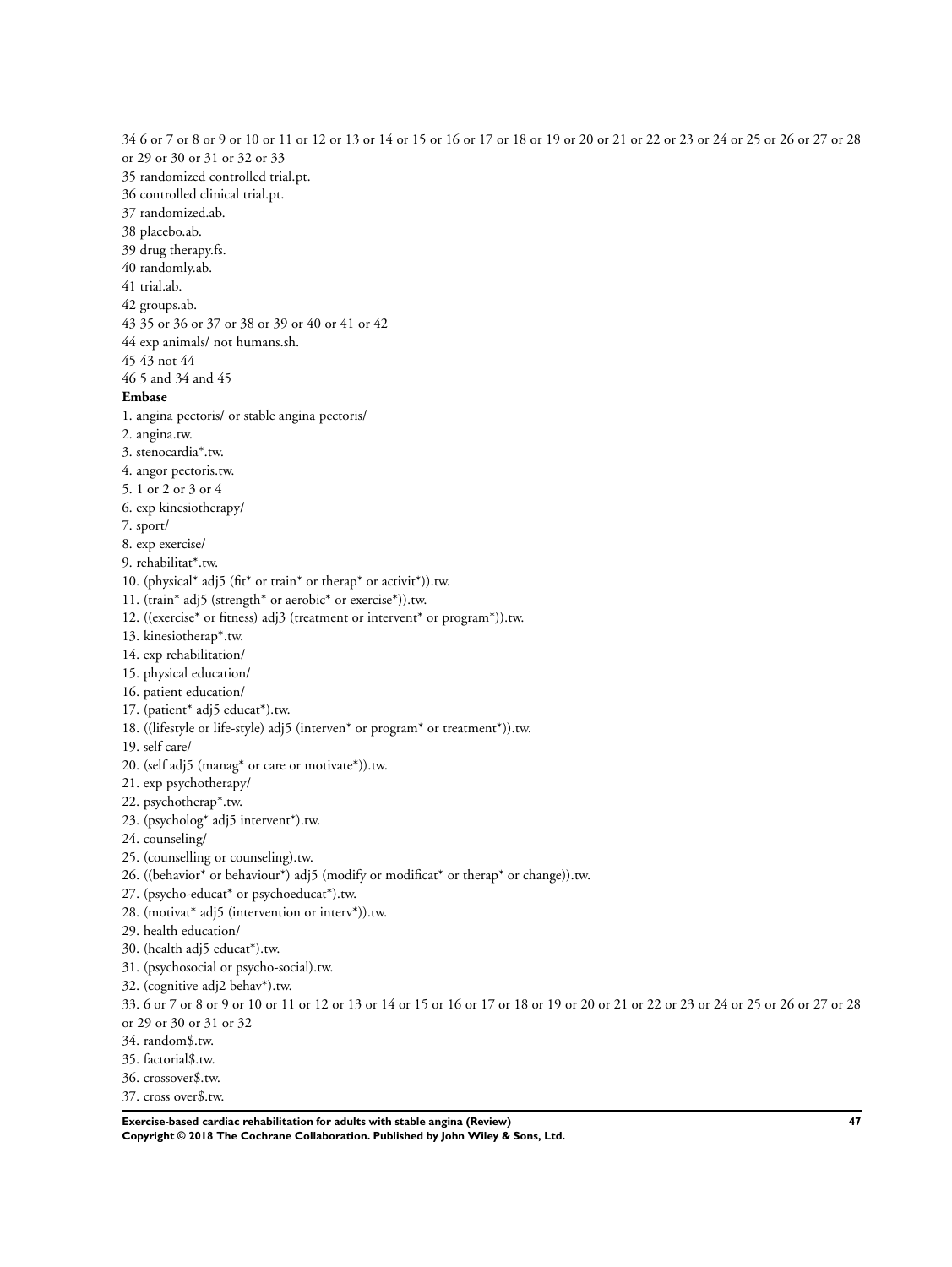34 6 or 7 or 8 or 9 or 10 or 11 or 12 or 13 or 14 or 15 or 16 or 17 or 18 or 19 or 20 or 21 or 22 or 23 or 24 or 25 or 26 or 27 or 28 or 29 or 30 or 31 or 32 or 33

35 randomized controlled trial.pt.

36 controlled clinical trial.pt.

37 randomized.ab.

38 placebo.ab.

39 drug therapy.fs.

40 randomly.ab.

41 trial.ab.

42 groups.ab.

43 35 or 36 or 37 or 38 or 39 or 40 or 41 or 42

44 exp animals/ not humans.sh.

45 43 not 44

46 5 and 34 and 45

**Embase**

1. angina pectoris/ or stable angina pectoris/
2. angina.tw.
3. stenocardia*.tw.
4. angor pectoris.tw.
5. 1 or 2 or 3 or 4
6. exp kinesiotherapy/
7. sport/
8. exp exercise/
9. rehabilitat*.tw.
10. (physical* adj5 (fit* or train* or therap* or activit*)).tw.
11. (train* adj5 (strength* or aerobic* or exercise*)).tw.
12. ((exercise* or fitness) adj3 (treatment or intervent* or program*)).tw.
13. kinesiotherap*.tw.
14. exp rehabilitation/
15. physical education/
16. patient education/
17. (patient* adj5 educat*).tw.
18. ((lifestyle or life-style) adj5 (interven* or program* or treatment*)).tw.
19. self care/
20. (self adj5 (manag* or care or motivate*)).tw.
21. exp psychotherapy/
22. psychotherap*.tw.
23. (psycholog* adj5 intervent*).tw.
24. counseling/
25. (counselling or counseling).tw.
26. ((behavior* or behaviour*) adj5 (modify or modificat* or therap* or change)).tw.
27. (psycho-educat* or psychoeducat*).tw.
28. (motivat* adj5 (intervention or interv*)).tw.
29. health education/
30. (health adj5 educat*).tw.
31. (psychosocial or psycho-social).tw.
32. (cognitive adj2 behav*).tw.
33. 6 or 7 or 8 or 9 or 10 or 11 or 12 or 13 or 14 or 15 or 16 or 17 or 18 or 19 or 20 or 21 or 22 or 23 or 24 or 25 or 26 or 27 or 28 or 29 or 30 or 31 or 32
34. random$.tw.
35. factorial$.tw.
36. crossover$.tw.
37. cross over$.tw.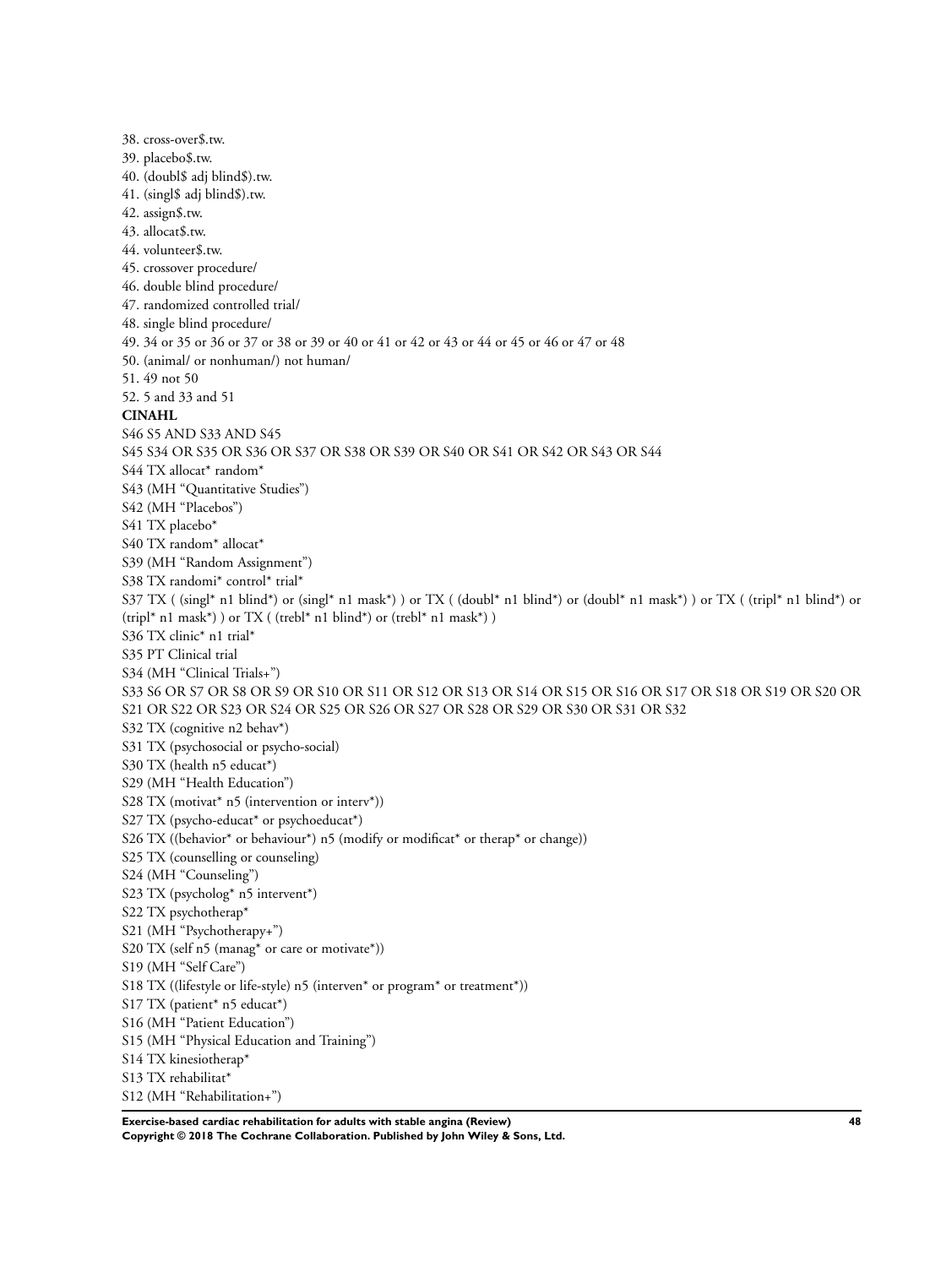38. cross-over$.tw.
39. placebo$.tw.
40. (doubl$ adj blind$).tw.
41. (singl$ adj blind$).tw.
42. assign$.tw.
43. allocat$.tw.
44. volunteer$.tw.
45. crossover procedure/
46. double blind procedure/
47. randomized controlled trial/
48. single blind procedure/
49. 34 or 35 or 36 or 37 or 38 or 39 or 40 or 41 or 42 or 43 or 44 or 45 or 46 or 47 or 48
50. (animal/ or nonhuman/) not human/
51. 49 not 50
52. 5 and 33 and 51

**CINAHL**

S46 S5 AND S33 AND S45
S45 S34 OR S35 OR S36 OR S37 OR S38 OR S39 OR S40 OR S41 OR S42 OR S43 OR S44
S44 TX allocat* random*
S43 (MH "Quantitative Studies")
S42 (MH "Placebos")
S41 TX placebo*
S40 TX random* allocat*
S39 (MH "Random Assignment")
S38 TX randomi* control* trial*
S37 TX ( (singl* n1 blind*) or (singl* n1 mask*) ) or TX ( (doubl* n1 blind*) or (doubl* n1 mask*) ) or TX ( (tripl* n1 blind*) or (tripl* n1 mask*) ) or TX ( (trebl* n1 blind*) or (trebl* n1 mask*) )
S36 TX clinic* n1 trial*
S35 PT Clinical trial
S34 (MH "Clinical Trials+")
S33 S6 OR S7 OR S8 OR S9 OR S10 OR S11 OR S12 OR S13 OR S14 OR S15 OR S16 OR S17 OR S18 OR S19 OR S20 OR S21 OR S22 OR S23 OR S24 OR S25 OR S26 OR S27 OR S28 OR S29 OR S30 OR S31 OR S32
S32 TX (cognitive n2 behav*)
S31 TX (psychosocial or psycho-social)
S30 TX (health n5 educat*)
S29 (MH "Health Education")
S28 TX (motivat* n5 (intervention or interv*))
S27 TX (psycho-educat* or psychoeducat*)
S26 TX ((behavior* or behaviour*) n5 (modify or modificat* or therap* or change))
S25 TX (counselling or counseling)
S24 (MH "Counseling")
S23 TX (psycholog* n5 intervent*)
S22 TX psychotherap*
S21 (MH "Psychotherapy+")
S20 TX (self n5 (manag* or care or motivate*))
S19 (MH "Self Care")
S18 TX ((lifestyle or life-style) n5 (interven* or program* or treatment*))
S17 TX (patient* n5 educat*)
S16 (MH "Patient Education")
S15 (MH "Physical Education and Training")
S14 TX kinesiotherap*
S13 TX rehabilitat*
S12 (MH "Rehabilitation+")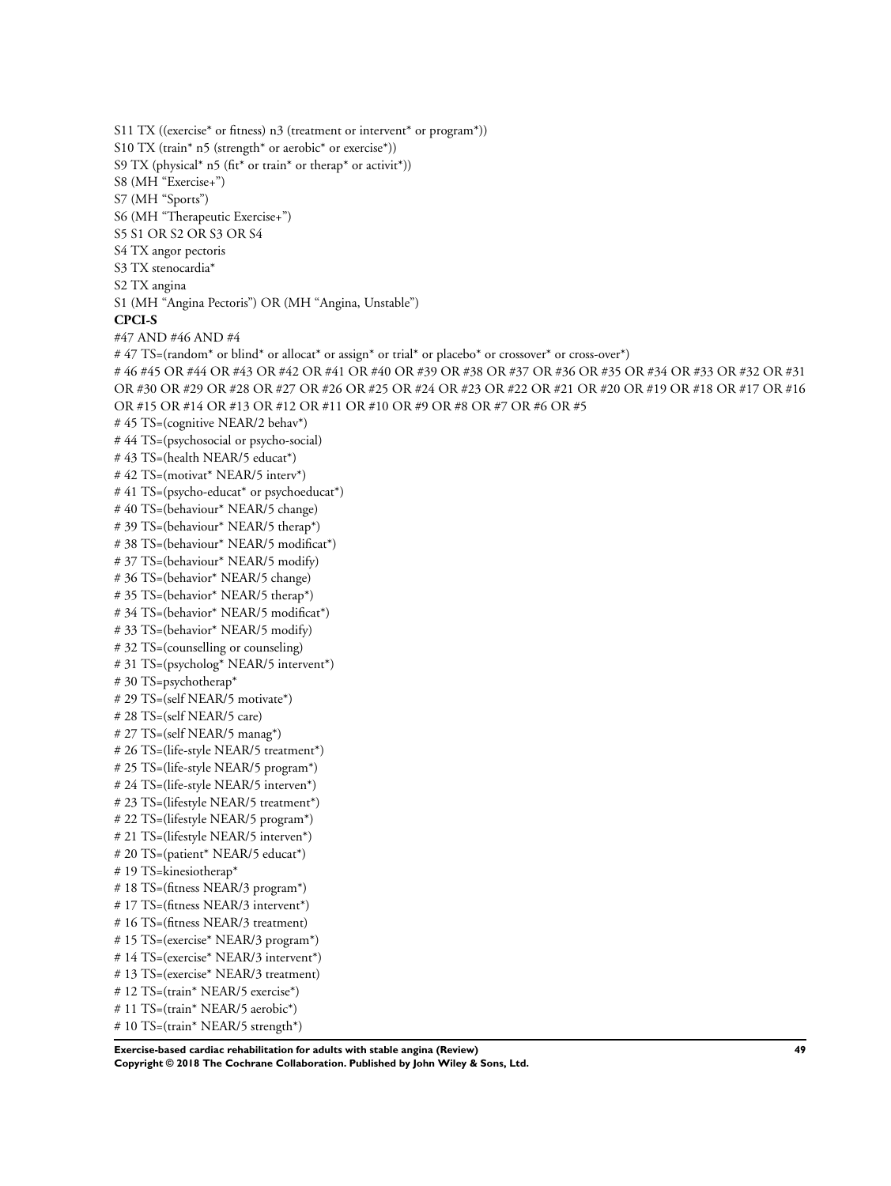S11 TX ((exercise* or fitness) n3 (treatment or intervent* or program*))

S10 TX (train* n5 (strength* or aerobic* or exercise*))

S9 TX (physical* n5 (fit* or train* or therap* or activit*))

S8 (MH "Exercise+")

S7 (MH "Sports")

S6 (MH "Therapeutic Exercise+")

S5 S1 OR S2 OR S3 OR S4

S4 TX angor pectoris

S3 TX stenocardia*

S2 TX angina

S1 (MH "Angina Pectoris") OR (MH "Angina, Unstable")

**CPCI-S**

#47 AND #46 AND #4

# 47 TS=(random* or blind* or allocat* or assign* or trial* or placebo* or crossover* or cross-over*)

# 46 #45 OR #44 OR #43 OR #42 OR #41 OR #40 OR #39 OR #38 OR #37 OR #36 OR #35 OR #34 OR #33 OR #32 OR #31 OR #30 OR #29 OR #28 OR #27 OR #26 OR #25 OR #24 OR #23 OR #22 OR #21 OR #20 OR #19 OR #18 OR #17 OR #16 OR #15 OR #14 OR #13 OR #12 OR #11 OR #10 OR #9 OR #8 OR #7 OR #6 OR #5

# 45 TS=(cognitive NEAR/2 behav*)

# 44 TS=(psychosocial or psycho-social)

# 43 TS=(health NEAR/5 educat*)

# 42 TS=(motivat* NEAR/5 interv*)

# 41 TS=(psycho-educat* or psychoeducat*)

# 40 TS=(behaviour* NEAR/5 change)

# 39 TS=(behaviour* NEAR/5 therap*)

# 38 TS=(behaviour* NEAR/5 modificat*)

# 37 TS=(behaviour* NEAR/5 modify)

# 36 TS=(behavior* NEAR/5 change)

# 35 TS=(behavior* NEAR/5 therap*)

# 34 TS=(behavior* NEAR/5 modificat*)

# 33 TS=(behavior* NEAR/5 modify)

# 32 TS=(counselling or counseling)

# 31 TS=(psycholog* NEAR/5 intervent*)

# 30 TS=psychotherap*

# 29 TS=(self NEAR/5 motivate*)

# 28 TS=(self NEAR/5 care)

# 27 TS=(self NEAR/5 manag*)

# 26 TS=(life-style NEAR/5 treatment*)

# 25 TS=(life-style NEAR/5 program*)

# 24 TS=(life-style NEAR/5 interven*)

# 23 TS=(lifestyle NEAR/5 treatment*)

# 22 TS=(lifestyle NEAR/5 program*)

# 21 TS=(lifestyle NEAR/5 interven*)

# 20 TS=(patient* NEAR/5 educat*)

# 19 TS=kinesiotherap*

# 18 TS=(fitness NEAR/3 program*)

# 17 TS=(fitness NEAR/3 intervent*)

# 16 TS=(fitness NEAR/3 treatment)

# 15 TS=(exercise* NEAR/3 program*)

# 14 TS=(exercise* NEAR/3 intervent*)

# 13 TS=(exercise* NEAR/3 treatment)

# 12 TS=(train* NEAR/5 exercise*)

# 11 TS=(train* NEAR/5 aerobic*)

# 10 TS=(train* NEAR/5 strength*)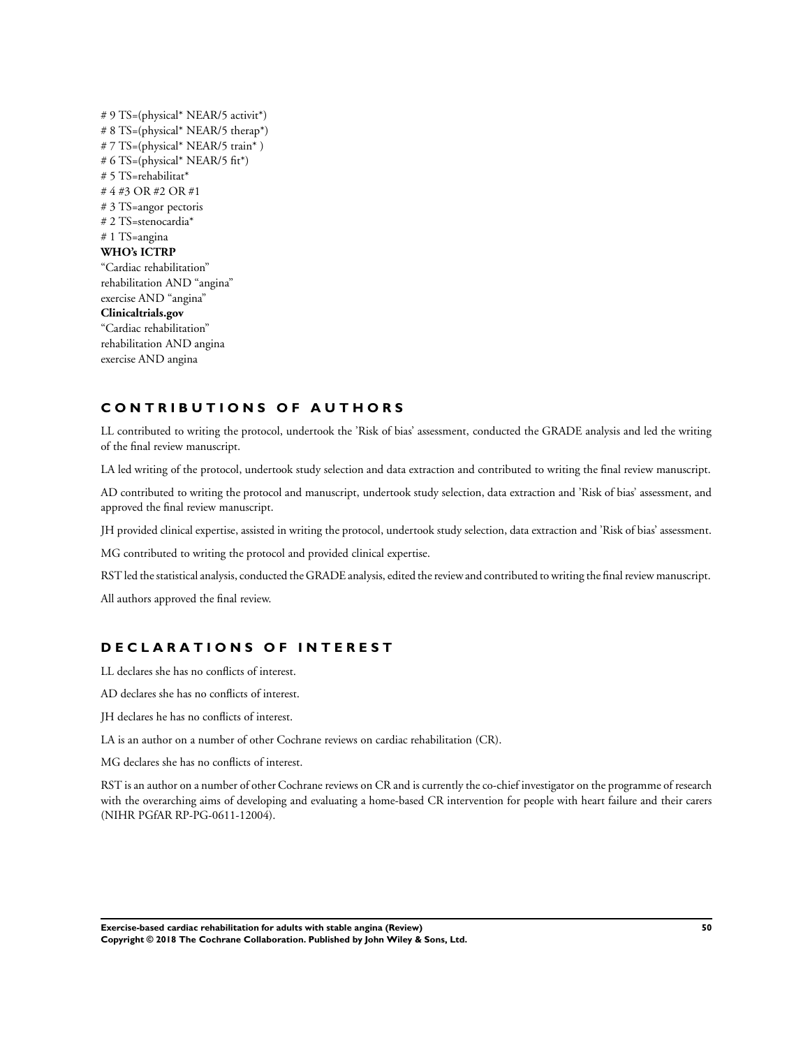# 9 TS=(physical* NEAR/5 activit*)
# 8 TS=(physical* NEAR/5 therap*)
# 7 TS=(physical* NEAR/5 train* )
# 6 TS=(physical* NEAR/5 fit*)
# 5 TS=rehabilitat*
# 4 #3 OR #2 OR #1
# 3 TS=angor pectoris
# 2 TS=stenocardia*
# 1 TS=angina

**WHO's ICTRP**

"Cardiac rehabilitation"
rehabilitation AND "angina"
exercise AND "angina"

**Clinicaltrials.gov**

"Cardiac rehabilitation"
rehabilitation AND angina
exercise AND angina

## CONTRIBUTIONS OF AUTHORS

LL contributed to writing the protocol, undertook the 'Risk of bias' assessment, conducted the GRADE analysis and led the writing of the final review manuscript.

LA led writing of the protocol, undertook study selection and data extraction and contributed to writing the final review manuscript.

AD contributed to writing the protocol and manuscript, undertook study selection, data extraction and 'Risk of bias' assessment, and approved the final review manuscript.

JH provided clinical expertise, assisted in writing the protocol, undertook study selection, data extraction and 'Risk of bias' assessment.

MG contributed to writing the protocol and provided clinical expertise.

RST led the statistical analysis, conducted the GRADE analysis, edited the review and contributed to writing the final review manuscript.

All authors approved the final review.

## DECLARATIONS OF INTEREST

LL declares she has no conflicts of interest.

AD declares she has no conflicts of interest.

JH declares he has no conflicts of interest.

LA is an author on a number of other Cochrane reviews on cardiac rehabilitation (CR).

MG declares she has no conflicts of interest.

RST is an author on a number of other Cochrane reviews on CR and is currently the co-chief investigator on the programme of research with the overarching aims of developing and evaluating a home-based CR intervention for people with heart failure and their carers (NIHR PGfAR RP-PG-0611-12004).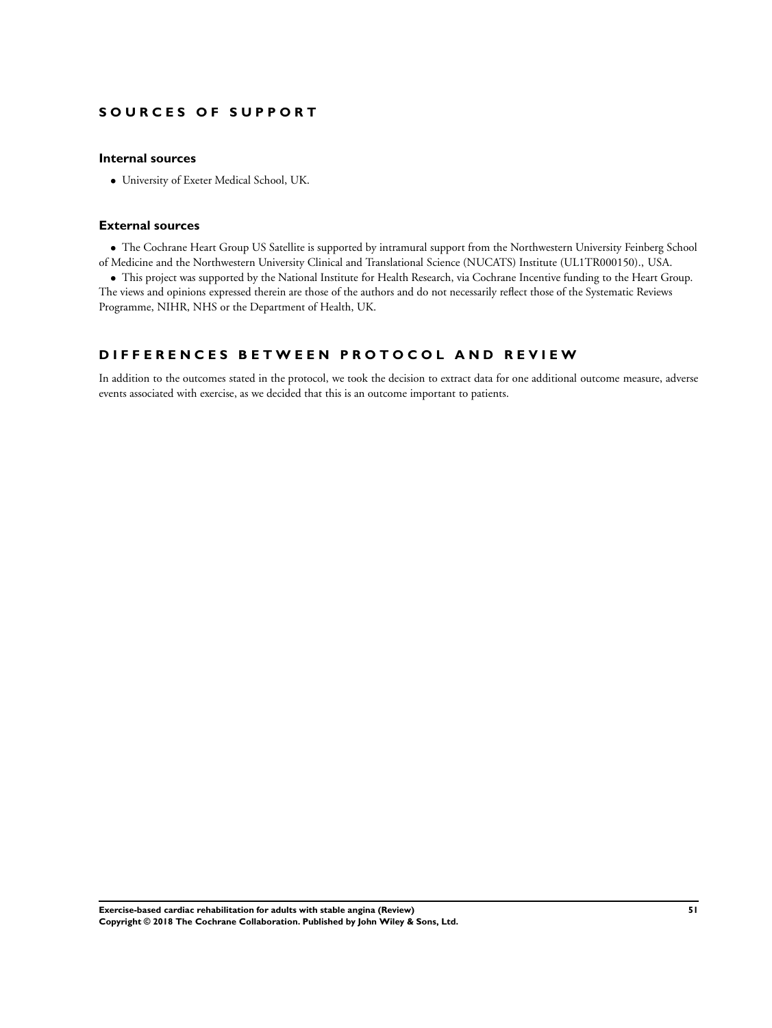## SOURCES OF SUPPORT

### Internal sources

- University of Exeter Medical School, UK.

### External sources

- The Cochrane Heart Group US Satellite is supported by intramural support from the Northwestern University Feinberg School of Medicine and the Northwestern University Clinical and Translational Science (NUCATS) Institute (UL1TR000150)., USA.
- This project was supported by the National Institute for Health Research, via Cochrane Incentive funding to the Heart Group. The views and opinions expressed therein are those of the authors and do not necessarily reflect those of the Systematic Reviews Programme, NIHR, NHS or the Department of Health, UK.

## DIFFERENCES BETWEEN PROTOCOL AND REVIEW

In addition to the outcomes stated in the protocol, we took the decision to extract data for one additional outcome measure, adverse events associated with exercise, as we decided that this is an outcome important to patients.